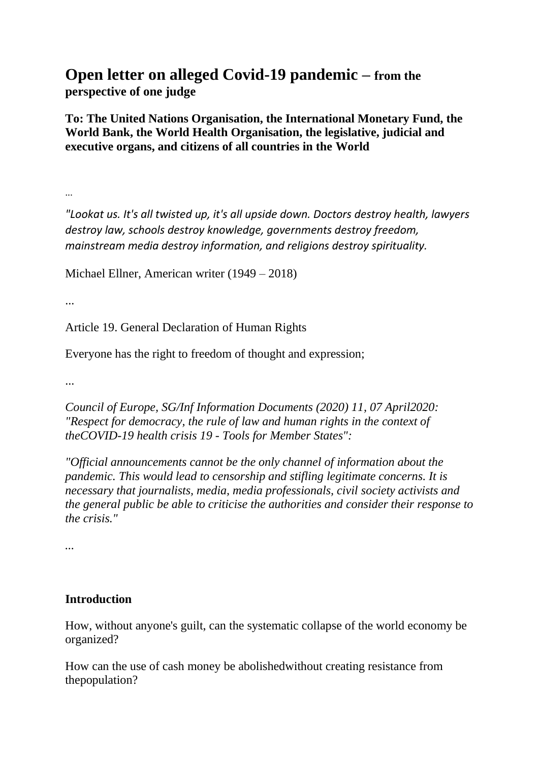# Open letter on alleged Covid-19 pandemic – from the perspective of one judge

**To: The United Nations Organisation, the International Monetary Fund, the World Bank, the World Health Organisation, the legislative, judicial and executive organs, and citizens of all countries in the World**

...

*"Lookat us. It's all twisted up, it's all upside down. Doctors destroy health, lawyers destroy law, schools destroy knowledge, governments destroy freedom, mainstream media destroy information, and religions destroy spirituality.*

Michael Ellner, American writer (1949 – 2018)

...

Article 19. General Declaration of Human Rights

Everyone has the right to freedom of thought and expression;

...

*Council of Europe, SG/Inf Information Documents (2020) 11, 07 April2020: "Respect for democracy, the rule of law and human rights in the context of theCOVID-19 health crisis 19 - Tools for Member States":*

*"Official announcements cannot be the only channel of information about the pandemic. This would lead to censorship and stifling legitimate concerns. It is necessary that journalists, media, media professionals, civil society activists and the general public be able to criticise the authorities and consider their response to the crisis."*

...

## Introduction

How, without anyone's guilt, can the systematic collapse of the world economy be organized?

How can the use of cash money be abolishedwithout creating resistance from thepopulation?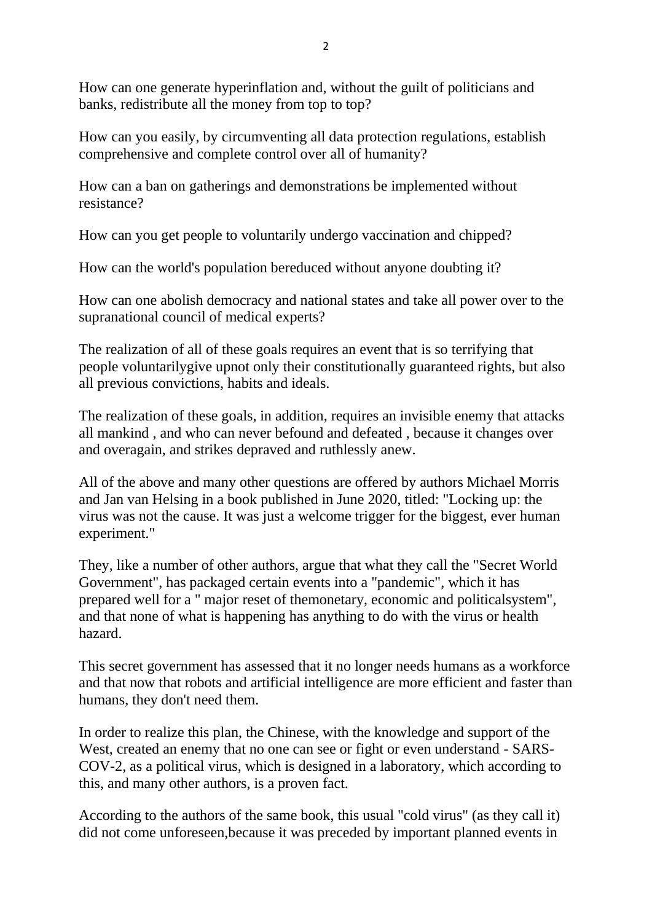How can one generate hyperinflation and, without the guilt of politicians and banks, redistribute all the money from top to top?

How can you easily, by circumventing all data protection regulations, establish comprehensive and complete control over all of humanity?

How can a ban on gatherings and demonstrations be implemented without resistance?

How can you get people to voluntarily undergo vaccination and chipped?

How can the world's population bereduced without anyone doubting it?

How can one abolish democracy and national states and take all power over to the supranational council of medical experts?

The realization of all of these goals requires an event that is so terrifying that people voluntarilygive upnot only their constitutionally guaranteed rights, but also all previous convictions, habits and ideals.

The realization of these goals, in addition, requires an invisible enemy that attacks all mankind , and who can never befound and defeated , because it changes over and overagain, and strikes depraved and ruthlessly anew.

All of the above and many other questions are offered by authors Michael Morris and Jan van Helsing in a book published in June 2020, titled: "Locking up: the virus was not the cause. It was just a welcome trigger for the biggest, ever human experiment."

They, like a number of other authors, argue that what they call the "Secret World Government", has packaged certain events into a "pandemic", which it has prepared well for a " major reset of themonetary, economic and politicalsystem", and that none of what is happening has anything to do with the virus or health hazard.

This secret government has assessed that it no longer needs humans as a workforce and that now that robots and artificial intelligence are more efficient and faster than humans, they don't need them.

In order to realize this plan, the Chinese, with the knowledge and support of the West, created an enemy that no one can see or fight or even understand - SARS-COV-2, as a political virus, which is designed in a laboratory, which according to this, and many other authors, is a proven fact.

According to the authors of the same book, this usual "cold virus" (as they call it) did not come unforeseen,because it was preceded by important planned events in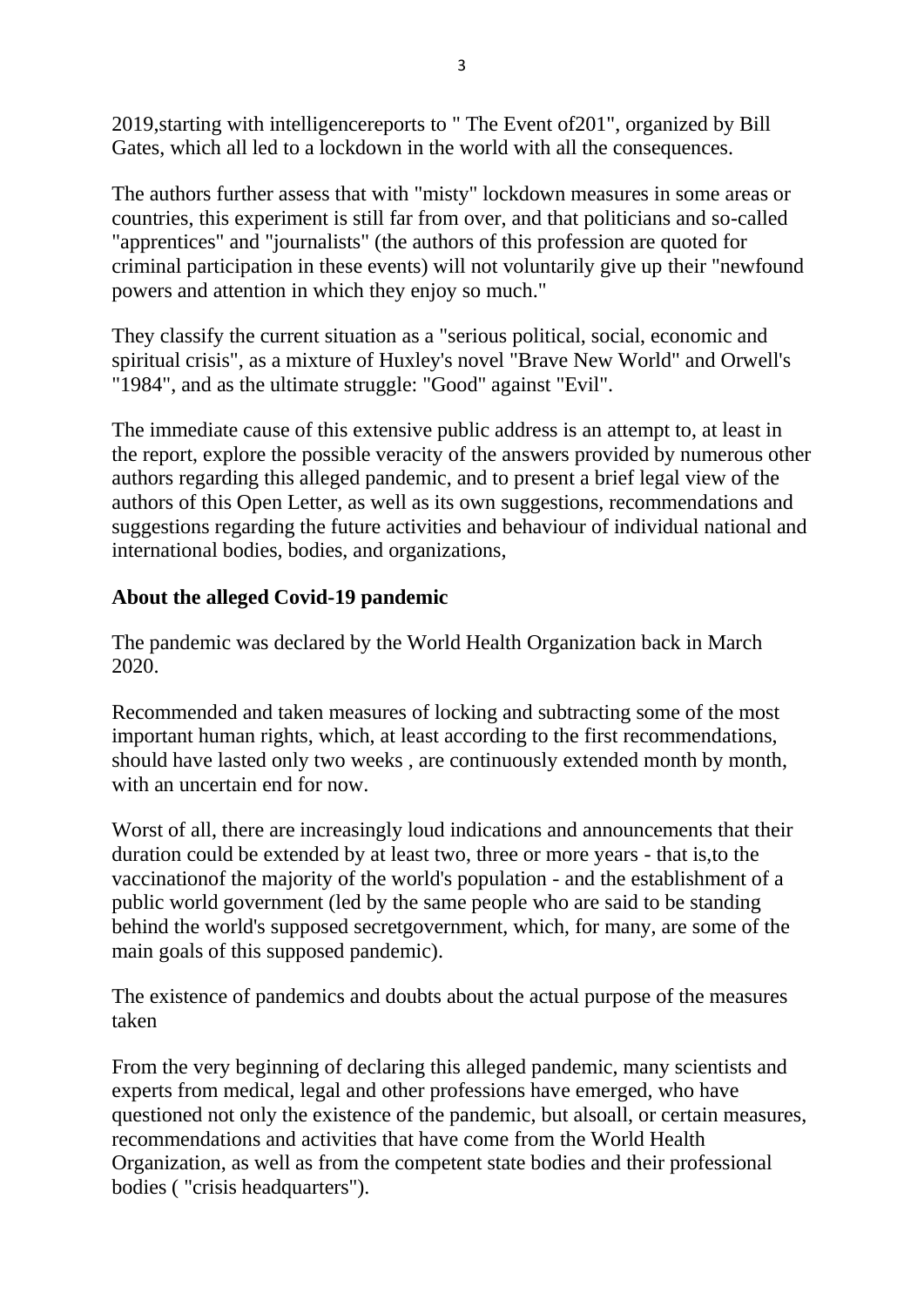2019,starting with intelligencereports to " The Event of201", organized by Bill Gates, which all led to a lockdown in the world with all the consequences.

The authors further assess that with "misty" lockdown measures in some areas or countries, this experiment is still far from over, and that politicians and so-called "apprentices" and "journalists" (the authors of this profession are quoted for criminal participation in these events) will not voluntarily give up their "newfound powers and attention in which they enjoy so much."

They classify the current situation as a "serious political, social, economic and spiritual crisis", as a mixture of Huxley's novel "Brave New World" and Orwell's "1984", and as the ultimate struggle: "Good" against "Evil".

The immediate cause of this extensive public address is an attempt to, at least in the report, explore the possible veracity of the answers provided by numerous other authors regarding this alleged pandemic, and to present a brief legal view of the authors of this Open Letter, as well as its own suggestions, recommendations and suggestions regarding the future activities and behaviour of individual national and international bodies, bodies, and organizations,

**About the alleged Covid-19 pandemic**

The pandemic was declared by the World Health Organization back in March 2020.

Recommended and taken measures of locking and subtracting some of the most important human rights, which, at least according to the first recommendations, should have lasted only two weeks , are continuously extended month by month, with an uncertain end for now.

Worst of all, there are increasingly loud indications and announcements that their duration could be extended by at least two, three or more years - that is,to the vaccinationof the majority of the world's population - and the establishment of a public world government (led by the same people who are said to be standing behind the world's supposed secretgovernment, which, for many, are some of the main goals of this supposed pandemic).

The existence of pandemics and doubts about the actual purpose of the measures taken

From the very beginning of declaring this alleged pandemic, many scientists and experts from medical, legal and other professions have emerged, who have questioned not only the existence of the pandemic, but alsoall, or certain measures, recommendations and activities that have come from the World Health Organization, as well as from the competent state bodies and their professional bodies ( "crisis headquarters").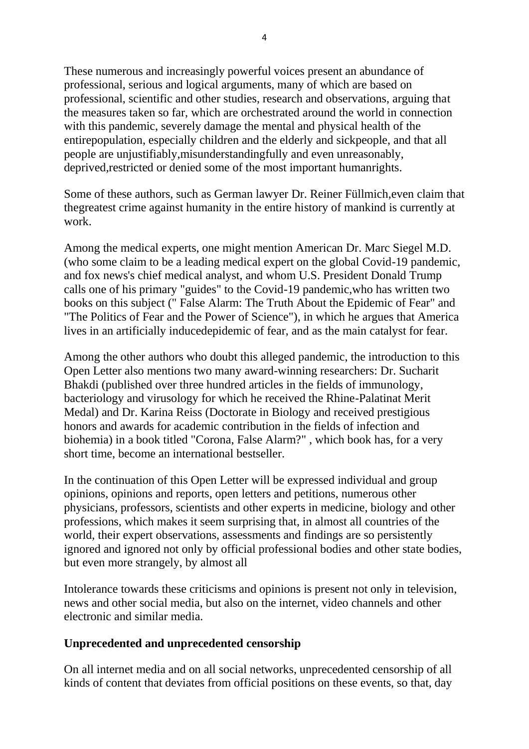These numerous and increasingly powerful voices present an abundance of professional, serious and logical arguments, many of which are based on professional, scientific and other studies, research and observations, arguing that the measures taken so far, which are orchestrated around the world in connection with this pandemic, severely damage the mental and physical health of the entirepopulation, especially children and the elderly and sickpeople, and that all people are unjustifiably,misunderstandingfully and even unreasonably, deprived,restricted or denied some of the most important humanrights.

Some of these authors, such as German lawyer Dr. Reiner Füllmich,even claim that thegreatest crime against humanity in the entire history of mankind is currently at work.

Among the medical experts, one might mention American Dr. Marc Siegel M.D. (who some claim to be a leading medical expert on the global Covid-19 pandemic, and fox news's chief medical analyst, and whom U.S. President Donald Trump calls one of his primary "guides" to the Covid-19 pandemic,who has written two books on this subject (" False Alarm: The Truth About the Epidemic of Fear" and "The Politics of Fear and the Power of Science"), in which he argues that America lives in an artificially inducedepidemic of fear, and as the main catalyst for fear.

Among the other authors who doubt this alleged pandemic, the introduction to this Open Letter also mentions two many award-winning researchers: Dr. Sucharit Bhakdi (published over three hundred articles in the fields of immunology, bacteriology and virusology for which he received the Rhine-Palatinat Merit Medal) and Dr. Karina Reiss (Doctorate in Biology and received prestigious honors and awards for academic contribution in the fields of infection and biohemia) in a book titled "Corona, False Alarm?" , which book has, for a very short time, become an international bestseller.

In the continuation of this Open Letter will be expressed individual and group opinions, opinions and reports, open letters and petitions, numerous other physicians, professors, scientists and other experts in medicine, biology and other professions, which makes it seem surprising that, in almost all countries of the world, their expert observations, assessments and findings are so persistently ignored and ignored not only by official professional bodies and other state bodies, but even more strangely, by almost all

Intolerance towards these criticisms and opinions is present not only in television, news and other social media, but also on the internet, video channels and other electronic and similar media.

## Unprecedented and unprecedented censorship

On all internet media and on all social networks, unprecedented censorship of all kinds of content that deviates from official positions on these events, so that, day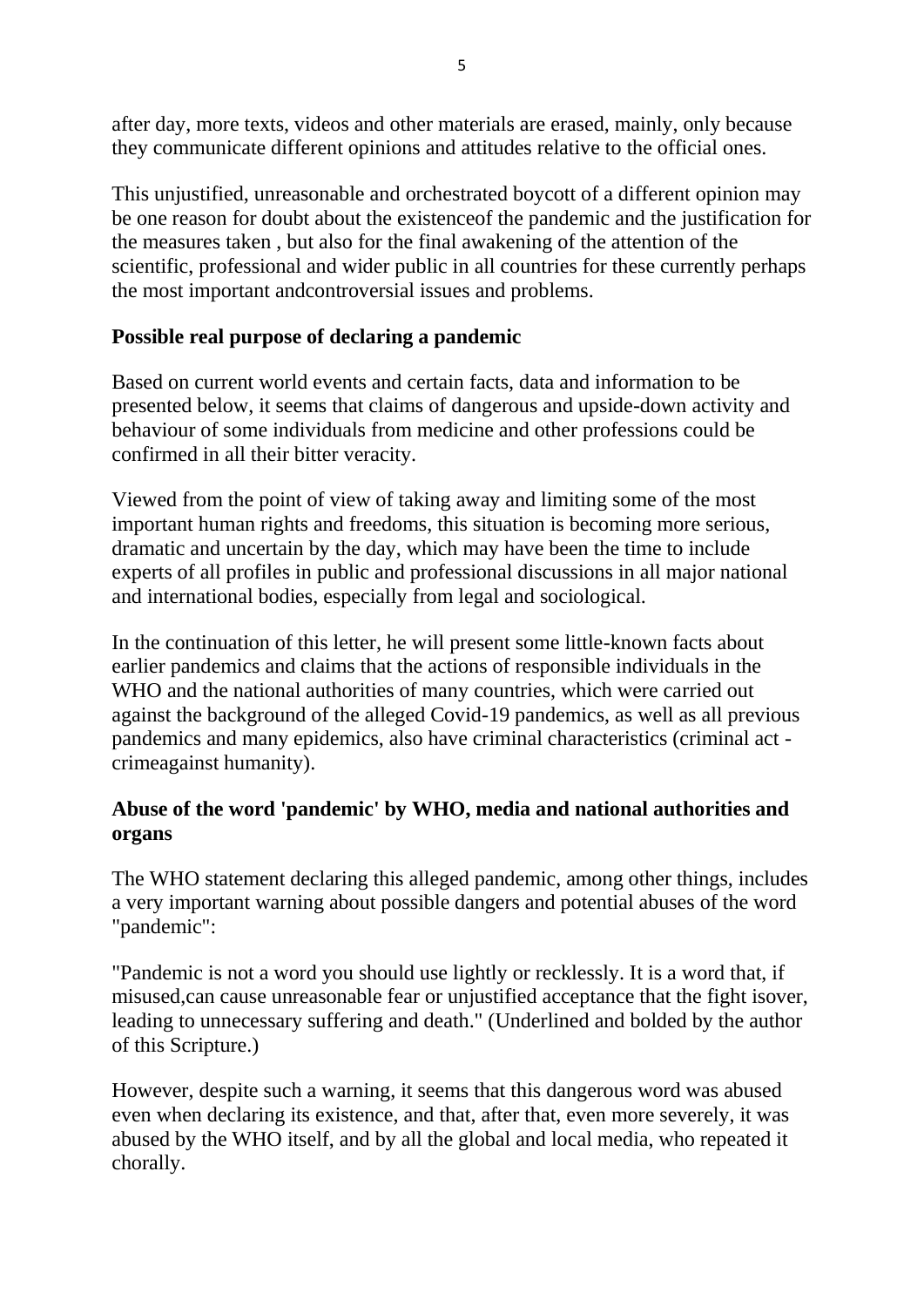after day, more texts, videos and other materials are erased, mainly, only because they communicate different opinions and attitudes relative to the official ones.

This unjustified, unreasonable and orchestrated boycott of a different opinion may be one reason for doubt about the existenceof the pandemic and the justification for the measures taken , but also for the final awakening of the attention of the scientific, professional and wider public in all countries for these currently perhaps the most important andcontroversial issues and problems.

**Possible real purpose of declaring a pandemic**

Based on current world events and certain facts, data and information to be presented below, it seems that claims of dangerous and upside-down activity and behaviour of some individuals from medicine and other professions could be confirmed in all their bitter veracity.

Viewed from the point of view of taking away and limiting some of the most important human rights and freedoms, this situation is becoming more serious, dramatic and uncertain by the day, which may have been the time to include experts of all profiles in public and professional discussions in all major national and international bodies, especially from legal and sociological.

In the continuation of this letter, he will present some little-known facts about earlier pandemics and claims that the actions of responsible individuals in the WHO and the national authorities of many countries, which were carried out against the background of the alleged Covid-19 pandemics, as well as all previous pandemics and many epidemics, also have criminal characteristics (criminal act - crimeagainst humanity).

**Abuse of the word 'pandemic' by WHO, media and national authorities and organs**

The WHO statement declaring this alleged pandemic, among other things, includes a very important warning about possible dangers and potential abuses of the word "pandemic":

"Pandemic is not a word you should use lightly or recklessly. It is a word that, if misused,can cause unreasonable fear or unjustified acceptance that the fight isover, leading to unnecessary suffering and death." (Underlined and bolded by the author of this Scripture.)

However, despite such a warning, it seems that this dangerous word was abused even when declaring its existence, and that, after that, even more severely, it was abused by the WHO itself, and by all the global and local media, who repeated it chorally.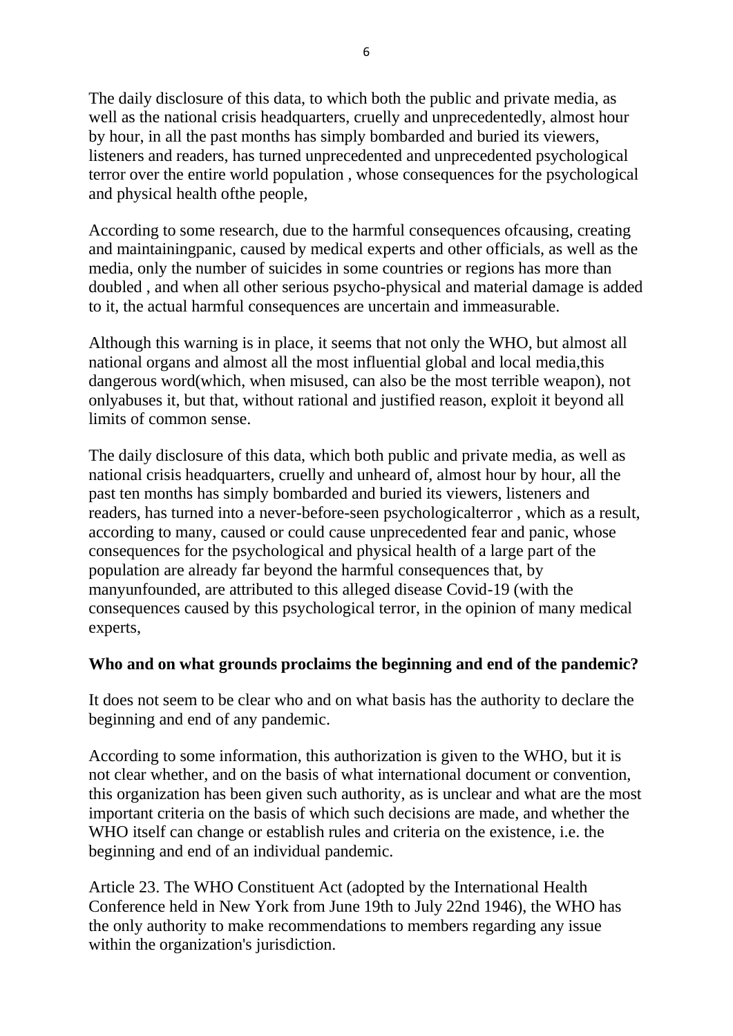The daily disclosure of this data, to which both the public and private media, as well as the national crisis headquarters, cruelly and unprecedentedly, almost hour by hour, in all the past months has simply bombarded and buried its viewers, listeners and readers, has turned unprecedented and unprecedented psychological terror over the entire world population , whose consequences for the psychological and physical health ofthe people,

According to some research, due to the harmful consequences ofcausing, creating and maintainingpanic, caused by medical experts and other officials, as well as the media, only the number of suicides in some countries or regions has more than doubled , and when all other serious psycho-physical and material damage is added to it, the actual harmful consequences are uncertain and immeasurable.

Although this warning is in place, it seems that not only the WHO, but almost all national organs and almost all the most influential global and local media,this dangerous word(which, when misused, can also be the most terrible weapon), not onlyabuses it, but that, without rational and justified reason, exploit it beyond all limits of common sense.

The daily disclosure of this data, which both public and private media, as well as national crisis headquarters, cruelly and unheard of, almost hour by hour, all the past ten months has simply bombarded and buried its viewers, listeners and readers, has turned into a never-before-seen psychologicalterror , which as a result, according to many, caused or could cause unprecedented fear and panic, whose consequences for the psychological and physical health of a large part of the population are already far beyond the harmful consequences that, by manyunfounded, are attributed to this alleged disease Covid-19 (with the consequences caused by this psychological terror, in the opinion of many medical experts,

**Who and on what grounds proclaims the beginning and end of the pandemic?**

It does not seem to be clear who and on what basis has the authority to declare the beginning and end of any pandemic.

According to some information, this authorization is given to the WHO, but it is not clear whether, and on the basis of what international document or convention, this organization has been given such authority, as is unclear and what are the most important criteria on the basis of which such decisions are made, and whether the WHO itself can change or establish rules and criteria on the existence, i.e. the beginning and end of an individual pandemic.

Article 23. The WHO Constituent Act (adopted by the International Health Conference held in New York from June 19th to July 22nd 1946), the WHO has the only authority to make recommendations to members regarding any issue within the organization's jurisdiction.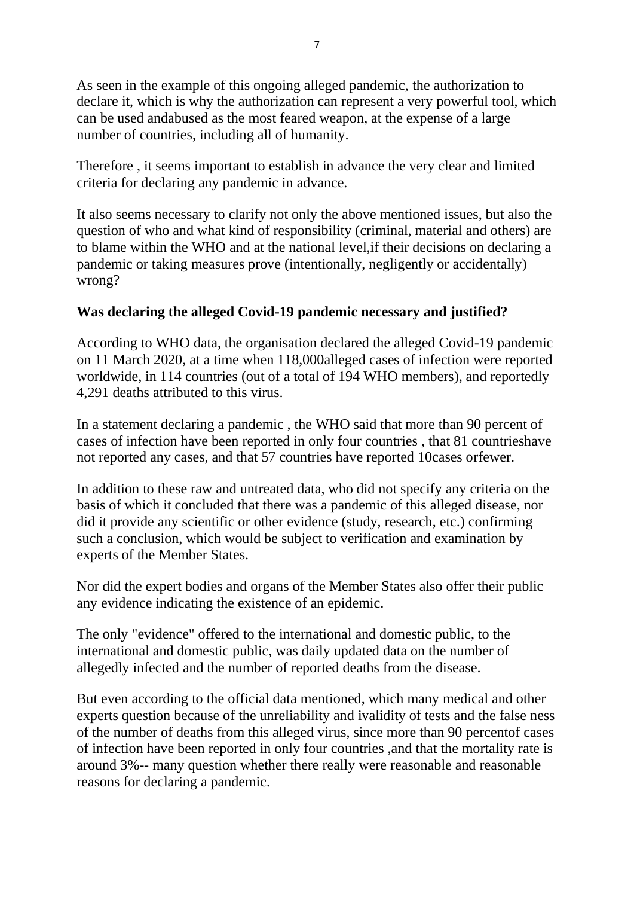As seen in the example of this ongoing alleged pandemic, the authorization to declare it, which is why the authorization can represent a very powerful tool, which can be used andabused as the most feared weapon, at the expense of a large number of countries, including all of humanity.

Therefore , it seems important to establish in advance the very clear and limited criteria for declaring any pandemic in advance.

It also seems necessary to clarify not only the above mentioned issues, but also the question of who and what kind of responsibility (criminal, material and others) are to blame within the WHO and at the national level,if their decisions on declaring a pandemic or taking measures prove (intentionally, negligently or accidentally) wrong?

**Was declaring the alleged Covid-19 pandemic necessary and justified?**

According to WHO data, the organisation declared the alleged Covid-19 pandemic on 11 March 2020, at a time when 118,000alleged cases of infection were reported worldwide, in 114 countries (out of a total of 194 WHO members), and reportedly 4,291 deaths attributed to this virus.

In a statement declaring a pandemic , the WHO said that more than 90 percent of cases of infection have been reported in only four countries , that 81 countrieshave not reported any cases, and that 57 countries have reported 10cases orfewer.

In addition to these raw and untreated data, who did not specify any criteria on the basis of which it concluded that there was a pandemic of this alleged disease, nor did it provide any scientific or other evidence (study, research, etc.) confirming such a conclusion, which would be subject to verification and examination by experts of the Member States.

Nor did the expert bodies and organs of the Member States also offer their public any evidence indicating the existence of an epidemic.

The only "evidence" offered to the international and domestic public, to the international and domestic public, was daily updated data on the number of allegedly infected and the number of reported deaths from the disease.

But even according to the official data mentioned, which many medical and other experts question because of the unreliability and ivalidity of tests and the false ness of the number of deaths from this alleged virus, since more than 90 percentof cases of infection have been reported in only four countries ,and that the mortality rate is around 3%-- many question whether there really were reasonable and reasonable reasons for declaring a pandemic.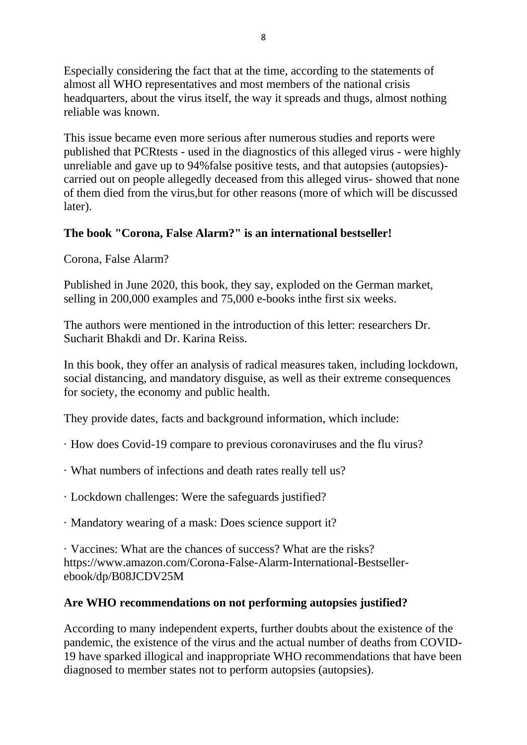Especially considering the fact that at the time, according to the statements of almost all WHO representatives and most members of the national crisis headquarters, about the virus itself, the way it spreads and thugs, almost nothing reliable was known.

This issue became even more serious after numerous studies and reports were published that PCRtests - used in the diagnostics of this alleged virus - were highly unreliable and gave up to 94%false positive tests, and that autopsies (autopsies)- carried out on people allegedly deceased from this alleged virus- showed that none of them died from the virus,but for other reasons (more of which will be discussed later).

**The book "Corona, False Alarm?" is an international bestseller!**

Corona, False Alarm?

Published in June 2020, this book, they say, exploded on the German market, selling in 200,000 examples and 75,000 e-books inthe first six weeks.

The authors were mentioned in the introduction of this letter: researchers Dr. Sucharit Bhakdi and Dr. Karina Reiss.

In this book, they offer an analysis of radical measures taken, including lockdown, social distancing, and mandatory disguise, as well as their extreme consequences for society, the economy and public health.

They provide dates, facts and background information, which include:

· How does Covid-19 compare to previous coronaviruses and the flu virus?

· What numbers of infections and death rates really tell us?

· Lockdown challenges: Were the safeguards justified?

· Mandatory wearing of a mask: Does science support it?

· Vaccines: What are the chances of success? What are the risks? https://www.amazon.com/Corona-False-Alarm-International-Bestseller-ebook/dp/B08JCDV25M

**Are WHO recommendations on not performing autopsies justified?**

According to many independent experts, further doubts about the existence of the pandemic, the existence of the virus and the actual number of deaths from COVID-19 have sparked illogical and inappropriate WHO recommendations that have been diagnosed to member states not to perform autopsies (autopsies).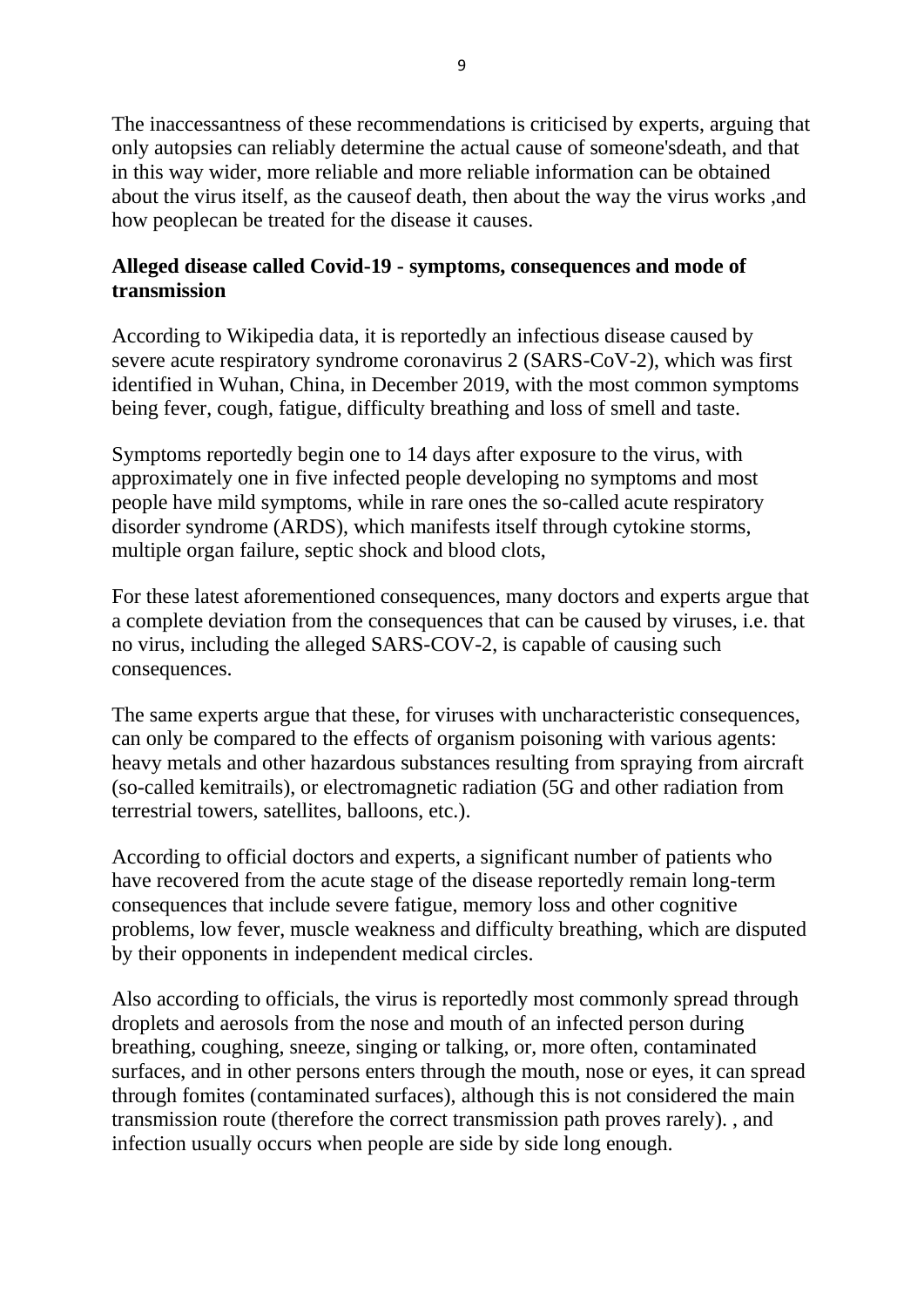The inaccessantness of these recommendations is criticised by experts, arguing that only autopsies can reliably determine the actual cause of someone'sdeath, and that in this way wider, more reliable and more reliable information can be obtained about the virus itself, as the causeof death, then about the way the virus works ,and how peoplecan be treated for the disease it causes.

**Alleged disease called Covid-19 - symptoms, consequences and mode of transmission**

According to Wikipedia data, it is reportedly an infectious disease caused by severe acute respiratory syndrome coronavirus 2 (SARS-CoV-2), which was first identified in Wuhan, China, in December 2019, with the most common symptoms being fever, cough, fatigue, difficulty breathing and loss of smell and taste.

Symptoms reportedly begin one to 14 days after exposure to the virus, with approximately one in five infected people developing no symptoms and most people have mild symptoms, while in rare ones the so-called acute respiratory disorder syndrome (ARDS), which manifests itself through cytokine storms, multiple organ failure, septic shock and blood clots,

For these latest aforementioned consequences, many doctors and experts argue that a complete deviation from the consequences that can be caused by viruses, i.e. that no virus, including the alleged SARS-COV-2, is capable of causing such consequences.

The same experts argue that these, for viruses with uncharacteristic consequences, can only be compared to the effects of organism poisoning with various agents: heavy metals and other hazardous substances resulting from spraying from aircraft (so-called kemitrails), or electromagnetic radiation (5G and other radiation from terrestrial towers, satellites, balloons, etc.).

According to official doctors and experts, a significant number of patients who have recovered from the acute stage of the disease reportedly remain long-term consequences that include severe fatigue, memory loss and other cognitive problems, low fever, muscle weakness and difficulty breathing, which are disputed by their opponents in independent medical circles.

Also according to officials, the virus is reportedly most commonly spread through droplets and aerosols from the nose and mouth of an infected person during breathing, coughing, sneeze, singing or talking, or, more often, contaminated surfaces, and in other persons enters through the mouth, nose or eyes, it can spread through fomites (contaminated surfaces), although this is not considered the main transmission route (therefore the correct transmission path proves rarely). , and infection usually occurs when people are side by side long enough.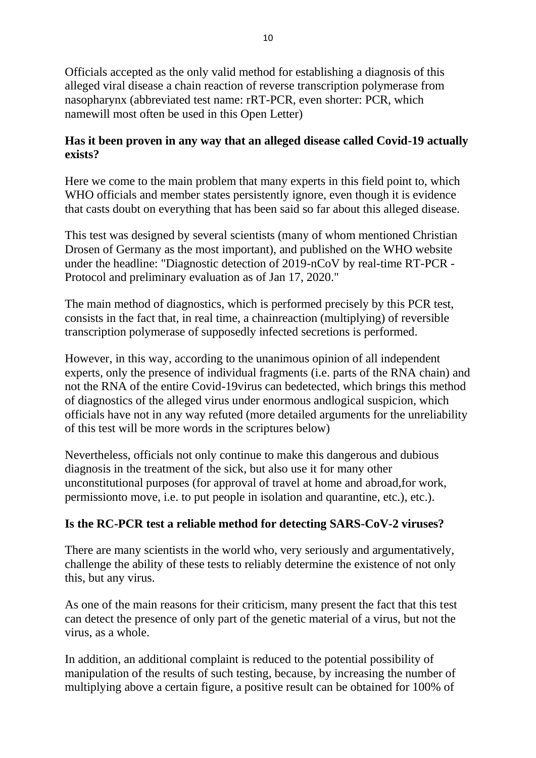Officials accepted as the only valid method for establishing a diagnosis of this alleged viral disease a chain reaction of reverse transcription polymerase from nasopharynx (abbreviated test name: rRT-PCR, even shorter: PCR, which namewill most often be used in this Open Letter)

**Has it been proven in any way that an alleged disease called Covid-19 actually exists?**

Here we come to the main problem that many experts in this field point to, which WHO officials and member states persistently ignore, even though it is evidence that casts doubt on everything that has been said so far about this alleged disease.

This test was designed by several scientists (many of whom mentioned Christian Drosen of Germany as the most important), and published on the WHO website under the headline: "Diagnostic detection of 2019-nCoV by real-time RT-PCR - Protocol and preliminary evaluation as of Jan 17, 2020."

The main method of diagnostics, which is performed precisely by this PCR test, consists in the fact that, in real time, a chainreaction (multiplying) of reversible transcription polymerase of supposedly infected secretions is performed.

However, in this way, according to the unanimous opinion of all independent experts, only the presence of individual fragments (i.e. parts of the RNA chain) and not the RNA of the entire Covid-19virus can bedetected, which brings this method of diagnostics of the alleged virus under enormous andlogical suspicion, which officials have not in any way refuted (more detailed arguments for the unreliability of this test will be more words in the scriptures below)

Nevertheless, officials not only continue to make this dangerous and dubious diagnosis in the treatment of the sick, but also use it for many other unconstitutional purposes (for approval of travel at home and abroad,for work, permissionto move, i.e. to put people in isolation and quarantine, etc.), etc.).

**Is the RC-PCR test a reliable method for detecting SARS-CoV-2 viruses?**

There are many scientists in the world who, very seriously and argumentatively, challenge the ability of these tests to reliably determine the existence of not only this, but any virus.

As one of the main reasons for their criticism, many present the fact that this test can detect the presence of only part of the genetic material of a virus, but not the virus, as a whole.

In addition, an additional complaint is reduced to the potential possibility of manipulation of the results of such testing, because, by increasing the number of multiplying above a certain figure, a positive result can be obtained for 100% of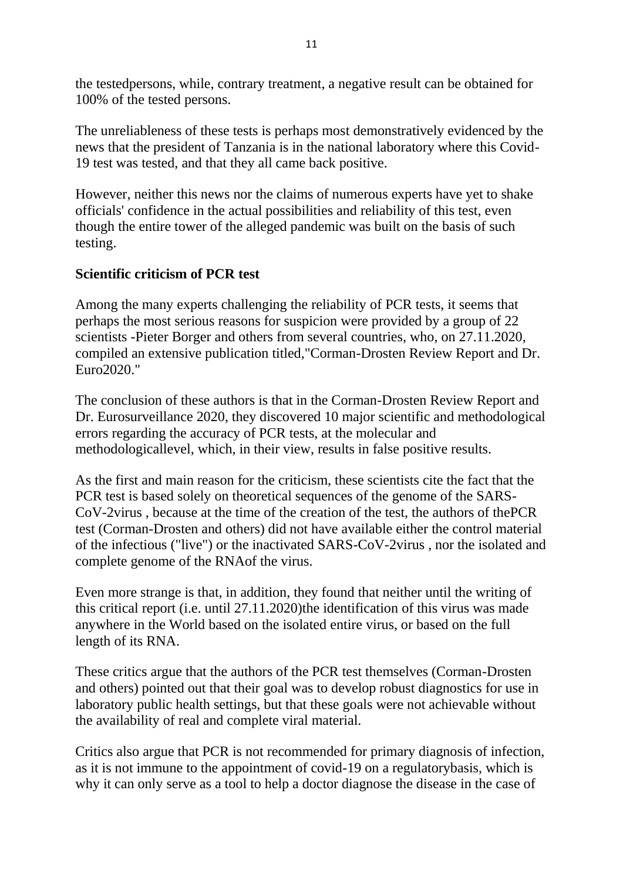the testedpersons, while, contrary treatment, a negative result can be obtained for 100% of the tested persons.

The unreliableness of these tests is perhaps most demonstratively evidenced by the news that the president of Tanzania is in the national laboratory where this Covid-19 test was tested, and that they all came back positive.

However, neither this news nor the claims of numerous experts have yet to shake officials' confidence in the actual possibilities and reliability of this test, even though the entire tower of the alleged pandemic was built on the basis of such testing.

**Scientific criticism of PCR test**

Among the many experts challenging the reliability of PCR tests, it seems that perhaps the most serious reasons for suspicion were provided by a group of 22 scientists -Pieter Borger and others from several countries, who, on 27.11.2020, compiled an extensive publication titled,"Corman-Drosten Review Report and Dr. Euro2020."

The conclusion of these authors is that in the Corman-Drosten Review Report and Dr. Eurosurveillance 2020, they discovered 10 major scientific and methodological errors regarding the accuracy of PCR tests, at the molecular and methodologicallevel, which, in their view, results in false positive results.

As the first and main reason for the criticism, these scientists cite the fact that the PCR test is based solely on theoretical sequences of the genome of the SARS-CoV-2virus , because at the time of the creation of the test, the authors of thePCR test (Corman-Drosten and others) did not have available either the control material of the infectious ("live") or the inactivated SARS-CoV-2virus , nor the isolated and complete genome of the RNAof the virus.

Even more strange is that, in addition, they found that neither until the writing of this critical report (i.e. until 27.11.2020)the identification of this virus was made anywhere in the World based on the isolated entire virus, or based on the full length of its RNA.

These critics argue that the authors of the PCR test themselves (Corman-Drosten and others) pointed out that their goal was to develop robust diagnostics for use in laboratory public health settings, but that these goals were not achievable without the availability of real and complete viral material.

Critics also argue that PCR is not recommended for primary diagnosis of infection, as it is not immune to the appointment of covid-19 on a regulatorybasis, which is why it can only serve as a tool to help a doctor diagnose the disease in the case of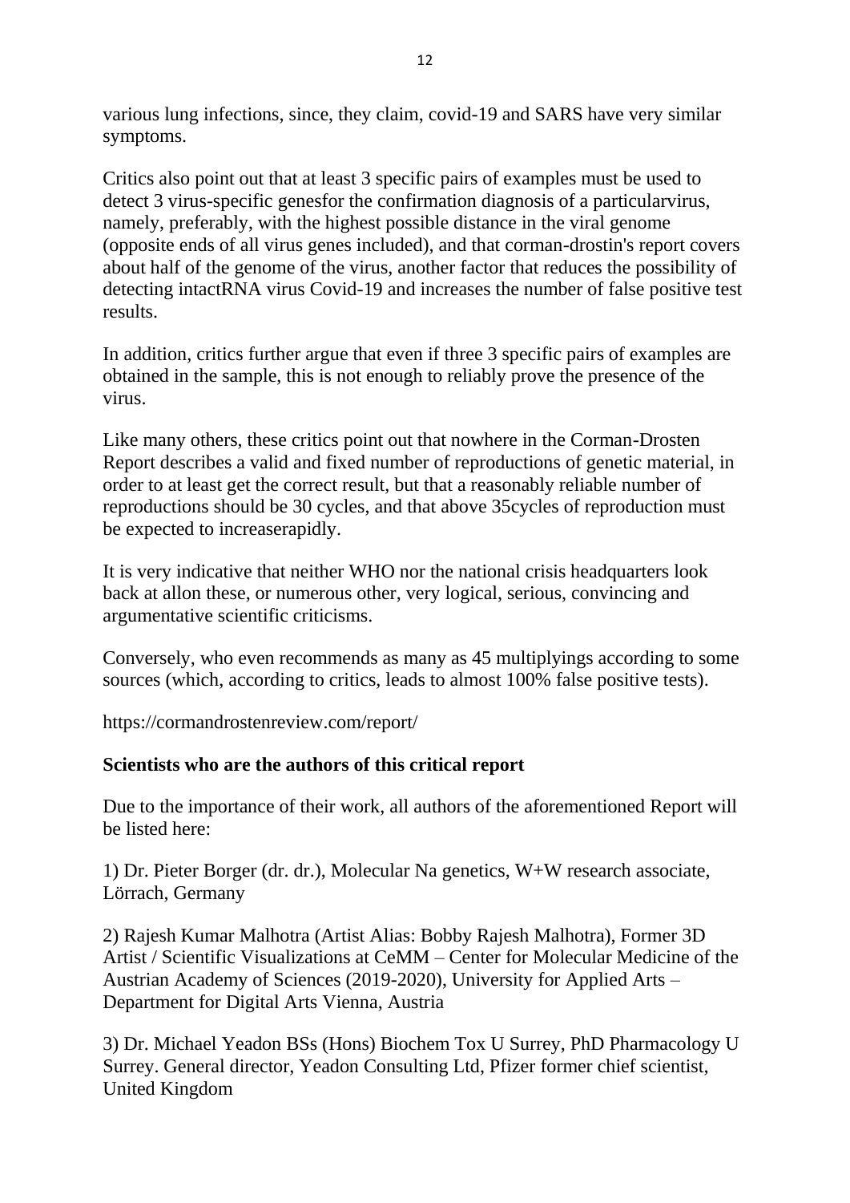various lung infections, since, they claim, covid-19 and SARS have very similar symptoms.

Critics also point out that at least 3 specific pairs of examples must be used to detect 3 virus-specific genesfor the confirmation diagnosis of a particularvirus, namely, preferably, with the highest possible distance in the viral genome (opposite ends of all virus genes included), and that corman-drostin's report covers about half of the genome of the virus, another factor that reduces the possibility of detecting intactRNA virus Covid-19 and increases the number of false positive test results.

In addition, critics further argue that even if three 3 specific pairs of examples are obtained in the sample, this is not enough to reliably prove the presence of the virus.

Like many others, these critics point out that nowhere in the Corman-Drosten Report describes a valid and fixed number of reproductions of genetic material, in order to at least get the correct result, but that a reasonably reliable number of reproductions should be 30 cycles, and that above 35cycles of reproduction must be expected to increaserapidly.

It is very indicative that neither WHO nor the national crisis headquarters look back at allon these, or numerous other, very logical, serious, convincing and argumentative scientific criticisms.

Conversely, who even recommends as many as 45 multiplyings according to some sources (which, according to critics, leads to almost 100% false positive tests).

https://cormandrostenreview.com/report/

**Scientists who are the authors of this critical report**

Due to the importance of their work, all authors of the aforementioned Report will be listed here:

1) Dr. Pieter Borger (dr. dr.), Molecular Na genetics, W+W research associate, Lörrach, Germany

2) Rajesh Kumar Malhotra (Artist Alias: Bobby Rajesh Malhotra), Former 3D Artist / Scientific Visualizations at CeMM – Center for Molecular Medicine of the Austrian Academy of Sciences (2019-2020), University for Applied Arts – Department for Digital Arts Vienna, Austria

3) Dr. Michael Yeadon BSs (Hons) Biochem Tox U Surrey, PhD Pharmacology U Surrey. General director, Yeadon Consulting Ltd, Pfizer former chief scientist, United Kingdom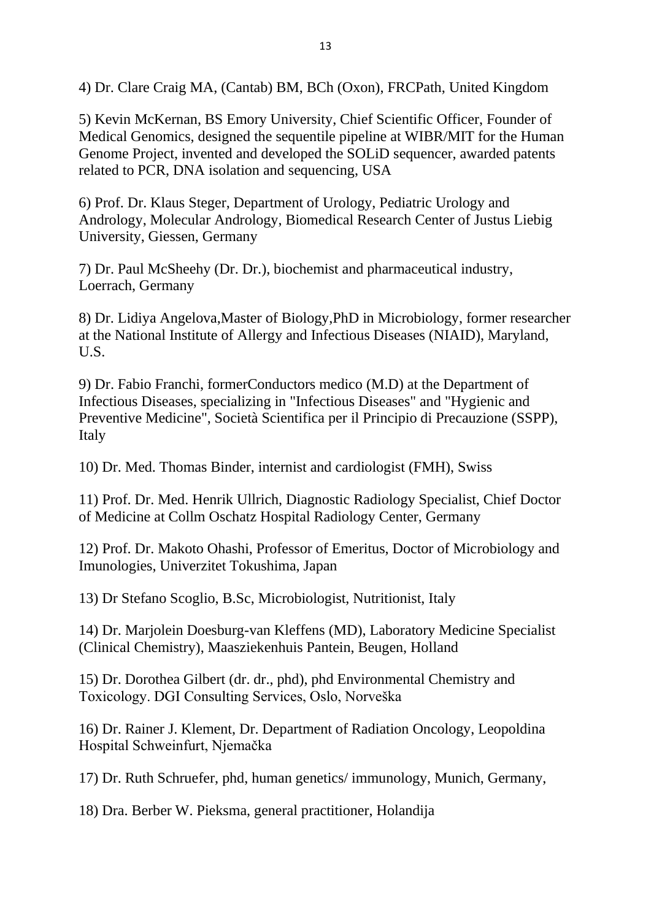4) Dr. Clare Craig MA, (Cantab) BM, BCh (Oxon), FRCPath, United Kingdom

5) Kevin McKernan, BS Emory University, Chief Scientific Officer, Founder of Medical Genomics, designed the sequentile pipeline at WIBR/MIT for the Human Genome Project, invented and developed the SOLiD sequencer, awarded patents related to PCR, DNA isolation and sequencing, USA

6) Prof. Dr. Klaus Steger, Department of Urology, Pediatric Urology and Andrology, Molecular Andrology, Biomedical Research Center of Justus Liebig University, Giessen, Germany

7) Dr. Paul McSheehy (Dr. Dr.), biochemist and pharmaceutical industry, Loerrach, Germany

8) Dr. Lidiya Angelova,Master of Biology,PhD in Microbiology, former researcher at the National Institute of Allergy and Infectious Diseases (NIAID), Maryland, U.S.

9) Dr. Fabio Franchi, formerConductors medico (M.D) at the Department of Infectious Diseases, specializing in "Infectious Diseases" and "Hygienic and Preventive Medicine", Società Scientifica per il Principio di Precauzione (SSPP), Italy

10) Dr. Med. Thomas Binder, internist and cardiologist (FMH), Swiss

11) Prof. Dr. Med. Henrik Ullrich, Diagnostic Radiology Specialist, Chief Doctor of Medicine at Collm Oschatz Hospital Radiology Center, Germany

12) Prof. Dr. Makoto Ohashi, Professor of Emeritus, Doctor of Microbiology and Imunologies, Univerzitet Tokushima, Japan

13) Dr Stefano Scoglio, B.Sc, Microbiologist, Nutritionist, Italy

14) Dr. Marjolein Doesburg-van Kleffens (MD), Laboratory Medicine Specialist (Clinical Chemistry), Maasziekenhuis Pantein, Beugen, Holland

15) Dr. Dorothea Gilbert (dr. dr., phd), phd Environmental Chemistry and Toxicology. DGI Consulting Services, Oslo, Norveška

16) Dr. Rainer J. Klement, Dr. Department of Radiation Oncology, Leopoldina Hospital Schweinfurt, Njemačka

17) Dr. Ruth Schruefer, phd, human genetics/ immunology, Munich, Germany,

18) Dra. Berber W. Pieksma, general practitioner, Holandija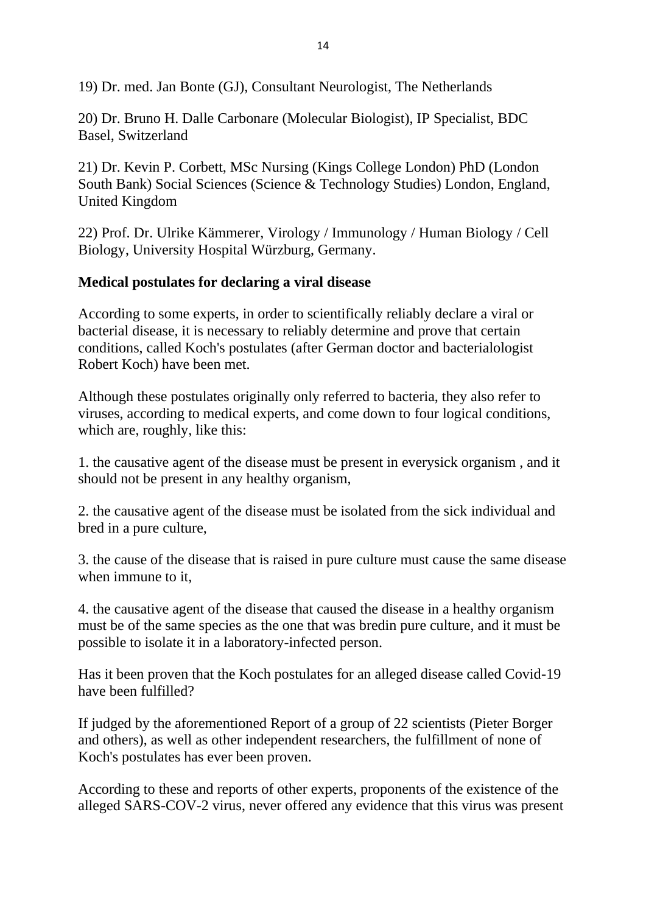19) Dr. med. Jan Bonte (GJ), Consultant Neurologist, The Netherlands

20) Dr. Bruno H. Dalle Carbonare (Molecular Biologist), IP Specialist, BDC Basel, Switzerland

21) Dr. Kevin P. Corbett, MSc Nursing (Kings College London) PhD (London South Bank) Social Sciences (Science & Technology Studies) London, England, United Kingdom

22) Prof. Dr. Ulrike Kämmerer, Virology / Immunology / Human Biology / Cell Biology, University Hospital Würzburg, Germany.

**Medical postulates for declaring a viral disease**

According to some experts, in order to scientifically reliably declare a viral or bacterial disease, it is necessary to reliably determine and prove that certain conditions, called Koch's postulates (after German doctor and bacterialologist Robert Koch) have been met.

Although these postulates originally only referred to bacteria, they also refer to viruses, according to medical experts, and come down to four logical conditions, which are, roughly, like this:

1. the causative agent of the disease must be present in everysick organism , and it should not be present in any healthy organism,

2. the causative agent of the disease must be isolated from the sick individual and bred in a pure culture,

3. the cause of the disease that is raised in pure culture must cause the same disease when immune to it,

4. the causative agent of the disease that caused the disease in a healthy organism must be of the same species as the one that was bredin pure culture, and it must be possible to isolate it in a laboratory-infected person.

Has it been proven that the Koch postulates for an alleged disease called Covid-19 have been fulfilled?

If judged by the aforementioned Report of a group of 22 scientists (Pieter Borger and others), as well as other independent researchers, the fulfillment of none of Koch's postulates has ever been proven.

According to these and reports of other experts, proponents of the existence of the alleged SARS-COV-2 virus, never offered any evidence that this virus was present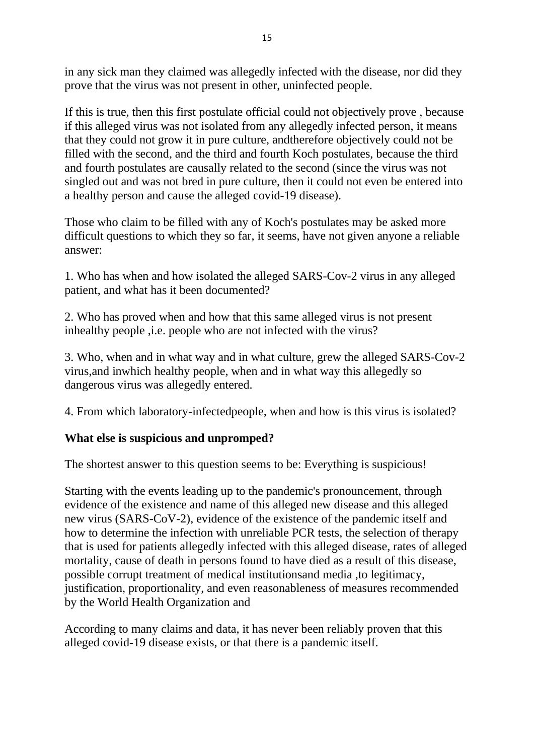in any sick man they claimed was allegedly infected with the disease, nor did they prove that the virus was not present in other, uninfected people.

If this is true, then this first postulate official could not objectively prove , because if this alleged virus was not isolated from any allegedly infected person, it means that they could not grow it in pure culture, andtherefore objectively could not be filled with the second, and the third and fourth Koch postulates, because the third and fourth postulates are causally related to the second (since the virus was not singled out and was not bred in pure culture, then it could not even be entered into a healthy person and cause the alleged covid-19 disease).

Those who claim to be filled with any of Koch's postulates may be asked more difficult questions to which they so far, it seems, have not given anyone a reliable answer:

1. Who has when and how isolated the alleged SARS-Cov-2 virus in any alleged patient, and what has it been documented?

2. Who has proved when and how that this same alleged virus is not present inhealthy people ,i.e. people who are not infected with the virus?

3. Who, when and in what way and in what culture, grew the alleged SARS-Cov-2 virus,and inwhich healthy people, when and in what way this allegedly so dangerous virus was allegedly entered.

4. From which laboratory-infectedpeople, when and how is this virus is isolated?

**What else is suspicious and unpromped?**

The shortest answer to this question seems to be: Everything is suspicious!

Starting with the events leading up to the pandemic's pronouncement, through evidence of the existence and name of this alleged new disease and this alleged new virus (SARS-CoV-2), evidence of the existence of the pandemic itself and how to determine the infection with unreliable PCR tests, the selection of therapy that is used for patients allegedly infected with this alleged disease, rates of alleged mortality, cause of death in persons found to have died as a result of this disease, possible corrupt treatment of medical institutionsand media ,to legitimacy, justification, proportionality, and even reasonableness of measures recommended by the World Health Organization and

According to many claims and data, it has never been reliably proven that this alleged covid-19 disease exists, or that there is a pandemic itself.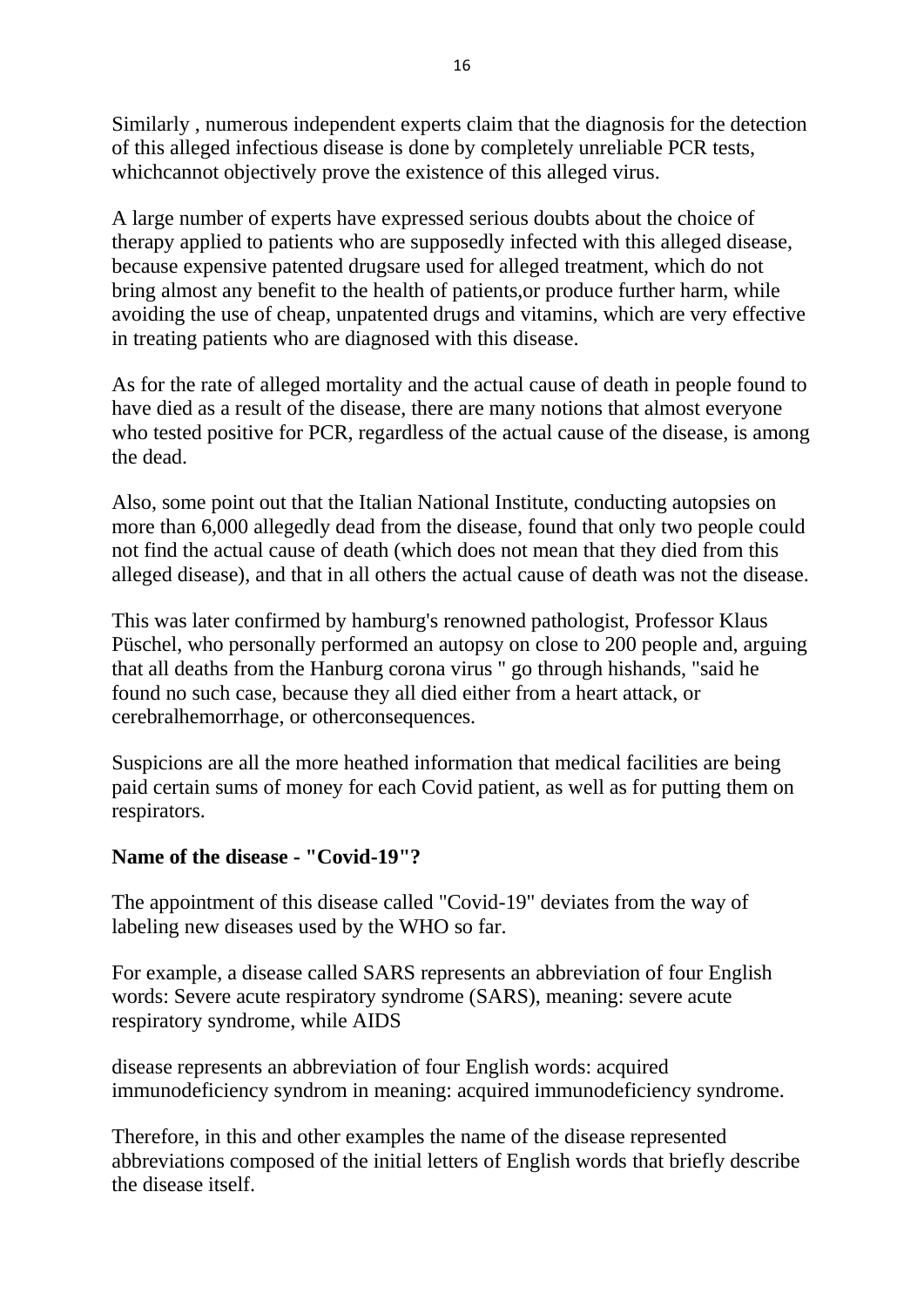Similarly , numerous independent experts claim that the diagnosis for the detection of this alleged infectious disease is done by completely unreliable PCR tests, whichcannot objectively prove the existence of this alleged virus.

A large number of experts have expressed serious doubts about the choice of therapy applied to patients who are supposedly infected with this alleged disease, because expensive patented drugsare used for alleged treatment, which do not bring almost any benefit to the health of patients,or produce further harm, while avoiding the use of cheap, unpatented drugs and vitamins, which are very effective in treating patients who are diagnosed with this disease.

As for the rate of alleged mortality and the actual cause of death in people found to have died as a result of the disease, there are many notions that almost everyone who tested positive for PCR, regardless of the actual cause of the disease, is among the dead.

Also, some point out that the Italian National Institute, conducting autopsies on more than 6,000 allegedly dead from the disease, found that only two people could not find the actual cause of death (which does not mean that they died from this alleged disease), and that in all others the actual cause of death was not the disease.

This was later confirmed by hamburg's renowned pathologist, Professor Klaus Püschel, who personally performed an autopsy on close to 200 people and, arguing that all deaths from the Hanburg corona virus " go through hishands, "said he found no such case, because they all died either from a heart attack, or cerebralhemorrhage, or otherconsequences.

Suspicions are all the more heathed information that medical facilities are being paid certain sums of money for each Covid patient, as well as for putting them on respirators.

**Name of the disease - "Covid-19"?**

The appointment of this disease called "Covid-19" deviates from the way of labeling new diseases used by the WHO so far.

For example, a disease called SARS represents an abbreviation of four English words: Severe acute respiratory syndrome (SARS), meaning: severe acute respiratory syndrome, while AIDS

disease represents an abbreviation of four English words: acquired immunodeficiency syndrom in meaning: acquired immunodeficiency syndrome.

Therefore, in this and other examples the name of the disease represented abbreviations composed of the initial letters of English words that briefly describe the disease itself.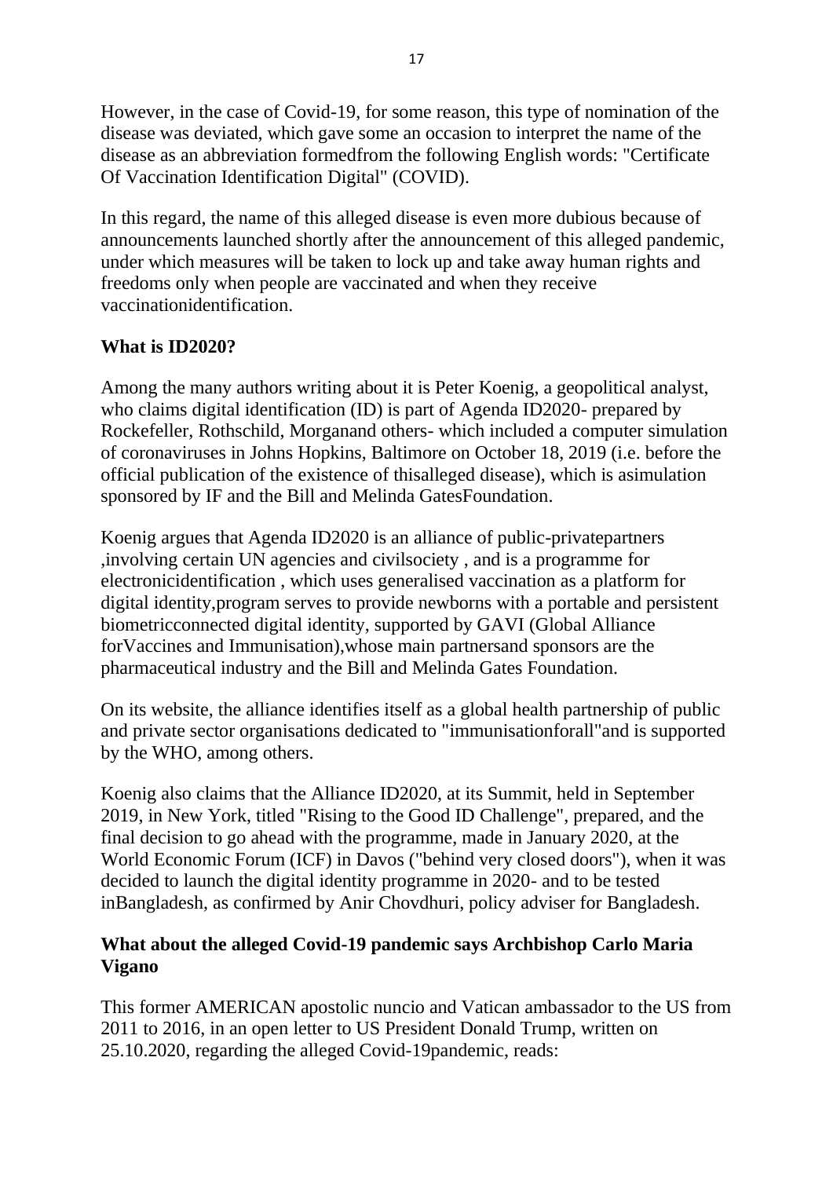However, in the case of Covid-19, for some reason, this type of nomination of the disease was deviated, which gave some an occasion to interpret the name of the disease as an abbreviation formedfrom the following English words: "Certificate Of Vaccination Identification Digital" (COVID).

In this regard, the name of this alleged disease is even more dubious because of announcements launched shortly after the announcement of this alleged pandemic, under which measures will be taken to lock up and take away human rights and freedoms only when people are vaccinated and when they receive vaccinationidentification.

**What is ID2020?**

Among the many authors writing about it is Peter Koenig, a geopolitical analyst, who claims digital identification (ID) is part of Agenda ID2020- prepared by Rockefeller, Rothschild, Morganand others- which included a computer simulation of coronaviruses in Johns Hopkins, Baltimore on October 18, 2019 (i.e. before the official publication of the existence of thisalleged disease), which is asimulation sponsored by IF and the Bill and Melinda GatesFoundation.

Koenig argues that Agenda ID2020 is an alliance of public-privatepartners ,involving certain UN agencies and civilsociety , and is a programme for electronicidentification , which uses generalised vaccination as a platform for digital identity,program serves to provide newborns with a portable and persistent biometricconnected digital identity, supported by GAVI (Global Alliance forVaccines and Immunisation),whose main partnersand sponsors are the pharmaceutical industry and the Bill and Melinda Gates Foundation.

On its website, the alliance identifies itself as a global health partnership of public and private sector organisations dedicated to "immunisationforall"and is supported by the WHO, among others.

Koenig also claims that the Alliance ID2020, at its Summit, held in September 2019, in New York, titled "Rising to the Good ID Challenge", prepared, and the final decision to go ahead with the programme, made in January 2020, at the World Economic Forum (ICF) in Davos ("behind very closed doors"), when it was decided to launch the digital identity programme in 2020- and to be tested inBangladesh, as confirmed by Anir Chovdhuri, policy adviser for Bangladesh.

**What about the alleged Covid-19 pandemic says Archbishop Carlo Maria Vigano**

This former AMERICAN apostolic nuncio and Vatican ambassador to the US from 2011 to 2016, in an open letter to US President Donald Trump, written on 25.10.2020, regarding the alleged Covid-19pandemic, reads: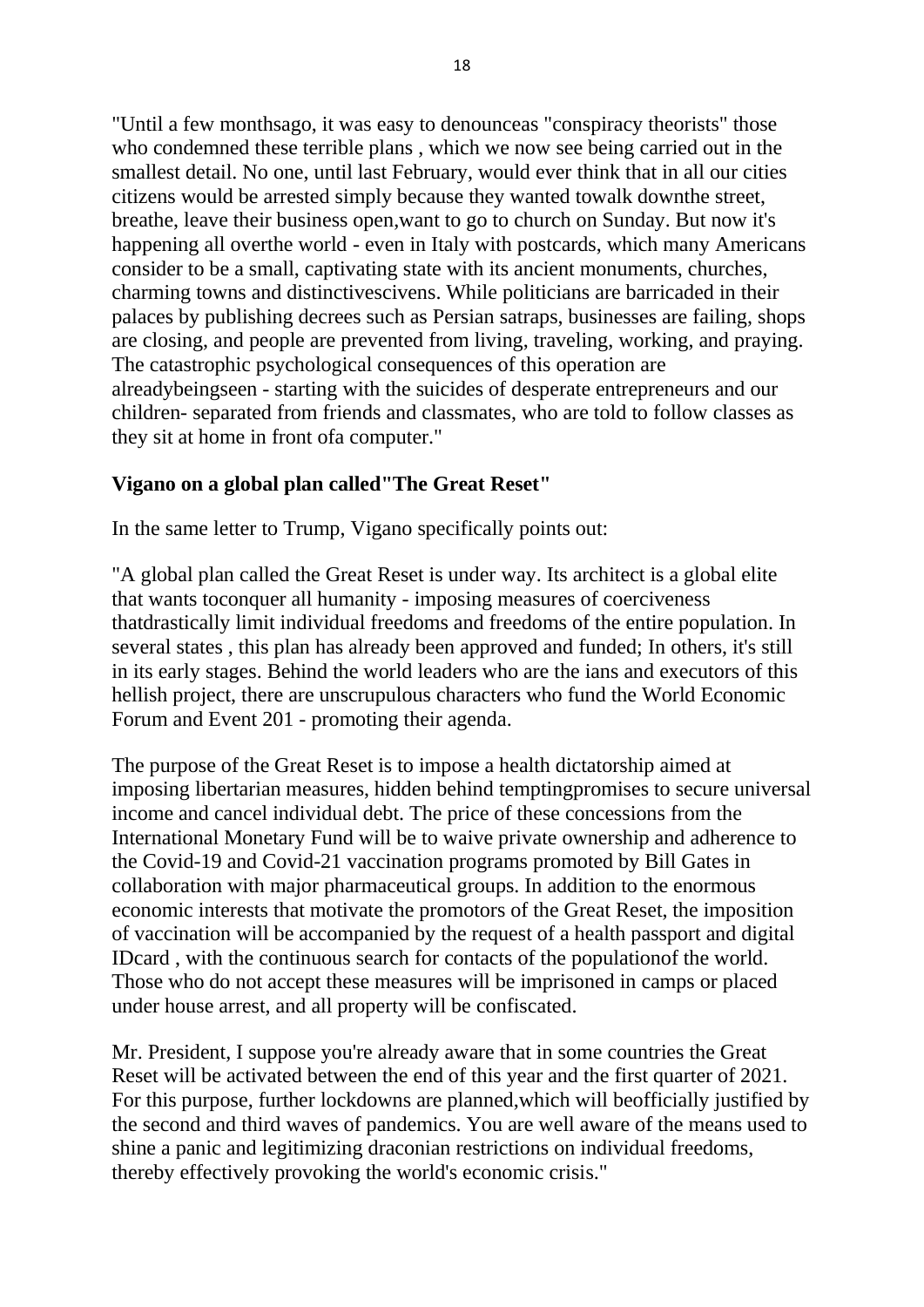"Until a few monthsago, it was easy to denounceas "conspiracy theorists" those who condemned these terrible plans , which we now see being carried out in the smallest detail. No one, until last February, would ever think that in all our cities citizens would be arrested simply because they wanted towalk downthe street, breathe, leave their business open,want to go to church on Sunday. But now it's happening all overthe world - even in Italy with postcards, which many Americans consider to be a small, captivating state with its ancient monuments, churches, charming towns and distinctivescivens. While politicians are barricaded in their palaces by publishing decrees such as Persian satraps, businesses are failing, shops are closing, and people are prevented from living, traveling, working, and praying. The catastrophic psychological consequences of this operation are alreadybeingseen - starting with the suicides of desperate entrepreneurs and our children- separated from friends and classmates, who are told to follow classes as they sit at home in front ofa computer."

**Vigano on a global plan called"The Great Reset"**

In the same letter to Trump, Vigano specifically points out:

"A global plan called the Great Reset is under way. Its architect is a global elite that wants toconquer all humanity - imposing measures of coerciveness thatdrastically limit individual freedoms and freedoms of the entire population. In several states , this plan has already been approved and funded; In others, it's still in its early stages. Behind the world leaders who are the ians and executors of this hellish project, there are unscrupulous characters who fund the World Economic Forum and Event 201 - promoting their agenda.

The purpose of the Great Reset is to impose a health dictatorship aimed at imposing libertarian measures, hidden behind temptingpromises to secure universal income and cancel individual debt. The price of these concessions from the International Monetary Fund will be to waive private ownership and adherence to the Covid-19 and Covid-21 vaccination programs promoted by Bill Gates in collaboration with major pharmaceutical groups. In addition to the enormous economic interests that motivate the promotors of the Great Reset, the imposition of vaccination will be accompanied by the request of a health passport and digital IDcard , with the continuous search for contacts of the populationof the world. Those who do not accept these measures will be imprisoned in camps or placed under house arrest, and all property will be confiscated.

Mr. President, I suppose you're already aware that in some countries the Great Reset will be activated between the end of this year and the first quarter of 2021. For this purpose, further lockdowns are planned,which will beofficially justified by the second and third waves of pandemics. You are well aware of the means used to shine a panic and legitimizing draconian restrictions on individual freedoms, thereby effectively provoking the world's economic crisis."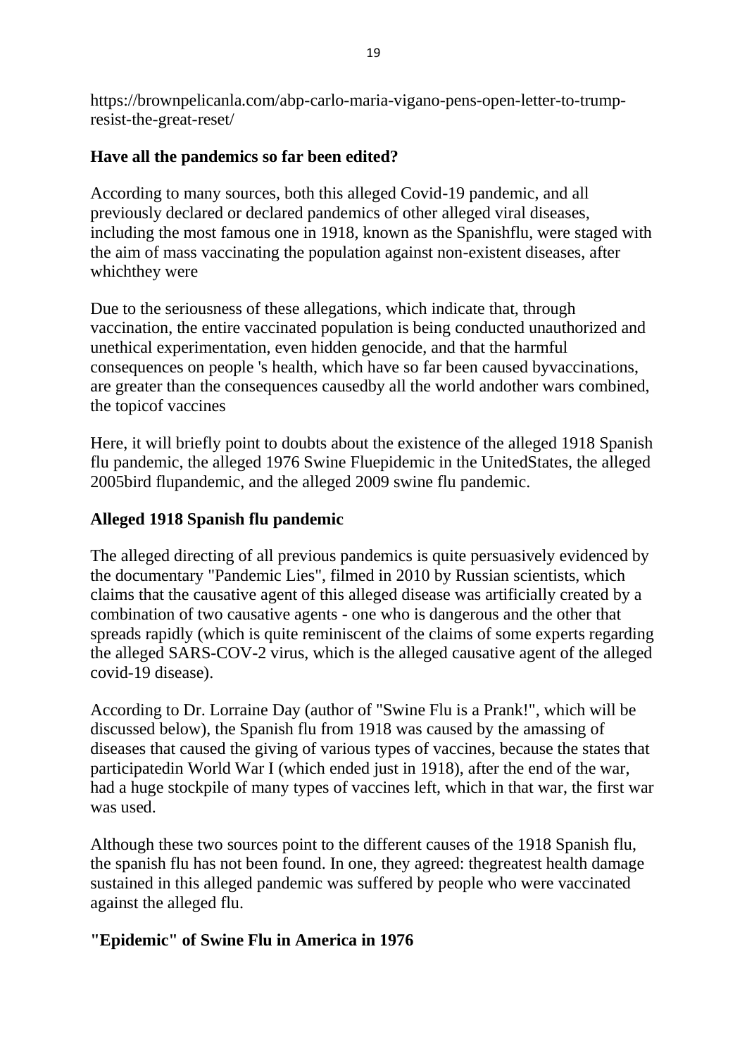https://brownpelicanla.com/abp-carlo-maria-vigano-pens-open-letter-to-trump-resist-the-great-reset/

**Have all the pandemics so far been edited?**

According to many sources, both this alleged Covid-19 pandemic, and all previously declared or declared pandemics of other alleged viral diseases, including the most famous one in 1918, known as the Spanishflu, were staged with the aim of mass vaccinating the population against non-existent diseases, after whichthey were

Due to the seriousness of these allegations, which indicate that, through vaccination, the entire vaccinated population is being conducted unauthorized and unethical experimentation, even hidden genocide, and that the harmful consequences on people 's health, which have so far been caused byvaccinations, are greater than the consequences causedby all the world andother wars combined, the topicof vaccines

Here, it will briefly point to doubts about the existence of the alleged 1918 Spanish flu pandemic, the alleged 1976 Swine Fluepidemic in the UnitedStates, the alleged 2005bird flupandemic, and the alleged 2009 swine flu pandemic.

**Alleged 1918 Spanish flu pandemic**

The alleged directing of all previous pandemics is quite persuasively evidenced by the documentary "Pandemic Lies", filmed in 2010 by Russian scientists, which claims that the causative agent of this alleged disease was artificially created by a combination of two causative agents - one who is dangerous and the other that spreads rapidly (which is quite reminiscent of the claims of some experts regarding the alleged SARS-COV-2 virus, which is the alleged causative agent of the alleged covid-19 disease).

According to Dr. Lorraine Day (author of "Swine Flu is a Prank!", which will be discussed below), the Spanish flu from 1918 was caused by the amassing of diseases that caused the giving of various types of vaccines, because the states that participatedin World War I (which ended just in 1918), after the end of the war, had a huge stockpile of many types of vaccines left, which in that war, the first war was used.

Although these two sources point to the different causes of the 1918 Spanish flu, the spanish flu has not been found. In one, they agreed: thegreatest health damage sustained in this alleged pandemic was suffered by people who were vaccinated against the alleged flu.

**"Epidemic" of Swine Flu in America in 1976**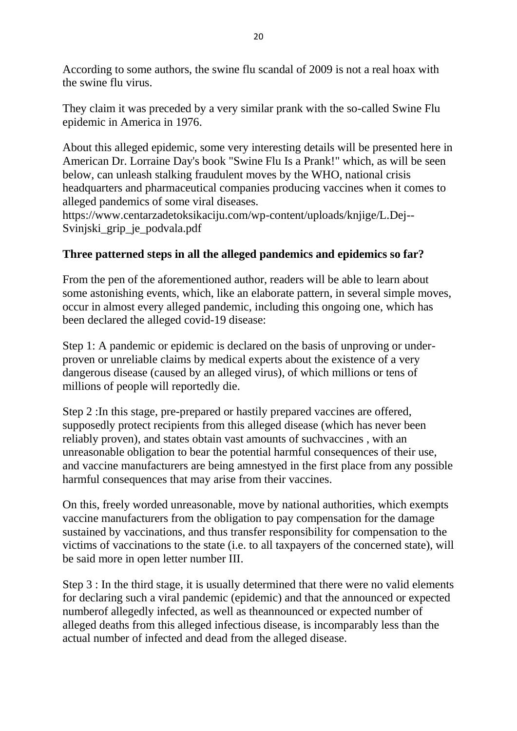According to some authors, the swine flu scandal of 2009 is not a real hoax with the swine flu virus.

They claim it was preceded by a very similar prank with the so-called Swine Flu epidemic in America in 1976.

About this alleged epidemic, some very interesting details will be presented here in American Dr. Lorraine Day's book "Swine Flu Is a Prank!" which, as will be seen below, can unleash stalking fraudulent moves by the WHO, national crisis headquarters and pharmaceutical companies producing vaccines when it comes to alleged pandemics of some viral diseases.
https://www.centarzadetoksikaciju.com/wp-content/uploads/knjige/L.Dej--Svinjski_grip_je_podvala.pdf

**Three patterned steps in all the alleged pandemics and epidemics so far?**

From the pen of the aforementioned author, readers will be able to learn about some astonishing events, which, like an elaborate pattern, in several simple moves, occur in almost every alleged pandemic, including this ongoing one, which has been declared the alleged covid-19 disease:

Step 1: A pandemic or epidemic is declared on the basis of unproving or under-proven or unreliable claims by medical experts about the existence of a very dangerous disease (caused by an alleged virus), of which millions or tens of millions of people will reportedly die.

Step 2 :In this stage, pre-prepared or hastily prepared vaccines are offered, supposedly protect recipients from this alleged disease (which has never been reliably proven), and states obtain vast amounts of suchvaccines , with an unreasonable obligation to bear the potential harmful consequences of their use, and vaccine manufacturers are being amnestyed in the first place from any possible harmful consequences that may arise from their vaccines.

On this, freely worded unreasonable, move by national authorities, which exempts vaccine manufacturers from the obligation to pay compensation for the damage sustained by vaccinations, and thus transfer responsibility for compensation to the victims of vaccinations to the state (i.e. to all taxpayers of the concerned state), will be said more in open letter number III.

Step 3 : In the third stage, it is usually determined that there were no valid elements for declaring such a viral pandemic (epidemic) and that the announced or expected numberof allegedly infected, as well as theannounced or expected number of alleged deaths from this alleged infectious disease, is incomparably less than the actual number of infected and dead from the alleged disease.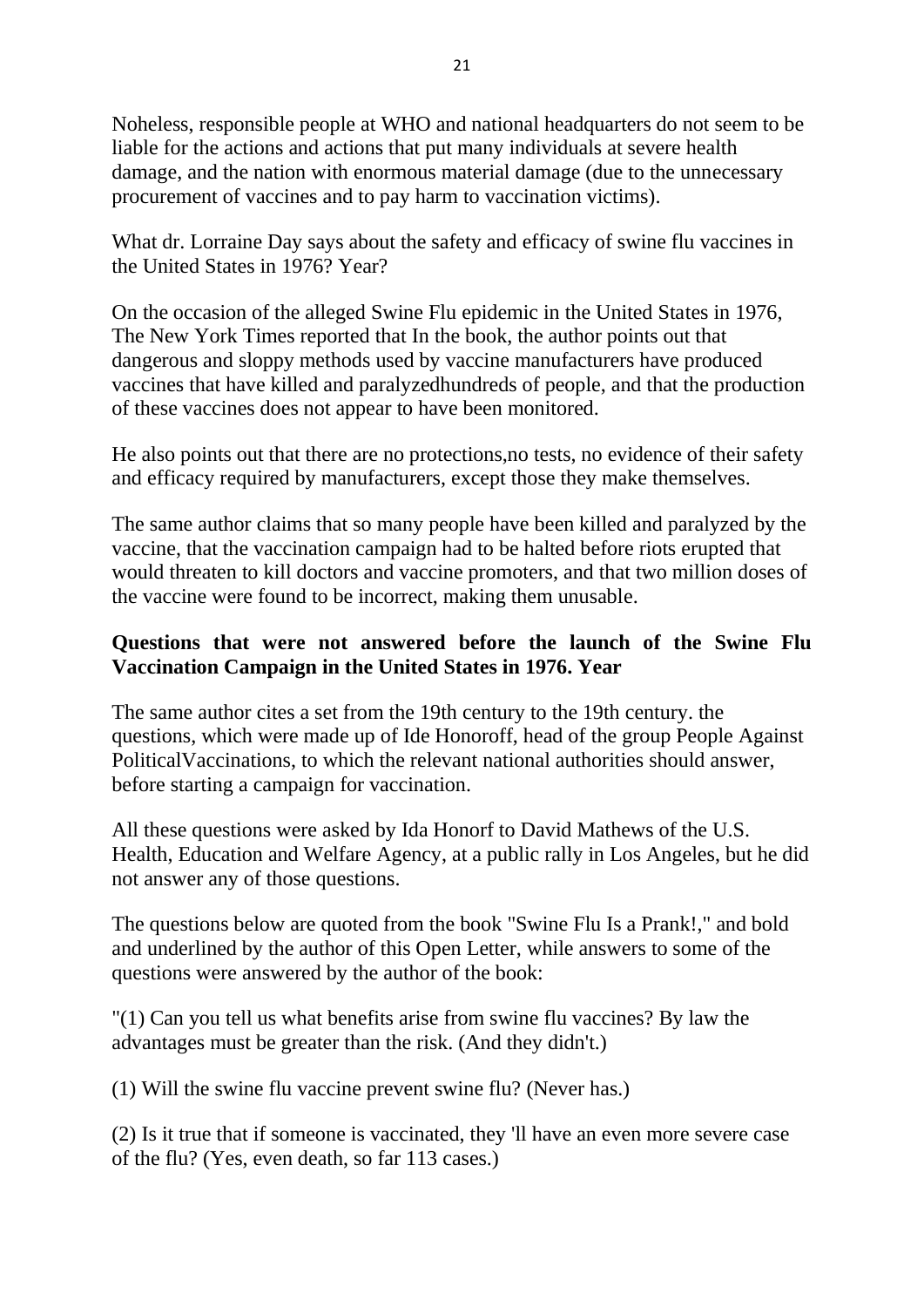Noheless, responsible people at WHO and national headquarters do not seem to be liable for the actions and actions that put many individuals at severe health damage, and the nation with enormous material damage (due to the unnecessary procurement of vaccines and to pay harm to vaccination victims).

What dr. Lorraine Day says about the safety and efficacy of swine flu vaccines in the United States in 1976? Year?

On the occasion of the alleged Swine Flu epidemic in the United States in 1976, The New York Times reported that In the book, the author points out that dangerous and sloppy methods used by vaccine manufacturers have produced vaccines that have killed and paralyzedhundreds of people, and that the production of these vaccines does not appear to have been monitored.

He also points out that there are no protections,no tests, no evidence of their safety and efficacy required by manufacturers, except those they make themselves.

The same author claims that so many people have been killed and paralyzed by the vaccine, that the vaccination campaign had to be halted before riots erupted that would threaten to kill doctors and vaccine promoters, and that two million doses of the vaccine were found to be incorrect, making them unusable.

**Questions that were not answered before the launch of the Swine Flu Vaccination Campaign in the United States in 1976. Year**

The same author cites a set from the 19th century to the 19th century. the questions, which were made up of Ide Honoroff, head of the group People Against PoliticalVaccinations, to which the relevant national authorities should answer, before starting a campaign for vaccination.

All these questions were asked by Ida Honorf to David Mathews of the U.S. Health, Education and Welfare Agency, at a public rally in Los Angeles, but he did not answer any of those questions.

The questions below are quoted from the book "Swine Flu Is a Prank!," and bold and underlined by the author of this Open Letter, while answers to some of the questions were answered by the author of the book:

"(1) Can you tell us what benefits arise from swine flu vaccines? By law the advantages must be greater than the risk. (And they didn't.)

(1) Will the swine flu vaccine prevent swine flu? (Never has.)

(2) Is it true that if someone is vaccinated, they 'll have an even more severe case of the flu? (Yes, even death, so far 113 cases.)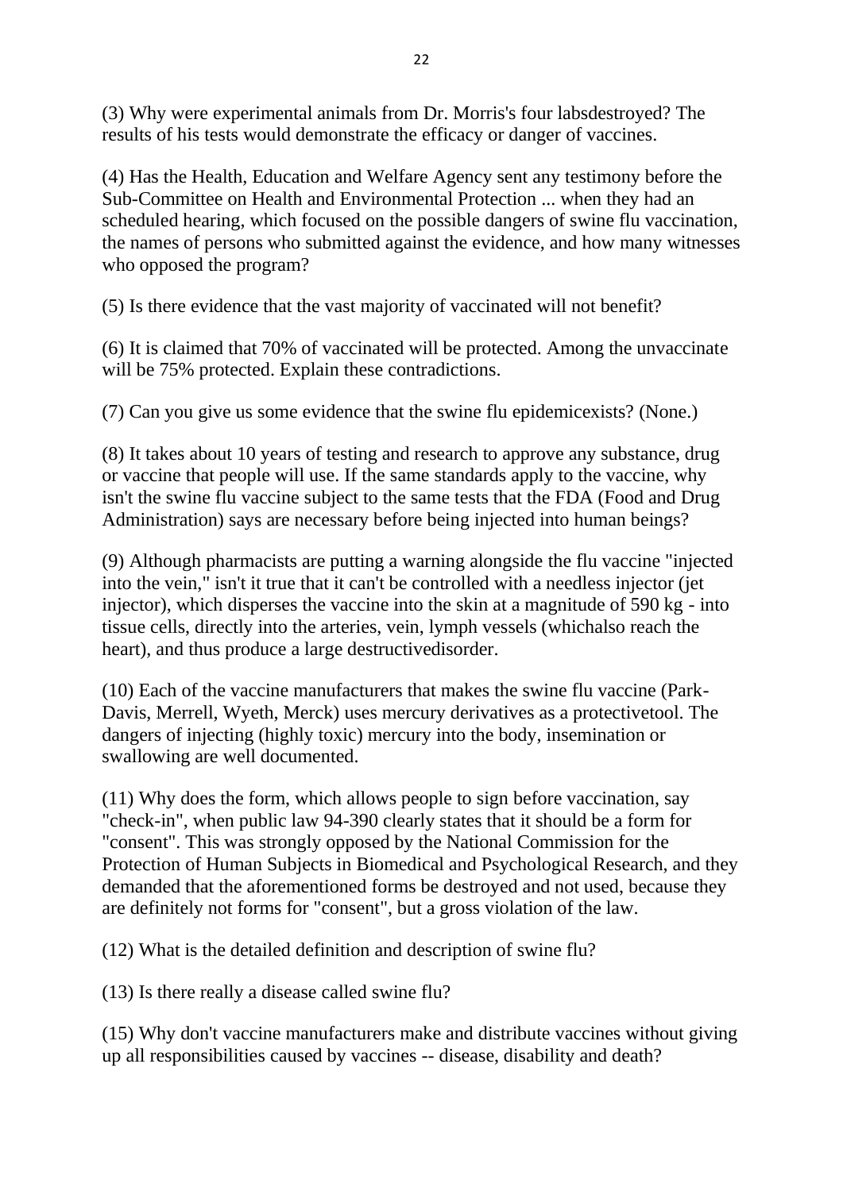(3) Why were experimental animals from Dr. Morris's four labsdestroyed? The results of his tests would demonstrate the efficacy or danger of vaccines.

(4) Has the Health, Education and Welfare Agency sent any testimony before the Sub-Committee on Health and Environmental Protection ... when they had an scheduled hearing, which focused on the possible dangers of swine flu vaccination, the names of persons who submitted against the evidence, and how many witnesses who opposed the program?

(5) Is there evidence that the vast majority of vaccinated will not benefit?

(6) It is claimed that 70% of vaccinated will be protected. Among the unvaccinate will be 75% protected. Explain these contradictions.

(7) Can you give us some evidence that the swine flu epidemicexists? (None.)

(8) It takes about 10 years of testing and research to approve any substance, drug or vaccine that people will use. If the same standards apply to the vaccine, why isn't the swine flu vaccine subject to the same tests that the FDA (Food and Drug Administration) says are necessary before being injected into human beings?

(9) Although pharmacists are putting a warning alongside the flu vaccine "injected into the vein," isn't it true that it can't be controlled with a needless injector (jet injector), which disperses the vaccine into the skin at a magnitude of 590 kg - into tissue cells, directly into the arteries, vein, lymph vessels (whichalso reach the heart), and thus produce a large destructivedisorder.

(10) Each of the vaccine manufacturers that makes the swine flu vaccine (Park-Davis, Merrell, Wyeth, Merck) uses mercury derivatives as a protectivetool. The dangers of injecting (highly toxic) mercury into the body, insemination or swallowing are well documented.

(11) Why does the form, which allows people to sign before vaccination, say "check-in", when public law 94-390 clearly states that it should be a form for "consent". This was strongly opposed by the National Commission for the Protection of Human Subjects in Biomedical and Psychological Research, and they demanded that the aforementioned forms be destroyed and not used, because they are definitely not forms for "consent", but a gross violation of the law.

(12) What is the detailed definition and description of swine flu?

(13) Is there really a disease called swine flu?

(15) Why don't vaccine manufacturers make and distribute vaccines without giving up all responsibilities caused by vaccines -- disease, disability and death?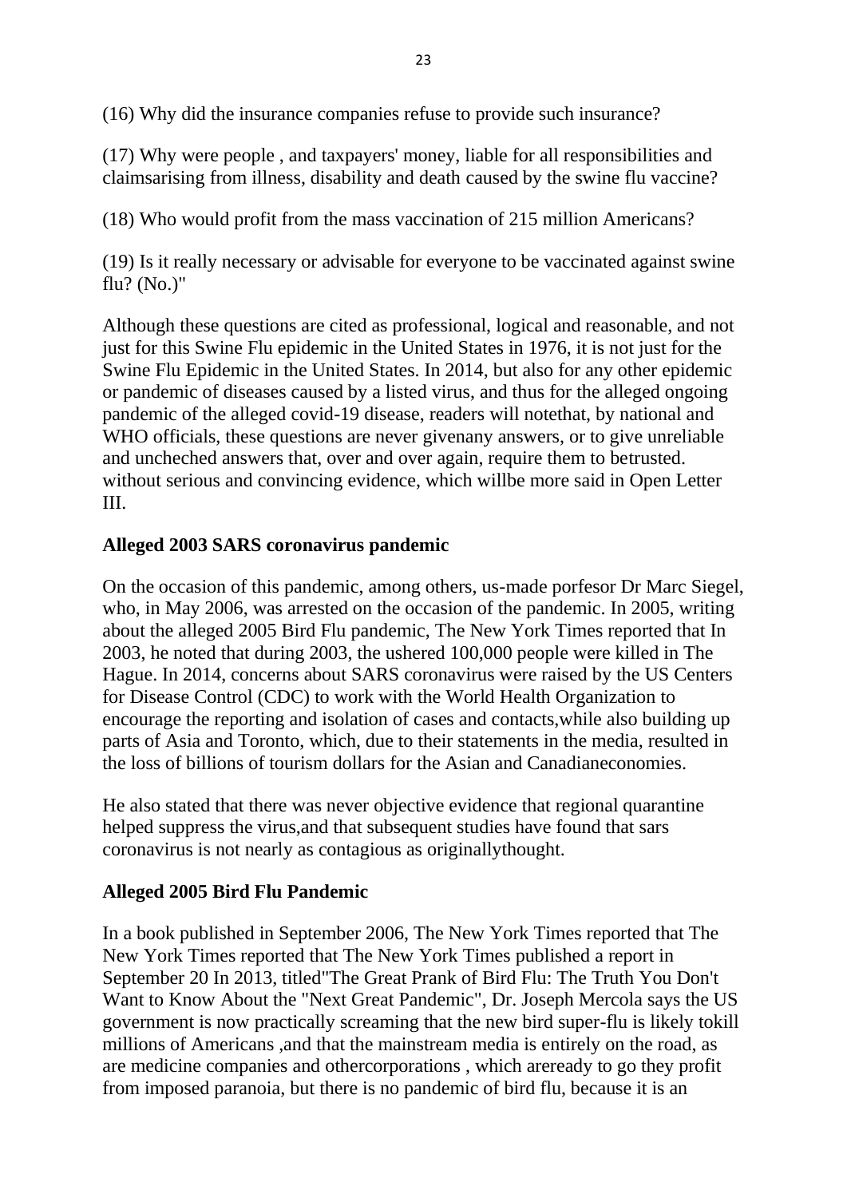(16) Why did the insurance companies refuse to provide such insurance?

(17) Why were people , and taxpayers' money, liable for all responsibilities and claimsarising from illness, disability and death caused by the swine flu vaccine?

(18) Who would profit from the mass vaccination of 215 million Americans?

(19) Is it really necessary or advisable for everyone to be vaccinated against swine flu? (No.)"

Although these questions are cited as professional, logical and reasonable, and not just for this Swine Flu epidemic in the United States in 1976, it is not just for the Swine Flu Epidemic in the United States. In 2014, but also for any other epidemic or pandemic of diseases caused by a listed virus, and thus for the alleged ongoing pandemic of the alleged covid-19 disease, readers will notethat, by national and WHO officials, these questions are never givenany answers, or to give unreliable and uncheched answers that, over and over again, require them to betrusted. without serious and convincing evidence, which willbe more said in Open Letter III.

**Alleged 2003 SARS coronavirus pandemic**

On the occasion of this pandemic, among others, us-made porfesor Dr Marc Siegel, who, in May 2006, was arrested on the occasion of the pandemic. In 2005, writing about the alleged 2005 Bird Flu pandemic, The New York Times reported that In 2003, he noted that during 2003, the ushered 100,000 people were killed in The Hague. In 2014, concerns about SARS coronavirus were raised by the US Centers for Disease Control (CDC) to work with the World Health Organization to encourage the reporting and isolation of cases and contacts,while also building up parts of Asia and Toronto, which, due to their statements in the media, resulted in the loss of billions of tourism dollars for the Asian and Canadianeconomies.

He also stated that there was never objective evidence that regional quarantine helped suppress the virus,and that subsequent studies have found that sars coronavirus is not nearly as contagious as originallythought.

**Alleged 2005 Bird Flu Pandemic**

In a book published in September 2006, The New York Times reported that The New York Times reported that The New York Times published a report in September 20 In 2013, titled"The Great Prank of Bird Flu: The Truth You Don't Want to Know About the "Next Great Pandemic", Dr. Joseph Mercola says the US government is now practically screaming that the new bird super-flu is likely tokill millions of Americans ,and that the mainstream media is entirely on the road, as are medicine companies and othercorporations , which areready to go they profit from imposed paranoia, but there is no pandemic of bird flu, because it is an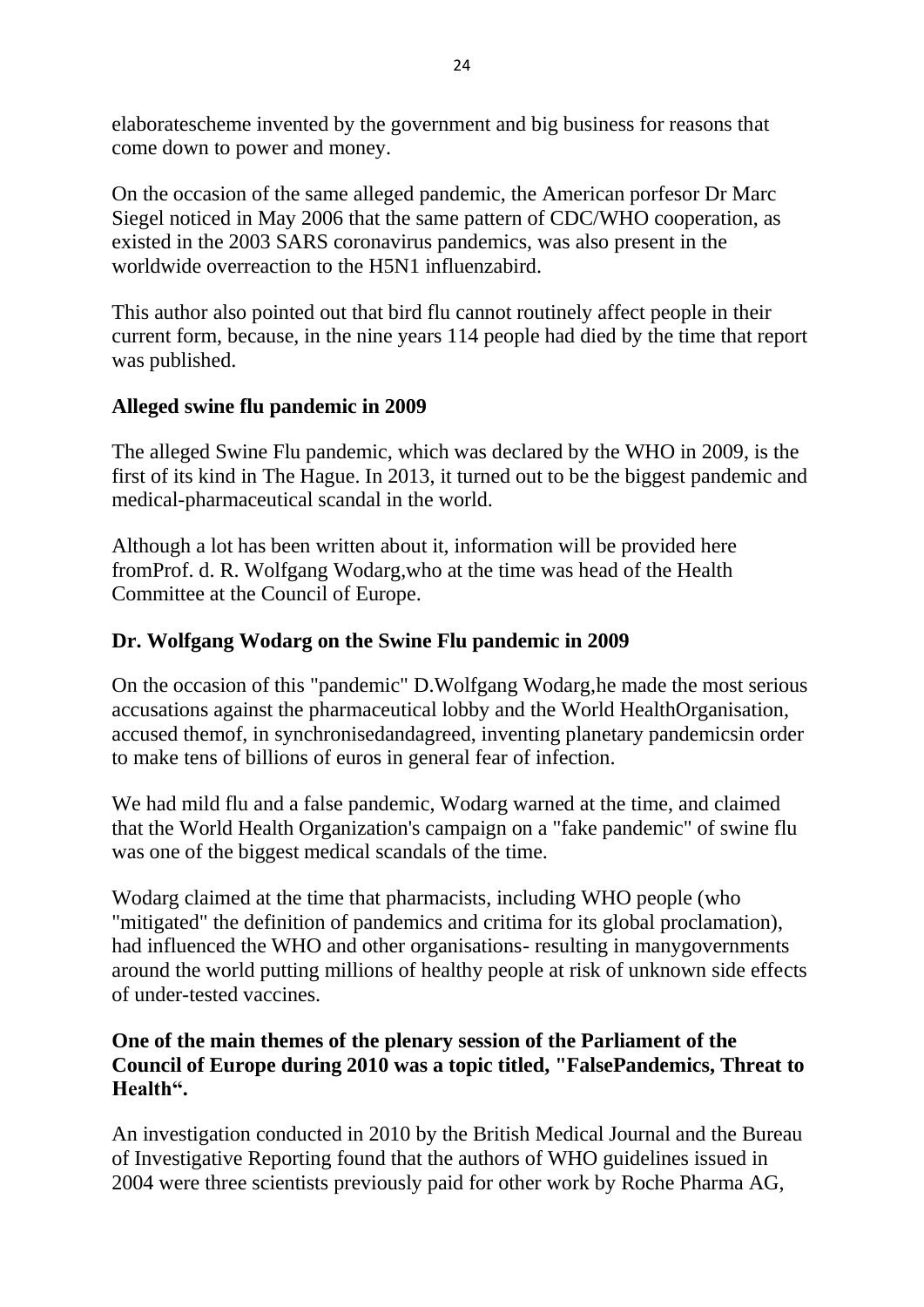elaboratescheme invented by the government and big business for reasons that come down to power and money.

On the occasion of the same alleged pandemic, the American porfesor Dr Marc Siegel noticed in May 2006 that the same pattern of CDC/WHO cooperation, as existed in the 2003 SARS coronavirus pandemics, was also present in the worldwide overreaction to the H5N1 influenzabird.

This author also pointed out that bird flu cannot routinely affect people in their current form, because, in the nine years 114 people had died by the time that report was published.

## Alleged swine flu pandemic in 2009

The alleged Swine Flu pandemic, which was declared by the WHO in 2009, is the first of its kind in The Hague. In 2013, it turned out to be the biggest pandemic and medical-pharmaceutical scandal in the world.

Although a lot has been written about it, information will be provided here fromProf. d. R. Wolfgang Wodarg,who at the time was head of the Health Committee at the Council of Europe.

## Dr. Wolfgang Wodarg on the Swine Flu pandemic in 2009

On the occasion of this "pandemic" D.Wolfgang Wodarg,he made the most serious accusations against the pharmaceutical lobby and the World HealthOrganisation, accused themof, in synchronisedandagreed, inventing planetary pandemicsin order to make tens of billions of euros in general fear of infection.

We had mild flu and a false pandemic, Wodarg warned at the time, and claimed that the World Health Organization's campaign on a "fake pandemic" of swine flu was one of the biggest medical scandals of the time.

Wodarg claimed at the time that pharmacists, including WHO people (who "mitigated" the definition of pandemics and critima for its global proclamation), had influenced the WHO and other organisations- resulting in manygovernments around the world putting millions of healthy people at risk of unknown side effects of under-tested vaccines.

**One of the main themes of the plenary session of the Parliament of the Council of Europe during 2010 was a topic titled, "FalsePandemics, Threat to Health".**

An investigation conducted in 2010 by the British Medical Journal and the Bureau of Investigative Reporting found that the authors of WHO guidelines issued in 2004 were three scientists previously paid for other work by Roche Pharma AG,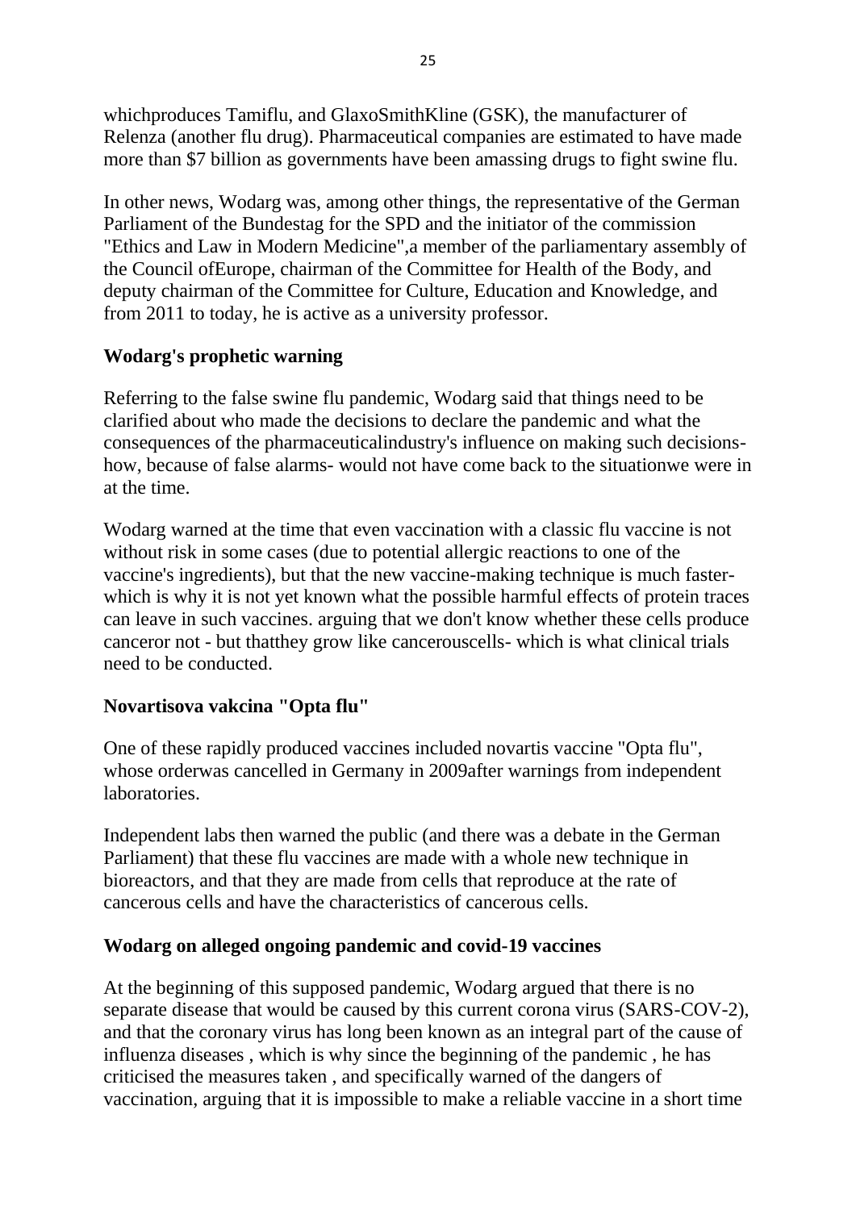whichproduces Tamiflu, and GlaxoSmithKline (GSK), the manufacturer of Relenza (another flu drug). Pharmaceutical companies are estimated to have made more than $7 billion as governments have been amassing drugs to fight swine flu.

In other news, Wodarg was, among other things, the representative of the German Parliament of the Bundestag for the SPD and the initiator of the commission "Ethics and Law in Modern Medicine",a member of the parliamentary assembly of the Council ofEurope, chairman of the Committee for Health of the Body, and deputy chairman of the Committee for Culture, Education and Knowledge, and from 2011 to today, he is active as a university professor.

**Wodarg's prophetic warning**

Referring to the false swine flu pandemic, Wodarg said that things need to be clarified about who made the decisions to declare the pandemic and what the consequences of the pharmaceuticalindustry's influence on making such decisions- how, because of false alarms- would not have come back to the situationwe were in at the time.

Wodarg warned at the time that even vaccination with a classic flu vaccine is not without risk in some cases (due to potential allergic reactions to one of the vaccine's ingredients), but that the new vaccine-making technique is much faster- which is why it is not yet known what the possible harmful effects of protein traces can leave in such vaccines. arguing that we don't know whether these cells produce canceror not - but thatthey grow like cancerouscells- which is what clinical trials need to be conducted.

**Novartisova vakcina "Opta flu"**

One of these rapidly produced vaccines included novartis vaccine "Opta flu", whose orderwas cancelled in Germany in 2009after warnings from independent laboratories.

Independent labs then warned the public (and there was a debate in the German Parliament) that these flu vaccines are made with a whole new technique in bioreactors, and that they are made from cells that reproduce at the rate of cancerous cells and have the characteristics of cancerous cells.

**Wodarg on alleged ongoing pandemic and covid-19 vaccines**

At the beginning of this supposed pandemic, Wodarg argued that there is no separate disease that would be caused by this current corona virus (SARS-COV-2), and that the coronary virus has long been known as an integral part of the cause of influenza diseases , which is why since the beginning of the pandemic , he has criticised the measures taken , and specifically warned of the dangers of vaccination, arguing that it is impossible to make a reliable vaccine in a short time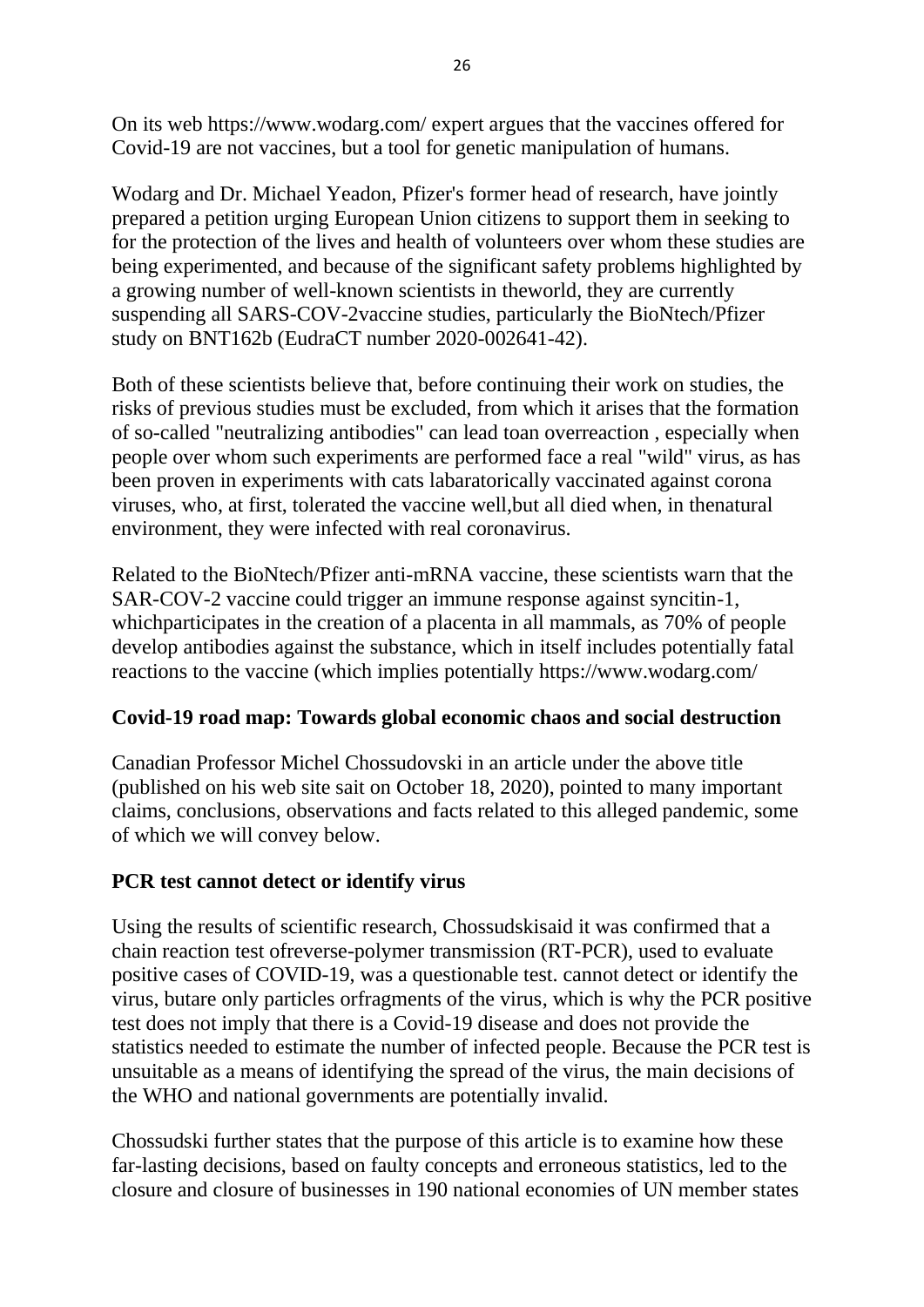On its web https://www.wodarg.com/ expert argues that the vaccines offered for Covid-19 are not vaccines, but a tool for genetic manipulation of humans.

Wodarg and Dr. Michael Yeadon, Pfizer's former head of research, have jointly prepared a petition urging European Union citizens to support them in seeking to for the protection of the lives and health of volunteers over whom these studies are being experimented, and because of the significant safety problems highlighted by a growing number of well-known scientists in theworld, they are currently suspending all SARS-COV-2vaccine studies, particularly the BioNtech/Pfizer study on BNT162b (EudraCT number 2020-002641-42).

Both of these scientists believe that, before continuing their work on studies, the risks of previous studies must be excluded, from which it arises that the formation of so-called "neutralizing antibodies" can lead toan overreaction , especially when people over whom such experiments are performed face a real "wild" virus, as has been proven in experiments with cats labaratorically vaccinated against corona viruses, who, at first, tolerated the vaccine well,but all died when, in thenatural environment, they were infected with real coronavirus.

Related to the BioNtech/Pfizer anti-mRNA vaccine, these scientists warn that the SAR-COV-2 vaccine could trigger an immune response against syncitin-1, whichparticipates in the creation of a placenta in all mammals, as 70% of people develop antibodies against the substance, which in itself includes potentially fatal reactions to the vaccine (which implies potentially https://www.wodarg.com/

**Covid-19 road map: Towards global economic chaos and social destruction**

Canadian Professor Michel Chossudovski in an article under the above title (published on his web site sait on October 18, 2020), pointed to many important claims, conclusions, observations and facts related to this alleged pandemic, some of which we will convey below.

**PCR test cannot detect or identify virus**

Using the results of scientific research, Chossudskisaid it was confirmed that a chain reaction test ofreverse-polymer transmission (RT-PCR), used to evaluate positive cases of COVID-19, was a questionable test. cannot detect or identify the virus, butare only particles orfragments of the virus, which is why the PCR positive test does not imply that there is a Covid-19 disease and does not provide the statistics needed to estimate the number of infected people. Because the PCR test is unsuitable as a means of identifying the spread of the virus, the main decisions of the WHO and national governments are potentially invalid.

Chossudski further states that the purpose of this article is to examine how these far-lasting decisions, based on faulty concepts and erroneous statistics, led to the closure and closure of businesses in 190 national economies of UN member states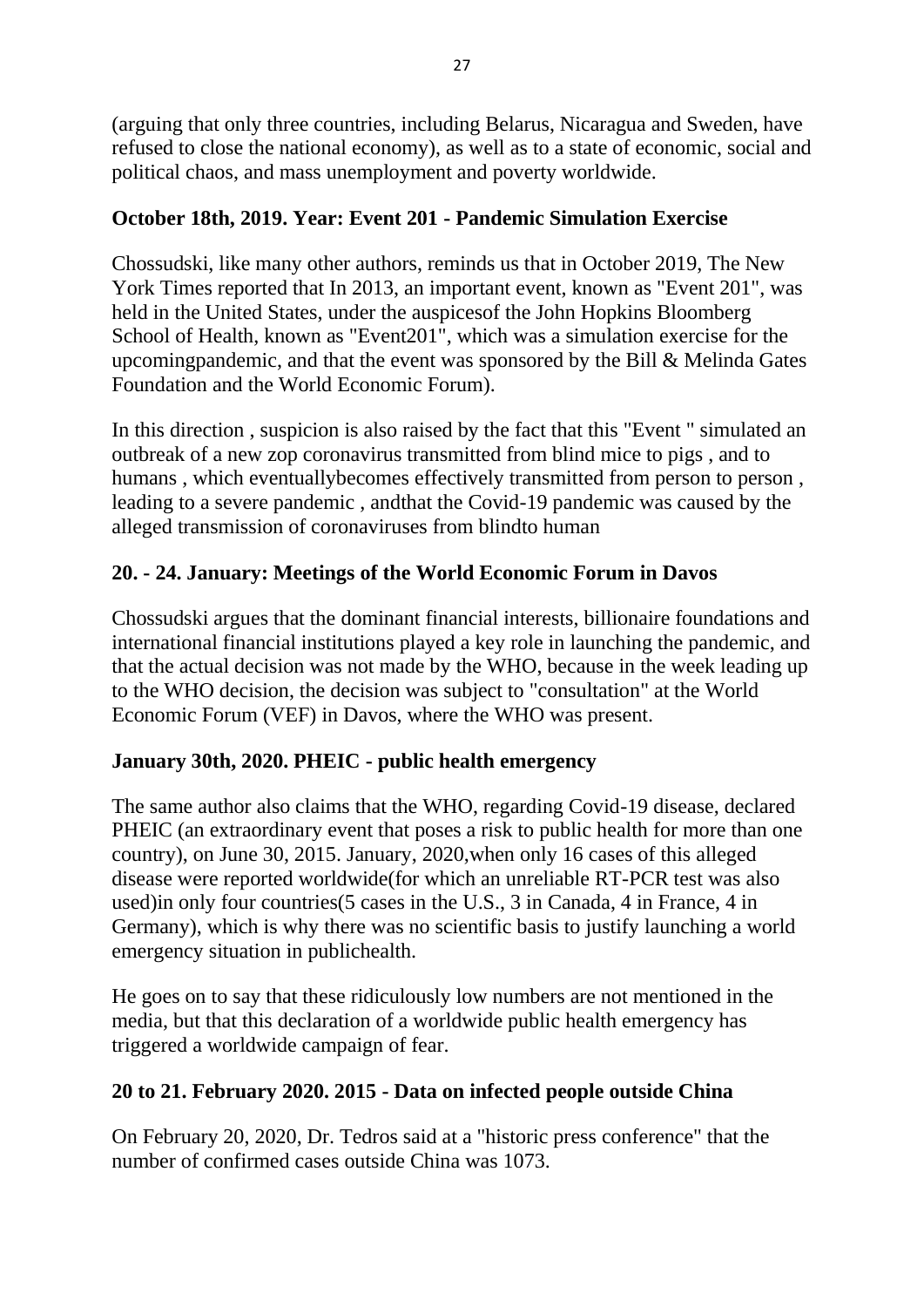(arguing that only three countries, including Belarus, Nicaragua and Sweden, have refused to close the national economy), as well as to a state of economic, social and political chaos, and mass unemployment and poverty worldwide.

**October 18th, 2019. Year: Event 201 - Pandemic Simulation Exercise**

Chossudski, like many other authors, reminds us that in October 2019, The New York Times reported that In 2013, an important event, known as "Event 201", was held in the United States, under the auspicesof the John Hopkins Bloomberg School of Health, known as "Event201", which was a simulation exercise for the upcomingpandemic, and that the event was sponsored by the Bill & Melinda Gates Foundation and the World Economic Forum).

In this direction , suspicion is also raised by the fact that this "Event " simulated an outbreak of a new zop coronavirus transmitted from blind mice to pigs , and to humans , which eventuallybecomes effectively transmitted from person to person , leading to a severe pandemic , andthat the Covid-19 pandemic was caused by the alleged transmission of coronaviruses from blindto human

**20. - 24. January: Meetings of the World Economic Forum in Davos**

Chossudski argues that the dominant financial interests, billionaire foundations and international financial institutions played a key role in launching the pandemic, and that the actual decision was not made by the WHO, because in the week leading up to the WHO decision, the decision was subject to "consultation" at the World Economic Forum (VEF) in Davos, where the WHO was present.

**January 30th, 2020. PHEIC - public health emergency**

The same author also claims that the WHO, regarding Covid-19 disease, declared PHEIC (an extraordinary event that poses a risk to public health for more than one country), on June 30, 2015. January, 2020,when only 16 cases of this alleged disease were reported worldwide(for which an unreliable RT-PCR test was also used)in only four countries(5 cases in the U.S., 3 in Canada, 4 in France, 4 in Germany), which is why there was no scientific basis to justify launching a world emergency situation in publichealth.

He goes on to say that these ridiculously low numbers are not mentioned in the media, but that this declaration of a worldwide public health emergency has triggered a worldwide campaign of fear.

**20 to 21. February 2020. 2015 - Data on infected people outside China**

On February 20, 2020, Dr. Tedros said at a "historic press conference" that the number of confirmed cases outside China was 1073.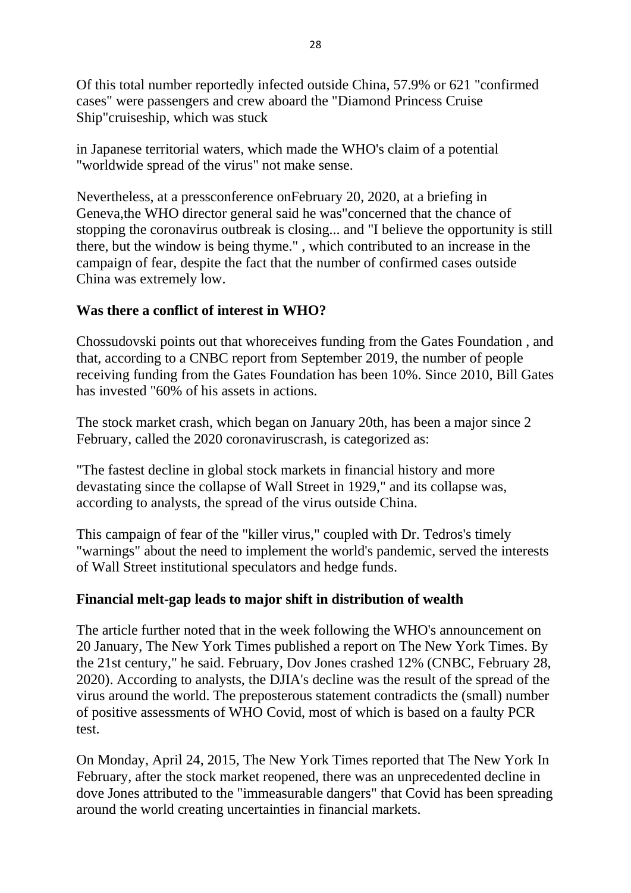Of this total number reportedly infected outside China, 57.9% or 621 "confirmed cases" were passengers and crew aboard the "Diamond Princess Cruise Ship"cruiseship, which was stuck

in Japanese territorial waters, which made the WHO's claim of a potential "worldwide spread of the virus" not make sense.

Nevertheless, at a pressconference onFebruary 20, 2020, at a briefing in Geneva,the WHO director general said he was"concerned that the chance of stopping the coronavirus outbreak is closing... and "I believe the opportunity is still there, but the window is being thyme." , which contributed to an increase in the campaign of fear, despite the fact that the number of confirmed cases outside China was extremely low.

**Was there a conflict of interest in WHO?**

Chossudovski points out that whoreceives funding from the Gates Foundation , and that, according to a CNBC report from September 2019, the number of people receiving funding from the Gates Foundation has been 10%. Since 2010, Bill Gates has invested "60% of his assets in actions.

The stock market crash, which began on January 20th, has been a major since 2 February, called the 2020 coronaviruscrash, is categorized as:

"The fastest decline in global stock markets in financial history and more devastating since the collapse of Wall Street in 1929," and its collapse was, according to analysts, the spread of the virus outside China.

This campaign of fear of the "killer virus," coupled with Dr. Tedros's timely "warnings" about the need to implement the world's pandemic, served the interests of Wall Street institutional speculators and hedge funds.

**Financial melt-gap leads to major shift in distribution of wealth**

The article further noted that in the week following the WHO's announcement on 20 January, The New York Times published a report on The New York Times. By the 21st century," he said. February, Dov Jones crashed 12% (CNBC, February 28, 2020). According to analysts, the DJIA's decline was the result of the spread of the virus around the world. The preposterous statement contradicts the (small) number of positive assessments of WHO Covid, most of which is based on a faulty PCR test.

On Monday, April 24, 2015, The New York Times reported that The New York In February, after the stock market reopened, there was an unprecedented decline in dove Jones attributed to the "immeasurable dangers" that Covid has been spreading around the world creating uncertainties in financial markets.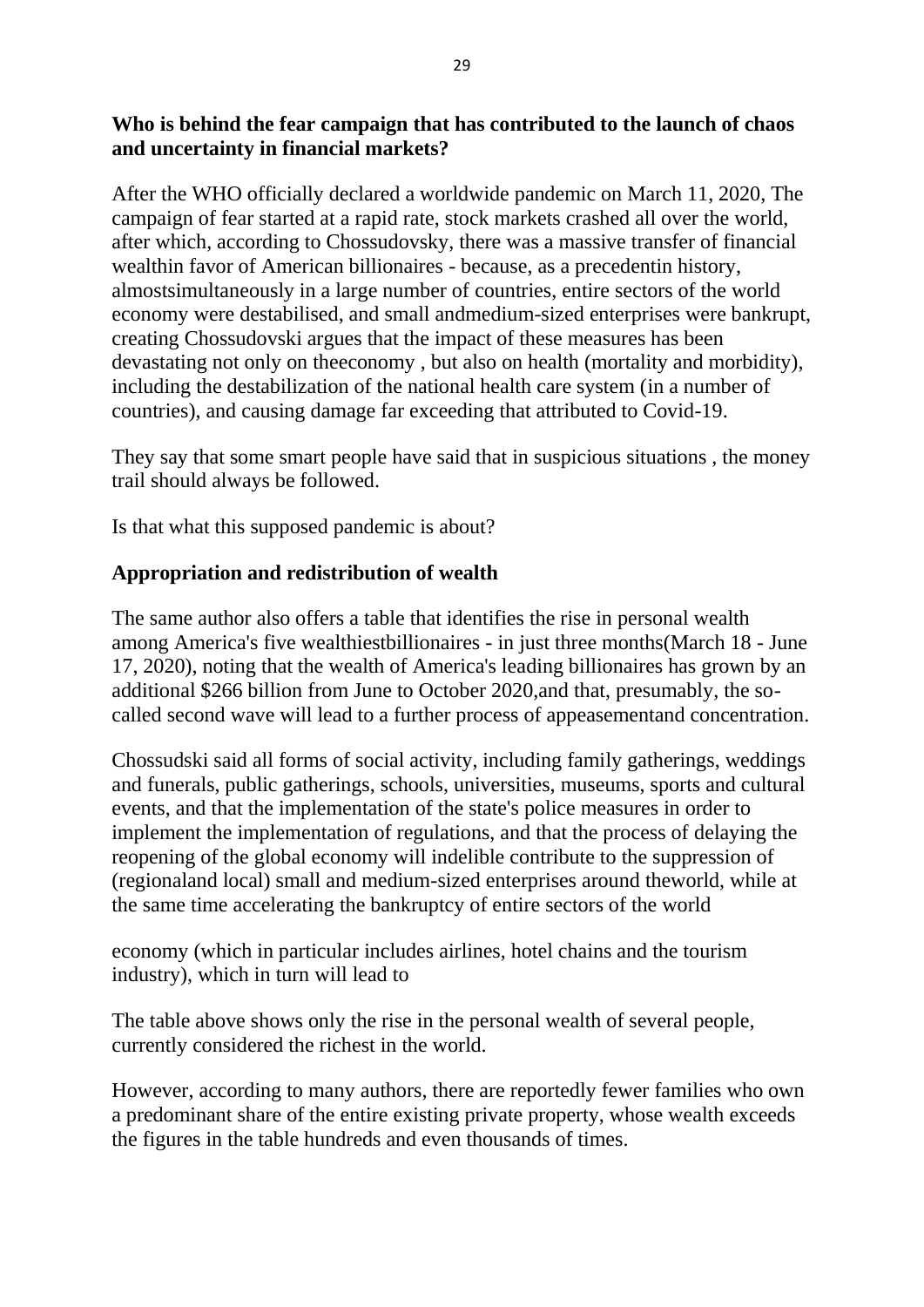**Who is behind the fear campaign that has contributed to the launch of chaos and uncertainty in financial markets?**

After the WHO officially declared a worldwide pandemic on March 11, 2020, The campaign of fear started at a rapid rate, stock markets crashed all over the world, after which, according to Chossudovsky, there was a massive transfer of financial wealthin favor of American billionaires - because, as a precedentin history, almostsimultaneously in a large number of countries, entire sectors of the world economy were destabilised, and small andmedium-sized enterprises were bankrupt, creating Chossudovski argues that the impact of these measures has been devastating not only on theeconomy , but also on health (mortality and morbidity), including the destabilization of the national health care system (in a number of countries), and causing damage far exceeding that attributed to Covid-19.

They say that some smart people have said that in suspicious situations , the money trail should always be followed.

Is that what this supposed pandemic is about?

**Appropriation and redistribution of wealth**

The same author also offers a table that identifies the rise in personal wealth among America's five wealthiestbillionaires - in just three months(March 18 - June 17, 2020), noting that the wealth of America's leading billionaires has grown by an additional $266 billion from June to October 2020,and that, presumably, the so-called second wave will lead to a further process of appeasementand concentration.

Chossudski said all forms of social activity, including family gatherings, weddings and funerals, public gatherings, schools, universities, museums, sports and cultural events, and that the implementation of the state's police measures in order to implement the implementation of regulations, and that the process of delaying the reopening of the global economy will indelible contribute to the suppression of (regionaland local) small and medium-sized enterprises around theworld, while at the same time accelerating the bankruptcy of entire sectors of the world

economy (which in particular includes airlines, hotel chains and the tourism industry), which in turn will lead to

The table above shows only the rise in the personal wealth of several people, currently considered the richest in the world.

However, according to many authors, there are reportedly fewer families who own a predominant share of the entire existing private property, whose wealth exceeds the figures in the table hundreds and even thousands of times.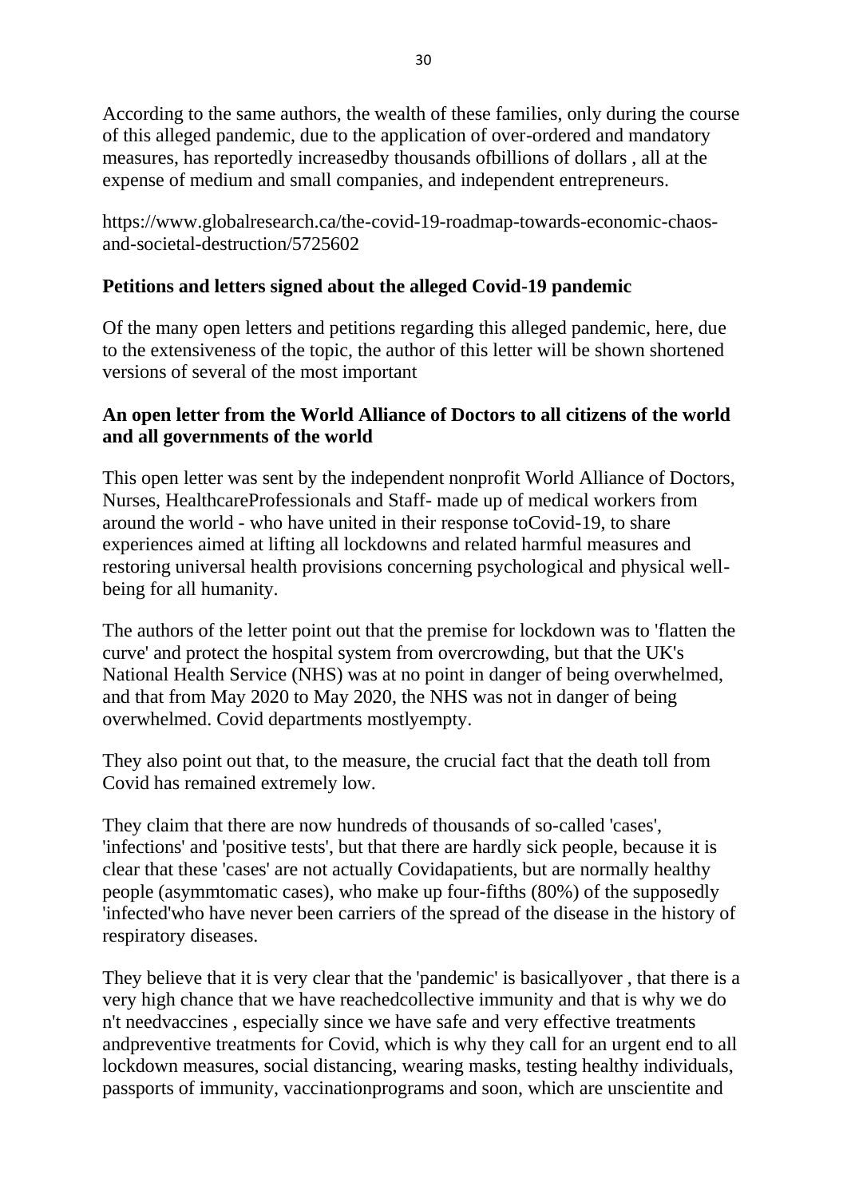According to the same authors, the wealth of these families, only during the course of this alleged pandemic, due to the application of over-ordered and mandatory measures, has reportedly increasedby thousands ofbillions of dollars , all at the expense of medium and small companies, and independent entrepreneurs.

https://www.globalresearch.ca/the-covid-19-roadmap-towards-economic-chaos-and-societal-destruction/5725602

**Petitions and letters signed about the alleged Covid-19 pandemic**

Of the many open letters and petitions regarding this alleged pandemic, here, due to the extensiveness of the topic, the author of this letter will be shown shortened versions of several of the most important

**An open letter from the World Alliance of Doctors to all citizens of the world and all governments of the world**

This open letter was sent by the independent nonprofit World Alliance of Doctors, Nurses, HealthcareProfessionals and Staff- made up of medical workers from around the world - who have united in their response toCovid-19, to share experiences aimed at lifting all lockdowns and related harmful measures and restoring universal health provisions concerning psychological and physical well-being for all humanity.

The authors of the letter point out that the premise for lockdown was to 'flatten the curve' and protect the hospital system from overcrowding, but that the UK's National Health Service (NHS) was at no point in danger of being overwhelmed, and that from May 2020 to May 2020, the NHS was not in danger of being overwhelmed. Covid departments mostlyempty.

They also point out that, to the measure, the crucial fact that the death toll from Covid has remained extremely low.

They claim that there are now hundreds of thousands of so-called 'cases', 'infections' and 'positive tests', but that there are hardly sick people, because it is clear that these 'cases' are not actually Covidapatients, but are normally healthy people (asymmtomatic cases), who make up four-fifths (80%) of the supposedly 'infected'who have never been carriers of the spread of the disease in the history of respiratory diseases.

They believe that it is very clear that the 'pandemic' is basicallyover , that there is a very high chance that we have reachedcollective immunity and that is why we do n't needvaccines , especially since we have safe and very effective treatments andpreventive treatments for Covid, which is why they call for an urgent end to all lockdown measures, social distancing, wearing masks, testing healthy individuals, passports of immunity, vaccinationprograms and soon, which are unscientite and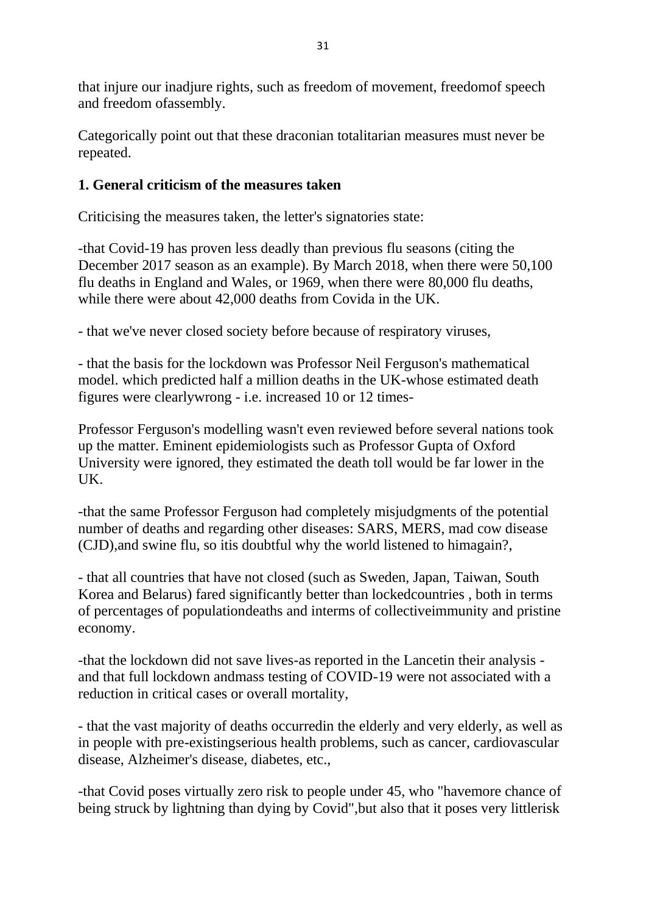that injure our inadjure rights, such as freedom of movement, freedomof speech and freedom ofassembly.

Categorically point out that these draconian totalitarian measures must never be repeated.

**1. General criticism of the measures taken**

Criticising the measures taken, the letter's signatories state:

-that Covid-19 has proven less deadly than previous flu seasons (citing the December 2017 season as an example). By March 2018, when there were 50,100 flu deaths in England and Wales, or 1969, when there were 80,000 flu deaths, while there were about 42,000 deaths from Covida in the UK.

- that we've never closed society before because of respiratory viruses,

- that the basis for the lockdown was Professor Neil Ferguson's mathematical model. which predicted half a million deaths in the UK-whose estimated death figures were clearlywrong - i.e. increased 10 or 12 times-

Professor Ferguson's modelling wasn't even reviewed before several nations took up the matter. Eminent epidemiologists such as Professor Gupta of Oxford University were ignored, they estimated the death toll would be far lower in the UK.

-that the same Professor Ferguson had completely misjudgments of the potential number of deaths and regarding other diseases: SARS, MERS, mad cow disease (CJD),and swine flu, so itis doubtful why the world listened to himagain?,

- that all countries that have not closed (such as Sweden, Japan, Taiwan, South Korea and Belarus) fared significantly better than lockedcountries , both in terms of percentages of populationdeaths and interms of collectiveimmunity and pristine economy.

-that the lockdown did not save lives-as reported in the Lancetin their analysis - and that full lockdown andmass testing of COVID-19 were not associated with a reduction in critical cases or overall mortality,

- that the vast majority of deaths occurredin the elderly and very elderly, as well as in people with pre-existingserious health problems, such as cancer, cardiovascular disease, Alzheimer's disease, diabetes, etc.,

-that Covid poses virtually zero risk to people under 45, who "havemore chance of being struck by lightning than dying by Covid",but also that it poses very littlerisk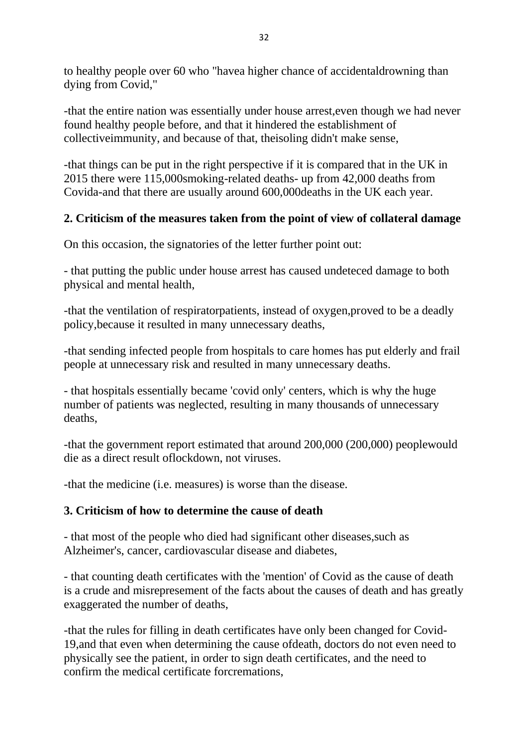to healthy people over 60 who "havea higher chance of accidentaldrowning than dying from Covid,"

-that the entire nation was essentially under house arrest,even though we had never found healthy people before, and that it hindered the establishment of collectiveimmunity, and because of that, theisoling didn't make sense,

-that things can be put in the right perspective if it is compared that in the UK in 2015 there were 115,000smoking-related deaths- up from 42,000 deaths from Covida-and that there are usually around 600,000deaths in the UK each year.

**2. Criticism of the measures taken from the point of view of collateral damage**

On this occasion, the signatories of the letter further point out:

- that putting the public under house arrest has caused undeteced damage to both physical and mental health,

-that the ventilation of respiratorpatients, instead of oxygen,proved to be a deadly policy,because it resulted in many unnecessary deaths,

-that sending infected people from hospitals to care homes has put elderly and frail people at unnecessary risk and resulted in many unnecessary deaths.

- that hospitals essentially became 'covid only' centers, which is why the huge number of patients was neglected, resulting in many thousands of unnecessary deaths,

-that the government report estimated that around 200,000 (200,000) peoplewould die as a direct result oflockdown, not viruses.

-that the medicine (i.e. measures) is worse than the disease.

**3. Criticism of how to determine the cause of death**

- that most of the people who died had significant other diseases,such as Alzheimer's, cancer, cardiovascular disease and diabetes,

- that counting death certificates with the 'mention' of Covid as the cause of death is a crude and misrepresement of the facts about the causes of death and has greatly exaggerated the number of deaths,

-that the rules for filling in death certificates have only been changed for Covid-19,and that even when determining the cause ofdeath, doctors do not even need to physically see the patient, in order to sign death certificates, and the need to confirm the medical certificate forcremations,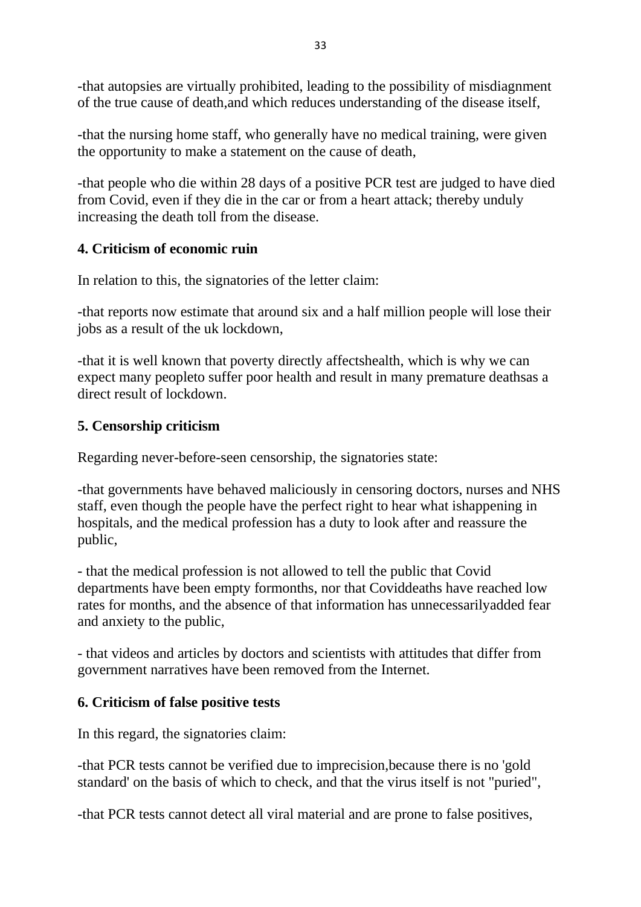-that autopsies are virtually prohibited, leading to the possibility of misdiagnment of the true cause of death,and which reduces understanding of the disease itself,

-that the nursing home staff, who generally have no medical training, were given the opportunity to make a statement on the cause of death,

-that people who die within 28 days of a positive PCR test are judged to have died from Covid, even if they die in the car or from a heart attack; thereby unduly increasing the death toll from the disease.

**4. Criticism of economic ruin**

In relation to this, the signatories of the letter claim:

-that reports now estimate that around six and a half million people will lose their jobs as a result of the uk lockdown,

-that it is well known that poverty directly affectshealth, which is why we can expect many peopleto suffer poor health and result in many premature deathsas a direct result of lockdown.

**5. Censorship criticism**

Regarding never-before-seen censorship, the signatories state:

-that governments have behaved maliciously in censoring doctors, nurses and NHS staff, even though the people have the perfect right to hear what ishappening in hospitals, and the medical profession has a duty to look after and reassure the public,

- that the medical profession is not allowed to tell the public that Covid departments have been empty formonths, nor that Coviddeaths have reached low rates for months, and the absence of that information has unnecessarilyadded fear and anxiety to the public,

- that videos and articles by doctors and scientists with attitudes that differ from government narratives have been removed from the Internet.

**6. Criticism of false positive tests**

In this regard, the signatories claim:

-that PCR tests cannot be verified due to imprecision,because there is no 'gold standard' on the basis of which to check, and that the virus itself is not "puried",

-that PCR tests cannot detect all viral material and are prone to false positives,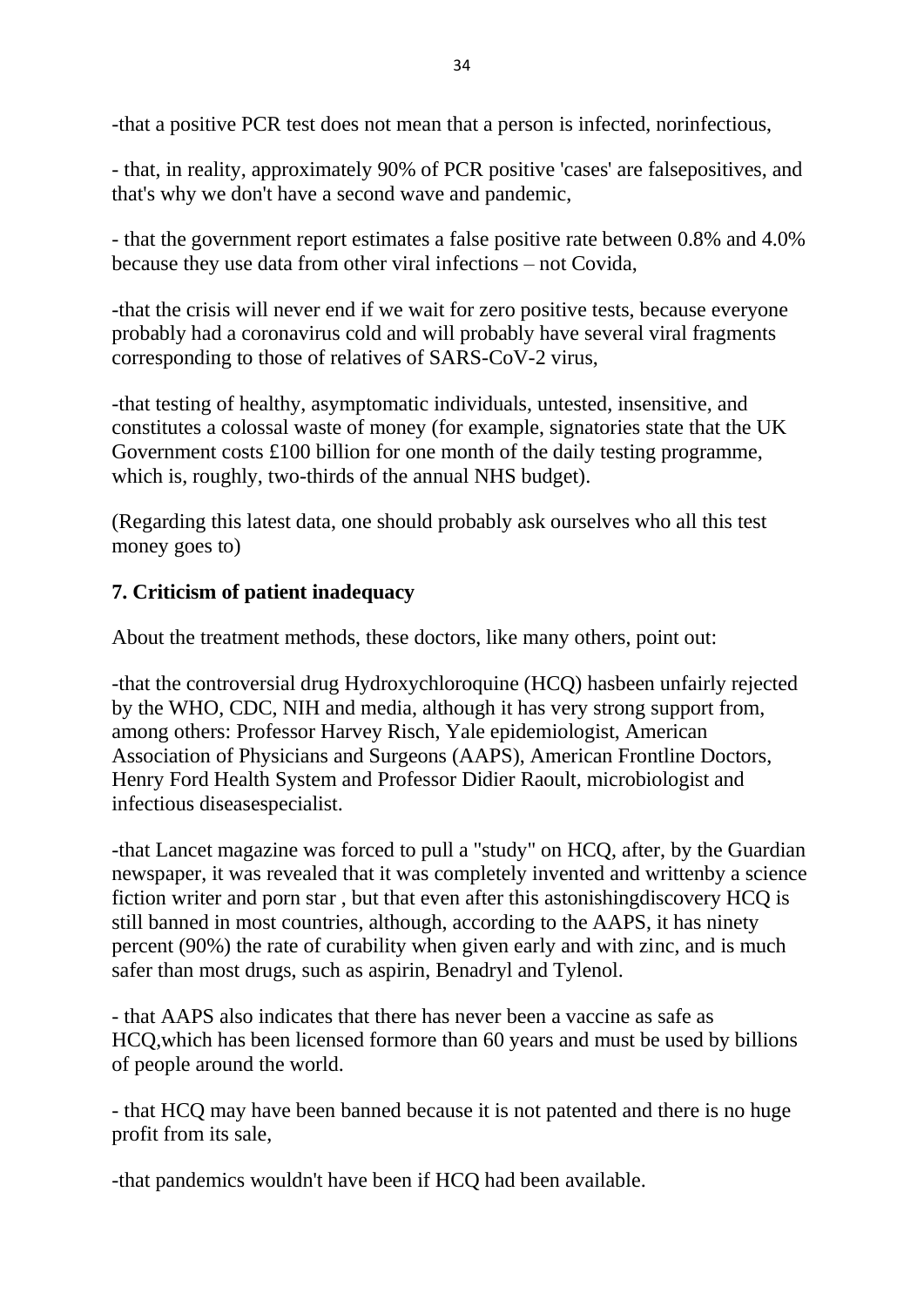-that a positive PCR test does not mean that a person is infected, norinfectious,

- that, in reality, approximately 90% of PCR positive 'cases' are falsepositives, and that's why we don't have a second wave and pandemic,

- that the government report estimates a false positive rate between 0.8% and 4.0% because they use data from other viral infections – not Covida,

-that the crisis will never end if we wait for zero positive tests, because everyone probably had a coronavirus cold and will probably have several viral fragments corresponding to those of relatives of SARS-CoV-2 virus,

-that testing of healthy, asymptomatic individuals, untested, insensitive, and constitutes a colossal waste of money (for example, signatories state that the UK Government costs £100 billion for one month of the daily testing programme, which is, roughly, two-thirds of the annual NHS budget).

(Regarding this latest data, one should probably ask ourselves who all this test money goes to)

### 7. Criticism of patient inadequacy

About the treatment methods, these doctors, like many others, point out:

-that the controversial drug Hydroxychloroquine (HCQ) hasbeen unfairly rejected by the WHO, CDC, NIH and media, although it has very strong support from, among others: Professor Harvey Risch, Yale epidemiologist, American Association of Physicians and Surgeons (AAPS), American Frontline Doctors, Henry Ford Health System and Professor Didier Raoult, microbiologist and infectious diseasespecialist.

-that Lancet magazine was forced to pull a "study" on HCQ, after, by the Guardian newspaper, it was revealed that it was completely invented and writtenby a science fiction writer and porn star , but that even after this astonishingdiscovery HCQ is still banned in most countries, although, according to the AAPS, it has ninety percent (90%) the rate of curability when given early and with zinc, and is much safer than most drugs, such as aspirin, Benadryl and Tylenol.

- that AAPS also indicates that there has never been a vaccine as safe as HCQ,which has been licensed formore than 60 years and must be used by billions of people around the world.

- that HCQ may have been banned because it is not patented and there is no huge profit from its sale,

-that pandemics wouldn't have been if HCQ had been available.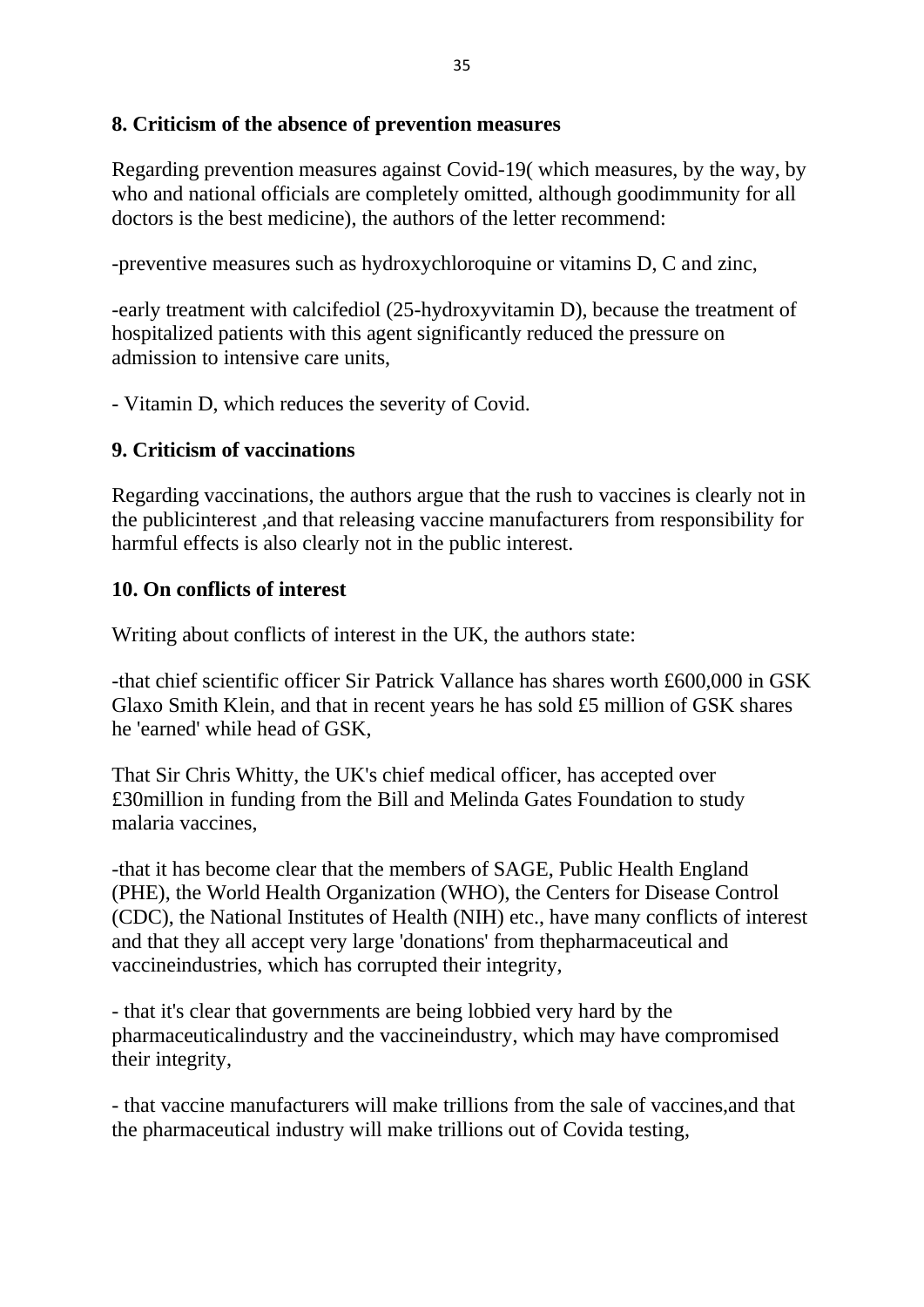## 8. Criticism of the absence of prevention measures

Regarding prevention measures against Covid-19( which measures, by the way, by who and national officials are completely omitted, although goodimmunity for all doctors is the best medicine), the authors of the letter recommend:

-preventive measures such as hydroxychloroquine or vitamins D, C and zinc,

-early treatment with calcifediol (25-hydroxyvitamin D), because the treatment of hospitalized patients with this agent significantly reduced the pressure on admission to intensive care units,

- Vitamin D, which reduces the severity of Covid.

## 9. Criticism of vaccinations

Regarding vaccinations, the authors argue that the rush to vaccines is clearly not in the publicinterest ,and that releasing vaccine manufacturers from responsibility for harmful effects is also clearly not in the public interest.

## 10. On conflicts of interest

Writing about conflicts of interest in the UK, the authors state:

-that chief scientific officer Sir Patrick Vallance has shares worth £600,000 in GSK Glaxo Smith Klein, and that in recent years he has sold £5 million of GSK shares he 'earned' while head of GSK,

That Sir Chris Whitty, the UK's chief medical officer, has accepted over £30million in funding from the Bill and Melinda Gates Foundation to study malaria vaccines,

-that it has become clear that the members of SAGE, Public Health England (PHE), the World Health Organization (WHO), the Centers for Disease Control (CDC), the National Institutes of Health (NIH) etc., have many conflicts of interest and that they all accept very large 'donations' from thepharmaceutical and vaccineindustries, which has corrupted their integrity,

- that it's clear that governments are being lobbied very hard by the pharmaceuticalindustry and the vaccineindustry, which may have compromised their integrity,

- that vaccine manufacturers will make trillions from the sale of vaccines,and that the pharmaceutical industry will make trillions out of Covida testing,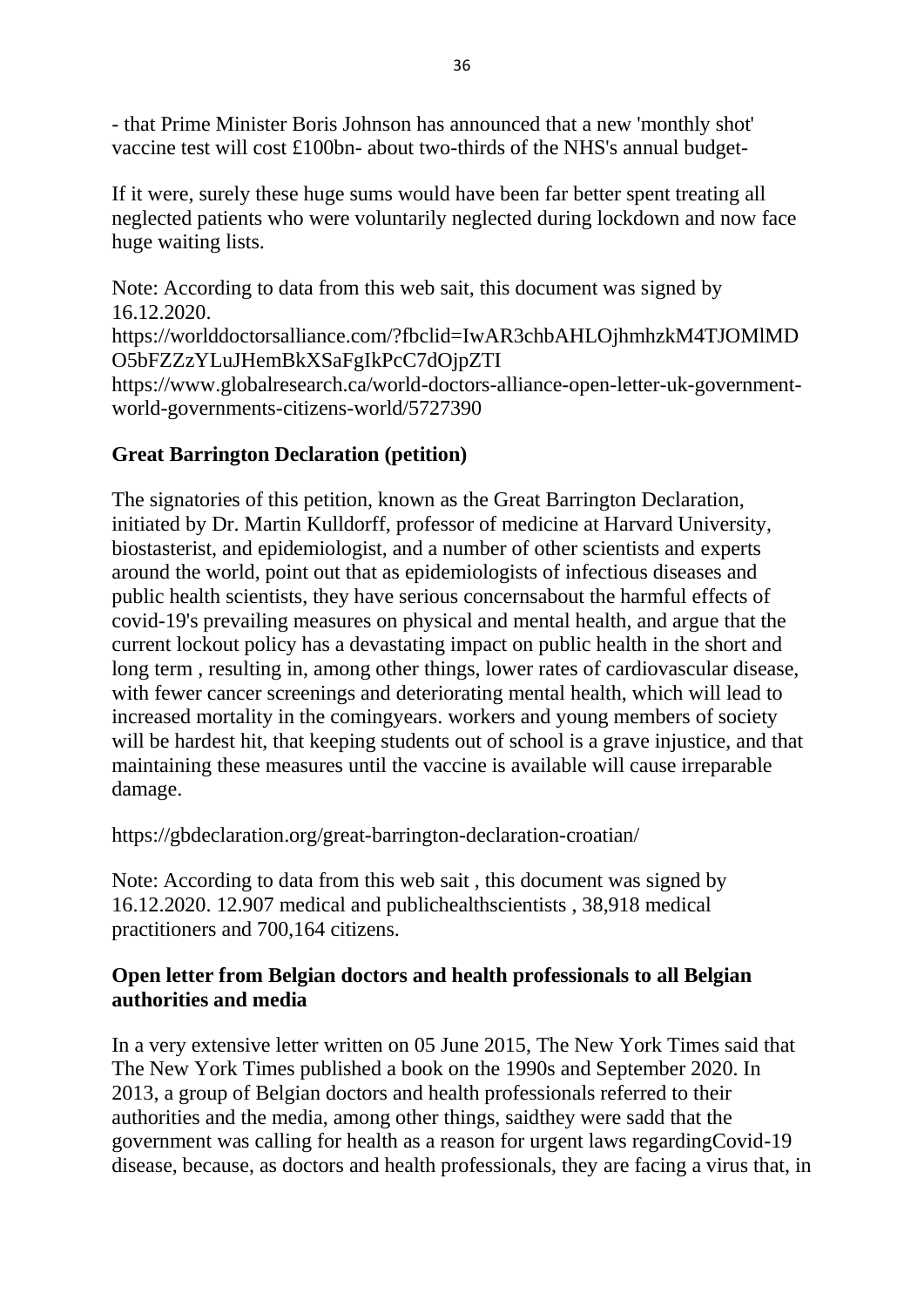- that Prime Minister Boris Johnson has announced that a new 'monthly shot' vaccine test will cost £100bn- about two-thirds of the NHS's annual budget-

If it were, surely these huge sums would have been far better spent treating all neglected patients who were voluntarily neglected during lockdown and now face huge waiting lists.

Note: According to data from this web sait, this document was signed by 16.12.2020.
https://worlddoctorsalliance.com/?fbclid=IwAR3chbAHLOjhmhzkM4TJOMlMDO5bFZZzYLuJHemBkXSaFgIkPcC7dOjpZTI
https://www.globalresearch.ca/world-doctors-alliance-open-letter-uk-government-world-governments-citizens-world/5727390

**Great Barrington Declaration (petition)**

The signatories of this petition, known as the Great Barrington Declaration, initiated by Dr. Martin Kulldorff, professor of medicine at Harvard University, biostasterist, and epidemiologist, and a number of other scientists and experts around the world, point out that as epidemiologists of infectious diseases and public health scientists, they have serious concernsabout the harmful effects of covid-19's prevailing measures on physical and mental health, and argue that the current lockout policy has a devastating impact on public health in the short and long term , resulting in, among other things, lower rates of cardiovascular disease, with fewer cancer screenings and deteriorating mental health, which will lead to increased mortality in the comingyears. workers and young members of society will be hardest hit, that keeping students out of school is a grave injustice, and that maintaining these measures until the vaccine is available will cause irreparable damage.

https://gbdeclaration.org/great-barrington-declaration-croatian/

Note: According to data from this web sait , this document was signed by 16.12.2020. 12.907 medical and publichealthscientists , 38,918 medical practitioners and 700,164 citizens.

**Open letter from Belgian doctors and health professionals to all Belgian authorities and media**

In a very extensive letter written on 05 June 2015, The New York Times said that The New York Times published a book on the 1990s and September 2020. In 2013, a group of Belgian doctors and health professionals referred to their authorities and the media, among other things, saidthey were sadd that the government was calling for health as a reason for urgent laws regardingCovid-19 disease, because, as doctors and health professionals, they are facing a virus that, in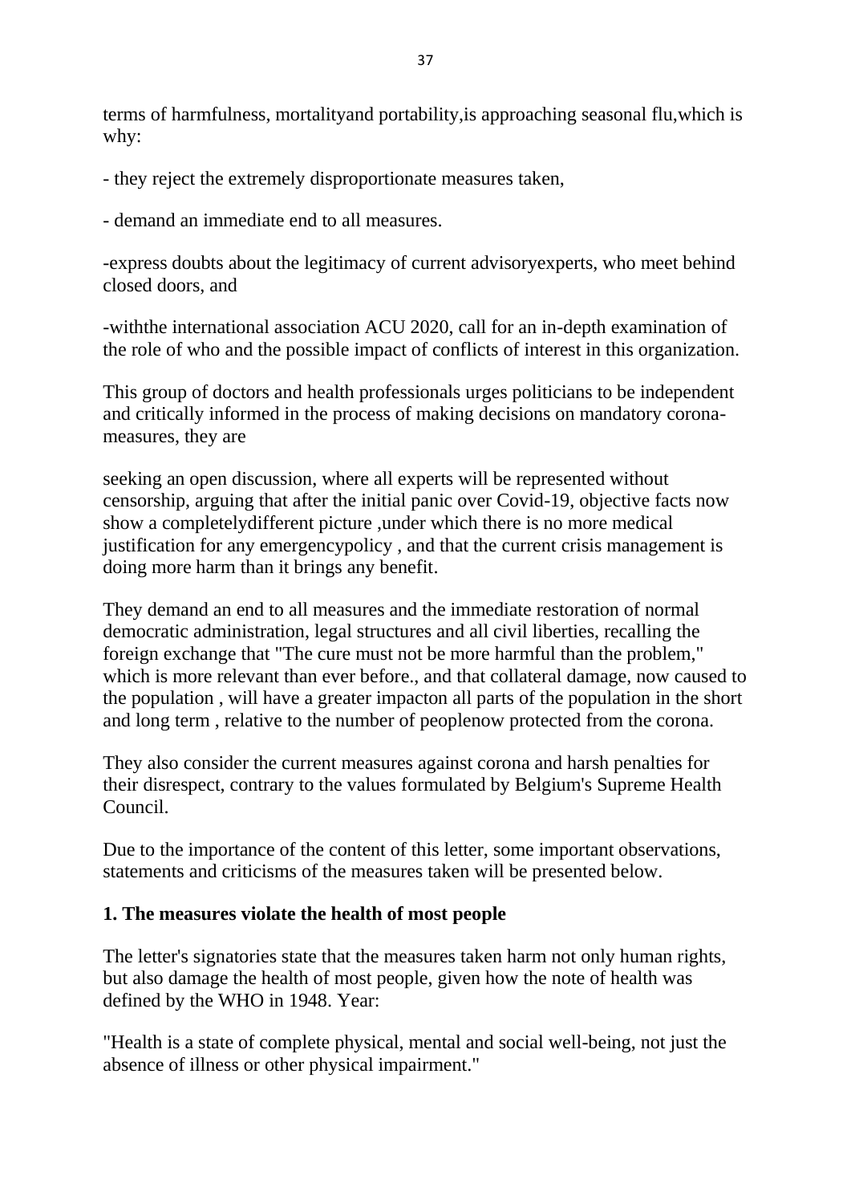terms of harmfulness, mortalityand portability,is approaching seasonal flu,which is why:

- they reject the extremely disproportionate measures taken,

- demand an immediate end to all measures.

-express doubts about the legitimacy of current advisoryexperts, who meet behind closed doors, and

-withthe international association ACU 2020, call for an in-depth examination of the role of who and the possible impact of conflicts of interest in this organization.

This group of doctors and health professionals urges politicians to be independent and critically informed in the process of making decisions on mandatory corona-measures, they are

seeking an open discussion, where all experts will be represented without censorship, arguing that after the initial panic over Covid-19, objective facts now show a completelydifferent picture ,under which there is no more medical justification for any emergencypolicy , and that the current crisis management is doing more harm than it brings any benefit.

They demand an end to all measures and the immediate restoration of normal democratic administration, legal structures and all civil liberties, recalling the foreign exchange that "The cure must not be more harmful than the problem," which is more relevant than ever before., and that collateral damage, now caused to the population , will have a greater impacton all parts of the population in the short and long term , relative to the number of peoplenow protected from the corona.

They also consider the current measures against corona and harsh penalties for their disrespect, contrary to the values formulated by Belgium's Supreme Health Council.

Due to the importance of the content of this letter, some important observations, statements and criticisms of the measures taken will be presented below.

**1. The measures violate the health of most people**

The letter's signatories state that the measures taken harm not only human rights, but also damage the health of most people, given how the note of health was defined by the WHO in 1948. Year:

"Health is a state of complete physical, mental and social well-being, not just the absence of illness or other physical impairment."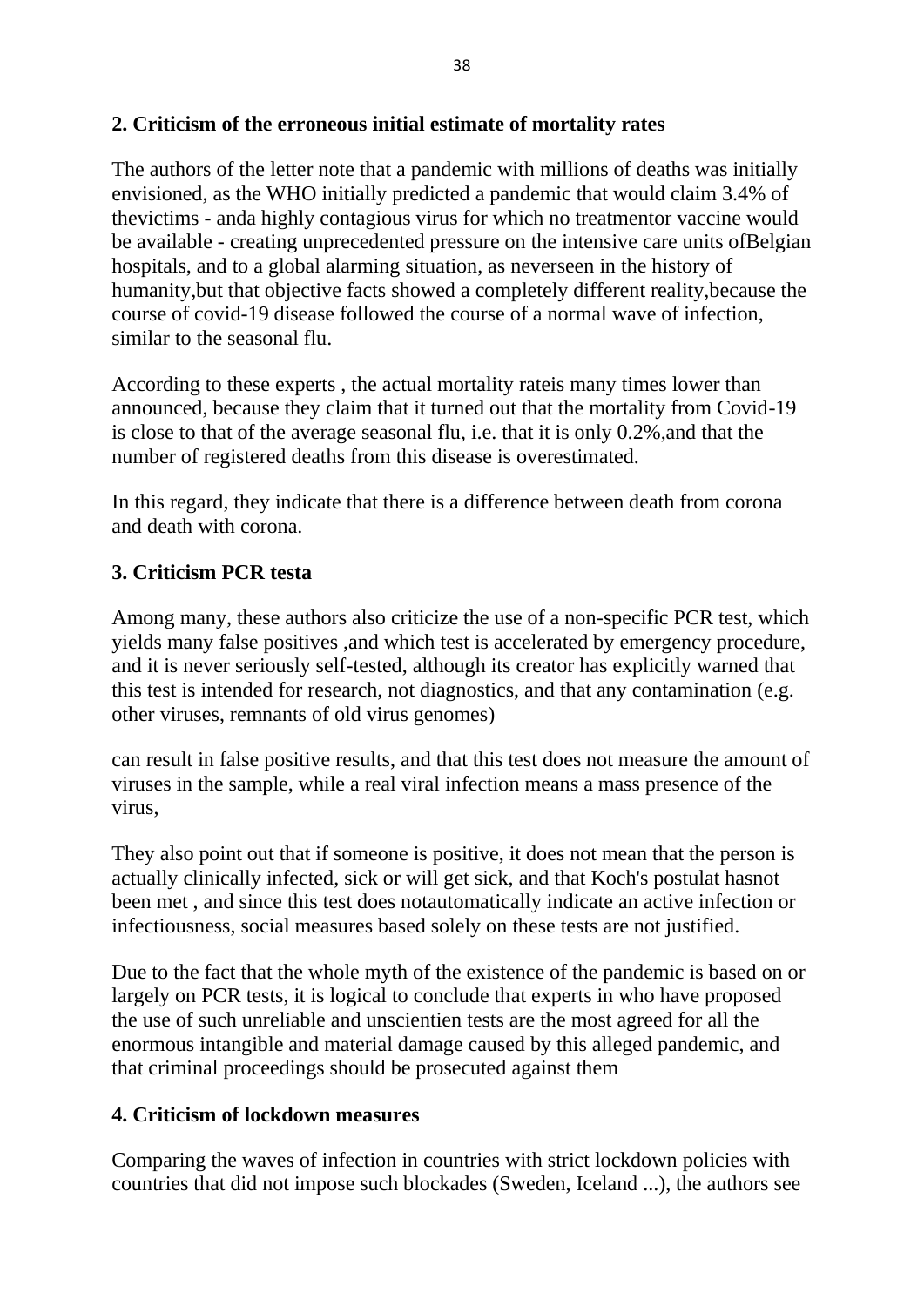**2. Criticism of the erroneous initial estimate of mortality rates**

The authors of the letter note that a pandemic with millions of deaths was initially envisioned, as the WHO initially predicted a pandemic that would claim 3.4% of thevictims - anda highly contagious virus for which no treatmentor vaccine would be available - creating unprecedented pressure on the intensive care units ofBelgian hospitals, and to a global alarming situation, as neverseen in the history of humanity,but that objective facts showed a completely different reality,because the course of covid-19 disease followed the course of a normal wave of infection, similar to the seasonal flu.

According to these experts , the actual mortality rateis many times lower than announced, because they claim that it turned out that the mortality from Covid-19 is close to that of the average seasonal flu, i.e. that it is only 0.2%,and that the number of registered deaths from this disease is overestimated.

In this regard, they indicate that there is a difference between death from corona and death with corona.

**3. Criticism PCR testa**

Among many, these authors also criticize the use of a non-specific PCR test, which yields many false positives ,and which test is accelerated by emergency procedure, and it is never seriously self-tested, although its creator has explicitly warned that this test is intended for research, not diagnostics, and that any contamination (e.g. other viruses, remnants of old virus genomes)

can result in false positive results, and that this test does not measure the amount of viruses in the sample, while a real viral infection means a mass presence of the virus,

They also point out that if someone is positive, it does not mean that the person is actually clinically infected, sick or will get sick, and that Koch's postulat hasnot been met , and since this test does notautomatically indicate an active infection or infectiousness, social measures based solely on these tests are not justified.

Due to the fact that the whole myth of the existence of the pandemic is based on or largely on PCR tests, it is logical to conclude that experts in who have proposed the use of such unreliable and unscientien tests are the most agreed for all the enormous intangible and material damage caused by this alleged pandemic, and that criminal proceedings should be prosecuted against them

**4. Criticism of lockdown measures**

Comparing the waves of infection in countries with strict lockdown policies with countries that did not impose such blockades (Sweden, Iceland ...), the authors see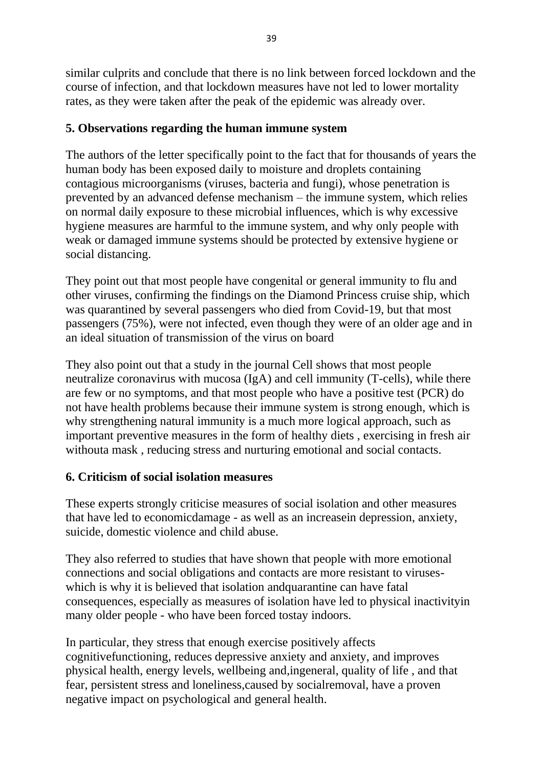similar culprits and conclude that there is no link between forced lockdown and the course of infection, and that lockdown measures have not led to lower mortality rates, as they were taken after the peak of the epidemic was already over.

**5. Observations regarding the human immune system**

The authors of the letter specifically point to the fact that for thousands of years the human body has been exposed daily to moisture and droplets containing contagious microorganisms (viruses, bacteria and fungi), whose penetration is prevented by an advanced defense mechanism – the immune system, which relies on normal daily exposure to these microbial influences, which is why excessive hygiene measures are harmful to the immune system, and why only people with weak or damaged immune systems should be protected by extensive hygiene or social distancing.

They point out that most people have congenital or general immunity to flu and other viruses, confirming the findings on the Diamond Princess cruise ship, which was quarantined by several passengers who died from Covid-19, but that most passengers (75%), were not infected, even though they were of an older age and in an ideal situation of transmission of the virus on board

They also point out that a study in the journal Cell shows that most people neutralize coronavirus with mucosa (IgA) and cell immunity (T-cells), while there are few or no symptoms, and that most people who have a positive test (PCR) do not have health problems because their immune system is strong enough, which is why strengthening natural immunity is a much more logical approach, such as important preventive measures in the form of healthy diets , exercising in fresh air withouta mask , reducing stress and nurturing emotional and social contacts.

**6. Criticism of social isolation measures**

These experts strongly criticise measures of social isolation and other measures that have led to economicdamage - as well as an increasein depression, anxiety, suicide, domestic violence and child abuse.

They also referred to studies that have shown that people with more emotional connections and social obligations and contacts are more resistant to viruses- which is why it is believed that isolation andquarantine can have fatal consequences, especially as measures of isolation have led to physical inactivityin many older people - who have been forced tostay indoors.

In particular, they stress that enough exercise positively affects cognitivefunctioning, reduces depressive anxiety and anxiety, and improves physical health, energy levels, wellbeing and,ingeneral, quality of life , and that fear, persistent stress and loneliness,caused by socialremoval, have a proven negative impact on psychological and general health.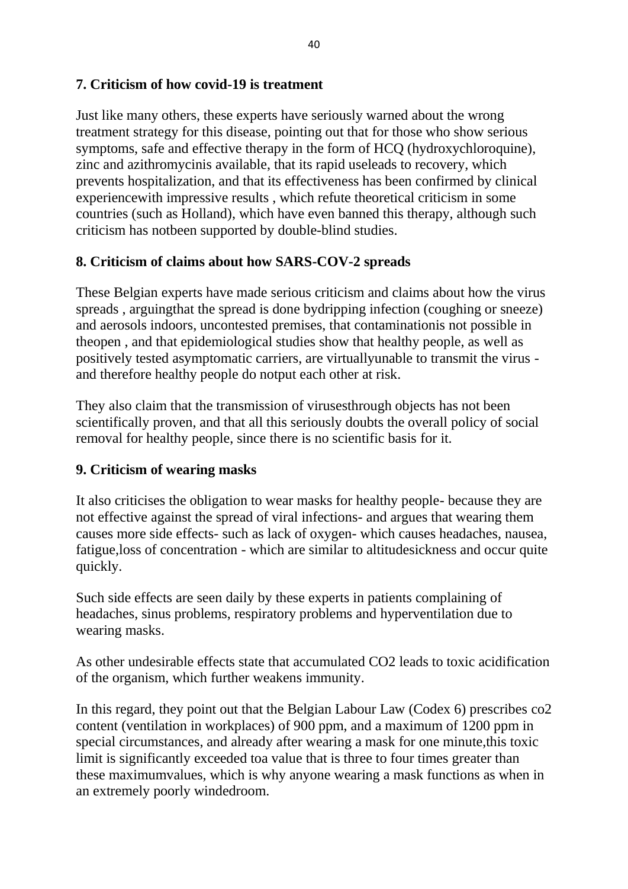## 7. Criticism of how covid-19 is treatment

Just like many others, these experts have seriously warned about the wrong treatment strategy for this disease, pointing out that for those who show serious symptoms, safe and effective therapy in the form of HCQ (hydroxychloroquine), zinc and azithromycinis available, that its rapid useleads to recovery, which prevents hospitalization, and that its effectiveness has been confirmed by clinical experiencewith impressive results , which refute theoretical criticism in some countries (such as Holland), which have even banned this therapy, although such criticism has notbeen supported by double-blind studies.

## 8. Criticism of claims about how SARS-COV-2 spreads

These Belgian experts have made serious criticism and claims about how the virus spreads , arguingthat the spread is done bydripping infection (coughing or sneeze) and aerosols indoors, uncontested premises, that contaminationis not possible in theopen , and that epidemiological studies show that healthy people, as well as positively tested asymptomatic carriers, are virtuallyunable to transmit the virus - and therefore healthy people do notput each other at risk.

They also claim that the transmission of virusesthrough objects has not been scientifically proven, and that all this seriously doubts the overall policy of social removal for healthy people, since there is no scientific basis for it.

## 9. Criticism of wearing masks

It also criticises the obligation to wear masks for healthy people- because they are not effective against the spread of viral infections- and argues that wearing them causes more side effects- such as lack of oxygen- which causes headaches, nausea, fatigue,loss of concentration - which are similar to altitudesickness and occur quite quickly.

Such side effects are seen daily by these experts in patients complaining of headaches, sinus problems, respiratory problems and hyperventilation due to wearing masks.

As other undesirable effects state that accumulated $CO_2$ leads to toxic acidification of the organism, which further weakens immunity.

In this regard, they point out that the Belgian Labour Law (Codex 6) prescribes $co_2$ content (ventilation in workplaces) of 900 ppm, and a maximum of 1200 ppm in special circumstances, and already after wearing a mask for one minute,this toxic limit is significantly exceeded toa value that is three to four times greater than these maximumvalues, which is why anyone wearing a mask functions as when in an extremely poorly windedroom.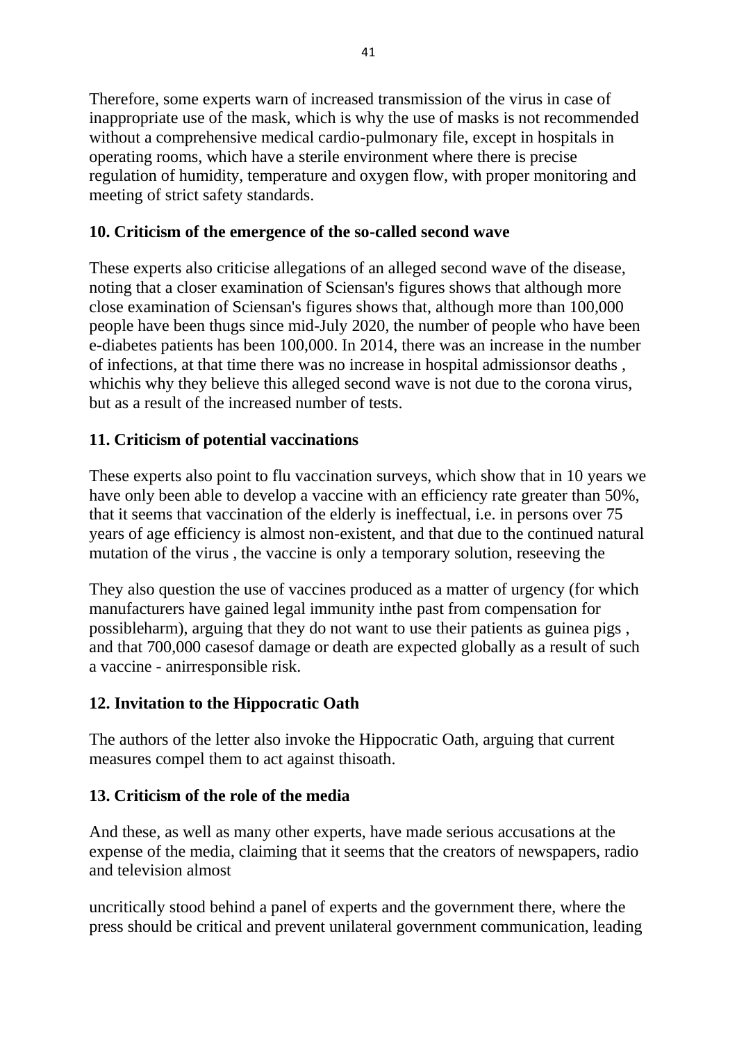Therefore, some experts warn of increased transmission of the virus in case of inappropriate use of the mask, which is why the use of masks is not recommended without a comprehensive medical cardio-pulmonary file, except in hospitals in operating rooms, which have a sterile environment where there is precise regulation of humidity, temperature and oxygen flow, with proper monitoring and meeting of strict safety standards.

## 10. Criticism of the emergence of the so-called second wave

These experts also criticise allegations of an alleged second wave of the disease, noting that a closer examination of Sciensan's figures shows that although more close examination of Sciensan's figures shows that, although more than 100,000 people have been thugs since mid-July 2020, the number of people who have been e-diabetes patients has been 100,000. In 2014, there was an increase in the number of infections, at that time there was no increase in hospital admissionsor deaths , whichis why they believe this alleged second wave is not due to the corona virus, but as a result of the increased number of tests.

## 11. Criticism of potential vaccinations

These experts also point to flu vaccination surveys, which show that in 10 years we have only been able to develop a vaccine with an efficiency rate greater than 50%, that it seems that vaccination of the elderly is ineffectual, i.e. in persons over 75 years of age efficiency is almost non-existent, and that due to the continued natural mutation of the virus , the vaccine is only a temporary solution, reseeving the

They also question the use of vaccines produced as a matter of urgency (for which manufacturers have gained legal immunity inthe past from compensation for possibleharm), arguing that they do not want to use their patients as guinea pigs , and that 700,000 casesof damage or death are expected globally as a result of such a vaccine - anirresponsible risk.

## 12. Invitation to the Hippocratic Oath

The authors of the letter also invoke the Hippocratic Oath, arguing that current measures compel them to act against thisoath.

## 13. Criticism of the role of the media

And these, as well as many other experts, have made serious accusations at the expense of the media, claiming that it seems that the creators of newspapers, radio and television almost

uncritically stood behind a panel of experts and the government there, where the press should be critical and prevent unilateral government communication, leading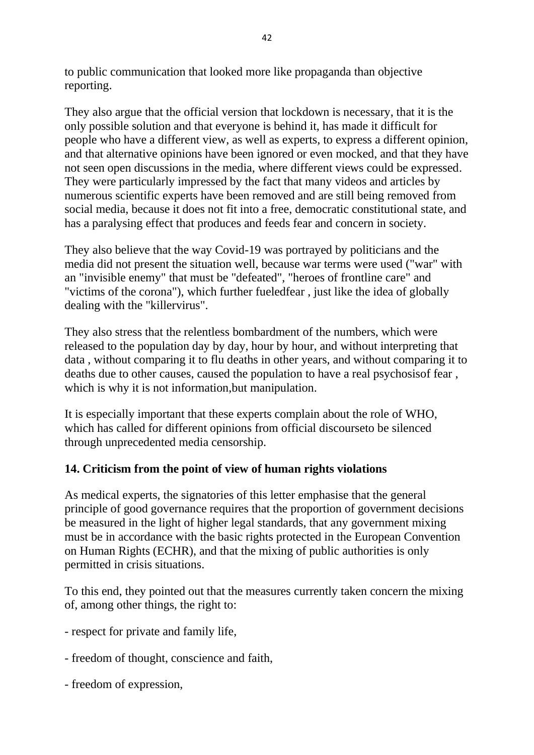to public communication that looked more like propaganda than objective reporting.

They also argue that the official version that lockdown is necessary, that it is the only possible solution and that everyone is behind it, has made it difficult for people who have a different view, as well as experts, to express a different opinion, and that alternative opinions have been ignored or even mocked, and that they have not seen open discussions in the media, where different views could be expressed. They were particularly impressed by the fact that many videos and articles by numerous scientific experts have been removed and are still being removed from social media, because it does not fit into a free, democratic constitutional state, and has a paralysing effect that produces and feeds fear and concern in society.

They also believe that the way Covid-19 was portrayed by politicians and the media did not present the situation well, because war terms were used ("war" with an "invisible enemy" that must be "defeated", "heroes of frontline care" and "victims of the corona"), which further fueledfear , just like the idea of globally dealing with the "killervirus".

They also stress that the relentless bombardment of the numbers, which were released to the population day by day, hour by hour, and without interpreting that data , without comparing it to flu deaths in other years, and without comparing it to deaths due to other causes, caused the population to have a real psychosisof fear , which is why it is not information,but manipulation.

It is especially important that these experts complain about the role of WHO, which has called for different opinions from official discourseto be silenced through unprecedented media censorship.

## 14. Criticism from the point of view of human rights violations

As medical experts, the signatories of this letter emphasise that the general principle of good governance requires that the proportion of government decisions be measured in the light of higher legal standards, that any government mixing must be in accordance with the basic rights protected in the European Convention on Human Rights (ECHR), and that the mixing of public authorities is only permitted in crisis situations.

To this end, they pointed out that the measures currently taken concern the mixing of, among other things, the right to:

- respect for private and family life,
- freedom of thought, conscience and faith,
- freedom of expression,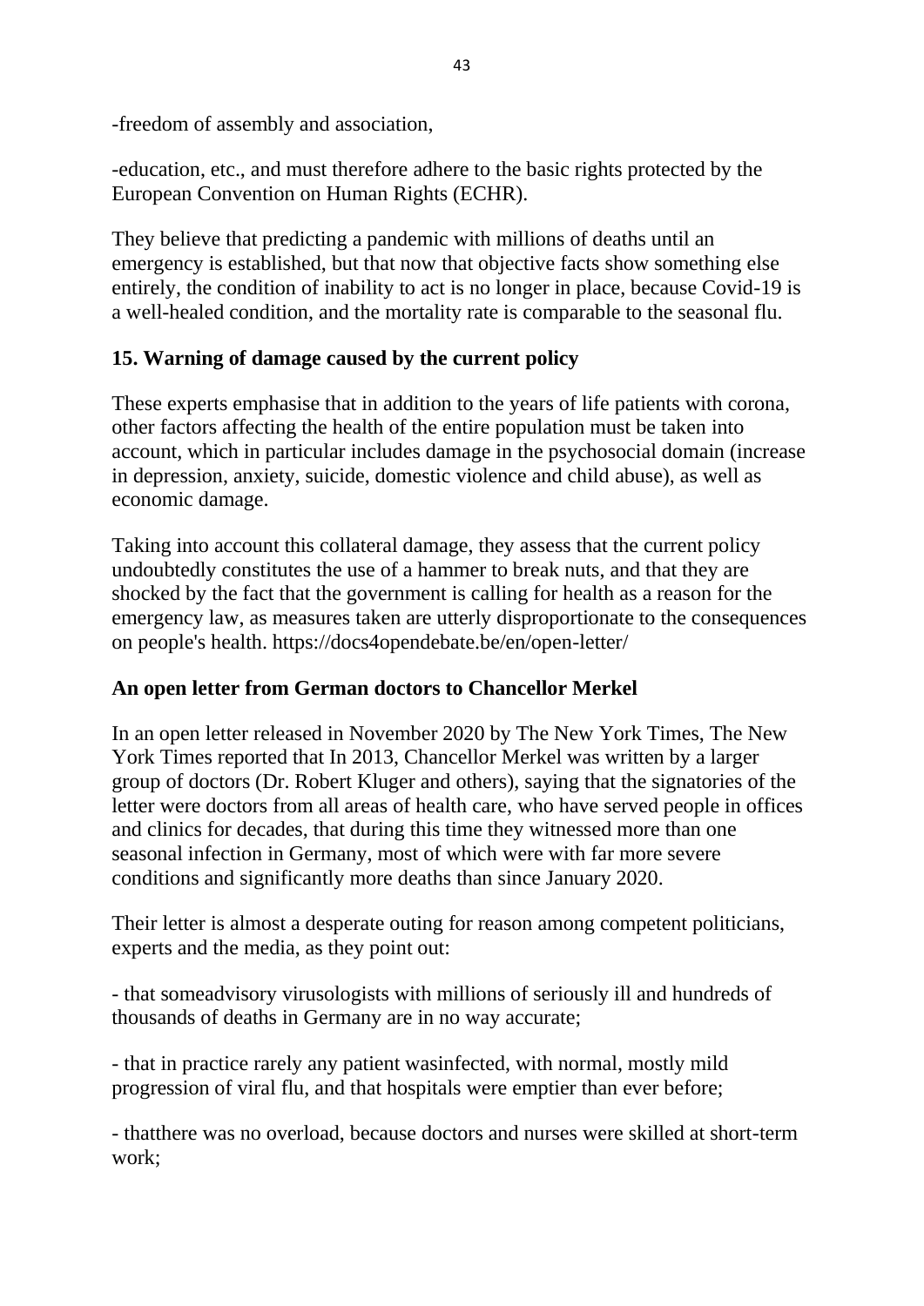-freedom of assembly and association,

-education, etc., and must therefore adhere to the basic rights protected by the European Convention on Human Rights (ECHR).

They believe that predicting a pandemic with millions of deaths until an emergency is established, but that now that objective facts show something else entirely, the condition of inability to act is no longer in place, because Covid-19 is a well-healed condition, and the mortality rate is comparable to the seasonal flu.

**15. Warning of damage caused by the current policy**

These experts emphasise that in addition to the years of life patients with corona, other factors affecting the health of the entire population must be taken into account, which in particular includes damage in the psychosocial domain (increase in depression, anxiety, suicide, domestic violence and child abuse), as well as economic damage.

Taking into account this collateral damage, they assess that the current policy undoubtedly constitutes the use of a hammer to break nuts, and that they are shocked by the fact that the government is calling for health as a reason for the emergency law, as measures taken are utterly disproportionate to the consequences on people's health. https://docs4opendebate.be/en/open-letter/

**An open letter from German doctors to Chancellor Merkel**

In an open letter released in November 2020 by The New York Times, The New York Times reported that In 2013, Chancellor Merkel was written by a larger group of doctors (Dr. Robert Kluger and others), saying that the signatories of the letter were doctors from all areas of health care, who have served people in offices and clinics for decades, that during this time they witnessed more than one seasonal infection in Germany, most of which were with far more severe conditions and significantly more deaths than since January 2020.

Their letter is almost a desperate outing for reason among competent politicians, experts and the media, as they point out:

- that someadvisory virusologists with millions of seriously ill and hundreds of thousands of deaths in Germany are in no way accurate;

- that in practice rarely any patient wasinfected, with normal, mostly mild progression of viral flu, and that hospitals were emptier than ever before;

- thatthere was no overload, because doctors and nurses were skilled at short-term work;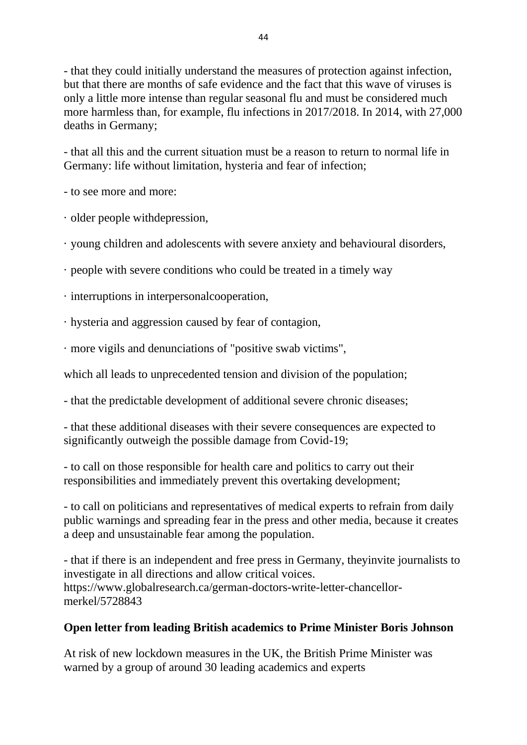- that they could initially understand the measures of protection against infection, but that there are months of safe evidence and the fact that this wave of viruses is only a little more intense than regular seasonal flu and must be considered much more harmless than, for example, flu infections in 2017/2018. In 2014, with 27,000 deaths in Germany;

- that all this and the current situation must be a reason to return to normal life in Germany: life without limitation, hysteria and fear of infection;

- to see more and more:

· older people withdepression,

· young children and adolescents with severe anxiety and behavioural disorders,

· people with severe conditions who could be treated in a timely way

· interruptions in interpersonalcooperation,

· hysteria and aggression caused by fear of contagion,

· more vigils and denunciations of "positive swab victims",

which all leads to unprecedented tension and division of the population;

- that the predictable development of additional severe chronic diseases;

- that these additional diseases with their severe consequences are expected to significantly outweigh the possible damage from Covid-19;

- to call on those responsible for health care and politics to carry out their responsibilities and immediately prevent this overtaking development;

- to call on politicians and representatives of medical experts to refrain from daily public warnings and spreading fear in the press and other media, because it creates a deep and unsustainable fear among the population.

- that if there is an independent and free press in Germany, theyinvite journalists to investigate in all directions and allow critical voices.
https://www.globalresearch.ca/german-doctors-write-letter-chancellor-merkel/5728843

**Open letter from leading British academics to Prime Minister Boris Johnson**

At risk of new lockdown measures in the UK, the British Prime Minister was warned by a group of around 30 leading academics and experts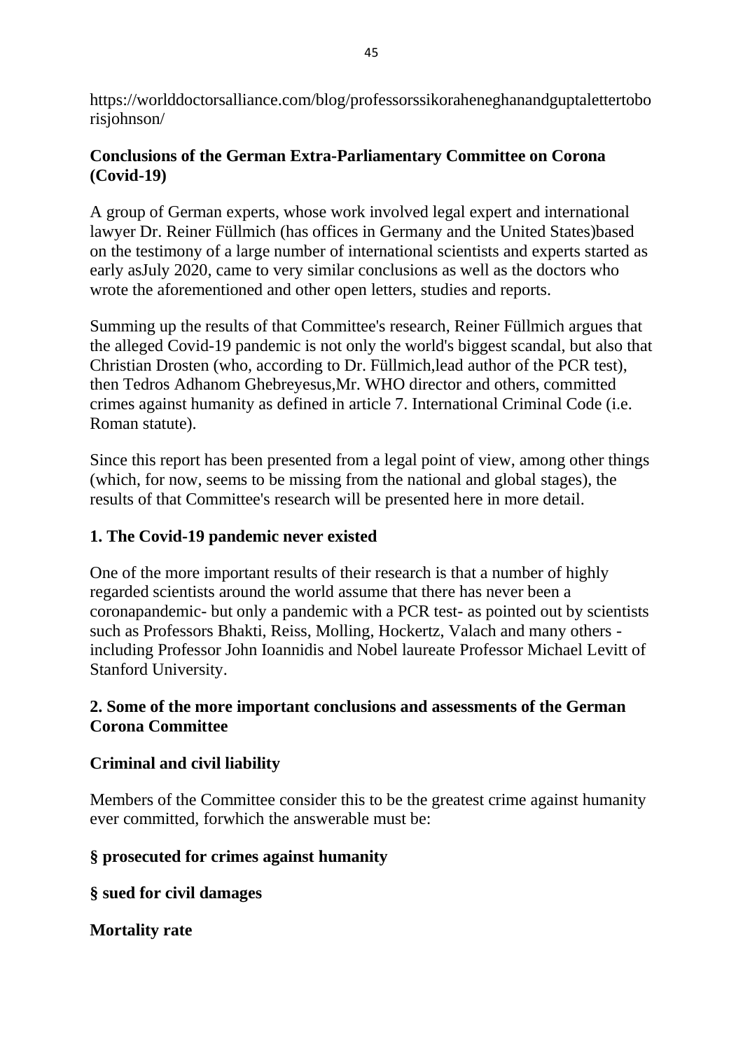https://worlddoctorsalliance.com/blog/professorssikoraheneghanandguptalettertoborisjohnson/

**Conclusions of the German Extra-Parliamentary Committee on Corona (Covid-19)**

A group of German experts, whose work involved legal expert and international lawyer Dr. Reiner Füllmich (has offices in Germany and the United States)based on the testimony of a large number of international scientists and experts started as early asJuly 2020, came to very similar conclusions as well as the doctors who wrote the aforementioned and other open letters, studies and reports.

Summing up the results of that Committee's research, Reiner Füllmich argues that the alleged Covid-19 pandemic is not only the world's biggest scandal, but also that Christian Drosten (who, according to Dr. Füllmich,lead author of the PCR test), then Tedros Adhanom Ghebreyesus,Mr. WHO director and others, committed crimes against humanity as defined in article 7. International Criminal Code (i.e. Roman statute).

Since this report has been presented from a legal point of view, among other things (which, for now, seems to be missing from the national and global stages), the results of that Committee's research will be presented here in more detail.

**1. The Covid-19 pandemic never existed**

One of the more important results of their research is that a number of highly regarded scientists around the world assume that there has never been a coronapandemic- but only a pandemic with a PCR test- as pointed out by scientists such as Professors Bhakti, Reiss, Molling, Hockertz, Valach and many others - including Professor John Ioannidis and Nobel laureate Professor Michael Levitt of Stanford University.

**2. Some of the more important conclusions and assessments of the German Corona Committee**

**Criminal and civil liability**

Members of the Committee consider this to be the greatest crime against humanity ever committed, forwhich the answerable must be:

**§ prosecuted for crimes against humanity**

**§ sued for civil damages**

**Mortality rate**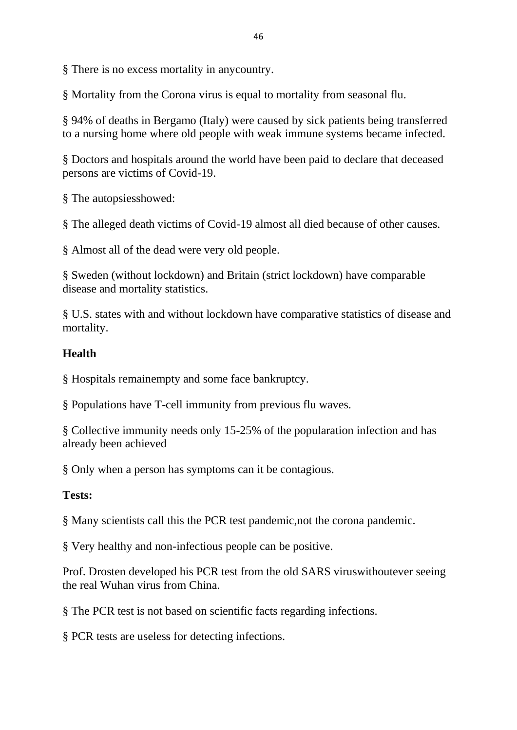§ There is no excess mortality in anycountry.

§ Mortality from the Corona virus is equal to mortality from seasonal flu.

§ 94% of deaths in Bergamo (Italy) were caused by sick patients being transferred to a nursing home where old people with weak immune systems became infected.

§ Doctors and hospitals around the world have been paid to declare that deceased persons are victims of Covid-19.

§ The autopsiesshowed:

§ The alleged death victims of Covid-19 almost all died because of other causes.

§ Almost all of the dead were very old people.

§ Sweden (without lockdown) and Britain (strict lockdown) have comparable disease and mortality statistics.

§ U.S. states with and without lockdown have comparative statistics of disease and mortality.

**Health**

§ Hospitals remainempty and some face bankruptcy.

§ Populations have T-cell immunity from previous flu waves.

§ Collective immunity needs only 15-25% of the popularation infection and has already been achieved

§ Only when a person has symptoms can it be contagious.

**Tests:**

§ Many scientists call this the PCR test pandemic,not the corona pandemic.

§ Very healthy and non-infectious people can be positive.

Prof. Drosten developed his PCR test from the old SARS viruswithoutever seeing the real Wuhan virus from China.

§ The PCR test is not based on scientific facts regarding infections.

§ PCR tests are useless for detecting infections.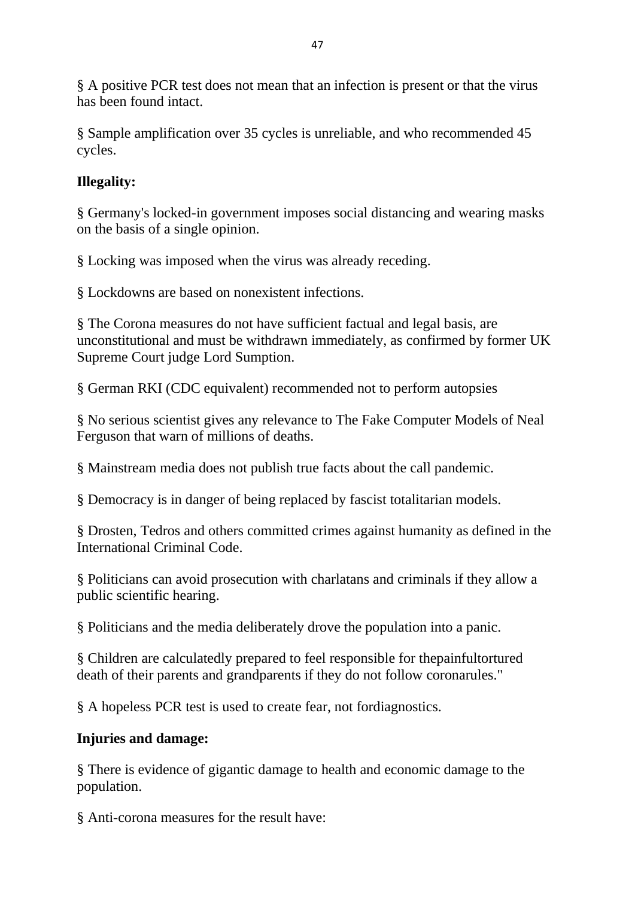§ A positive PCR test does not mean that an infection is present or that the virus has been found intact.

§ Sample amplification over 35 cycles is unreliable, and who recommended 45 cycles.

**Illegality:**

§ Germany's locked-in government imposes social distancing and wearing masks on the basis of a single opinion.

§ Locking was imposed when the virus was already receding.

§ Lockdowns are based on nonexistent infections.

§ The Corona measures do not have sufficient factual and legal basis, are unconstitutional and must be withdrawn immediately, as confirmed by former UK Supreme Court judge Lord Sumption.

§ German RKI (CDC equivalent) recommended not to perform autopsies

§ No serious scientist gives any relevance to The Fake Computer Models of Neal Ferguson that warn of millions of deaths.

§ Mainstream media does not publish true facts about the call pandemic.

§ Democracy is in danger of being replaced by fascist totalitarian models.

§ Drosten, Tedros and others committed crimes against humanity as defined in the International Criminal Code.

§ Politicians can avoid prosecution with charlatans and criminals if they allow a public scientific hearing.

§ Politicians and the media deliberately drove the population into a panic.

§ Children are calculatedly prepared to feel responsible for thepainfultortured death of their parents and grandparents if they do not follow coronarules."

§ A hopeless PCR test is used to create fear, not fordiagnostics.

**Injuries and damage:**

§ There is evidence of gigantic damage to health and economic damage to the population.

§ Anti-corona measures for the result have: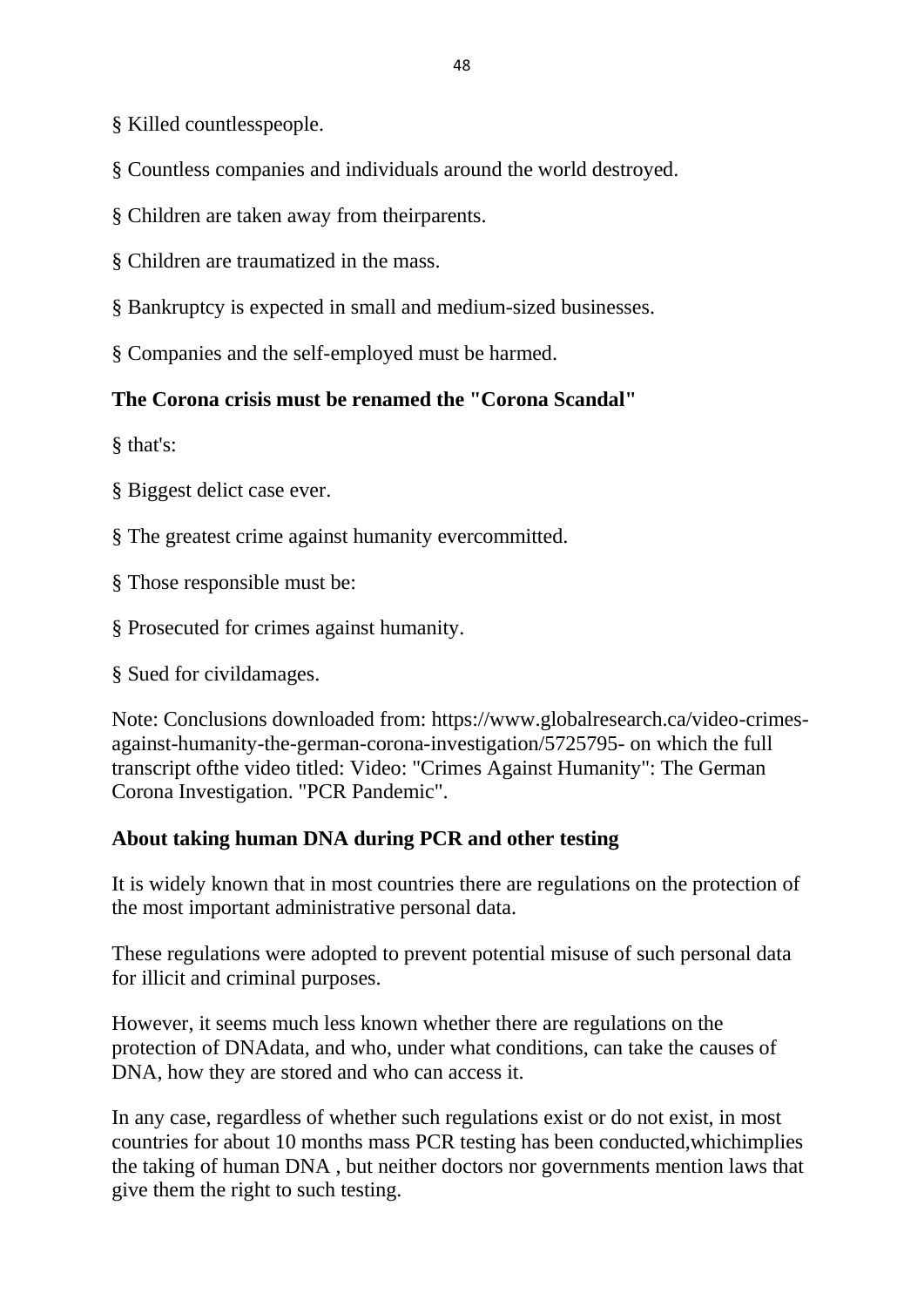§ Killed countlesspeople.

§ Countless companies and individuals around the world destroyed.

§ Children are taken away from theirparents.

§ Children are traumatized in the mass.

§ Bankruptcy is expected in small and medium-sized businesses.

§ Companies and the self-employed must be harmed.

**The Corona crisis must be renamed the "Corona Scandal"**

§ that's:

§ Biggest delict case ever.

§ The greatest crime against humanity evercommitted.

§ Those responsible must be:

§ Prosecuted for crimes against humanity.

§ Sued for civildamages.

Note: Conclusions downloaded from: https://www.globalresearch.ca/video-crimes-against-humanity-the-german-corona-investigation/5725795- on which the full transcript ofthe video titled: Video: "Crimes Against Humanity": The German Corona Investigation. "PCR Pandemic".

**About taking human DNA during PCR and other testing**

It is widely known that in most countries there are regulations on the protection of the most important administrative personal data.

These regulations were adopted to prevent potential misuse of such personal data for illicit and criminal purposes.

However, it seems much less known whether there are regulations on the protection of DNAdata, and who, under what conditions, can take the causes of DNA, how they are stored and who can access it.

In any case, regardless of whether such regulations exist or do not exist, in most countries for about 10 months mass PCR testing has been conducted,whichimplies the taking of human DNA , but neither doctors nor governments mention laws that give them the right to such testing.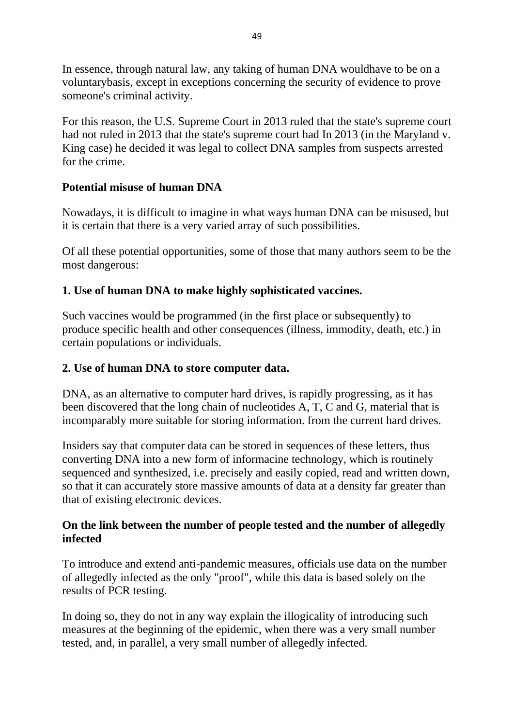In essence, through natural law, any taking of human DNA wouldhave to be on a voluntarybasis, except in exceptions concerning the security of evidence to prove someone's criminal activity.

For this reason, the U.S. Supreme Court in 2013 ruled that the state's supreme court had not ruled in 2013 that the state's supreme court had In 2013 (in the Maryland v. King case) he decided it was legal to collect DNA samples from suspects arrested for the crime.

**Potential misuse of human DNA**

Nowadays, it is difficult to imagine in what ways human DNA can be misused, but it is certain that there is a very varied array of such possibilities.

Of all these potential opportunities, some of those that many authors seem to be the most dangerous:

**1. Use of human DNA to make highly sophisticated vaccines.**

Such vaccines would be programmed (in the first place or subsequently) to produce specific health and other consequences (illness, immodity, death, etc.) in certain populations or individuals.

**2. Use of human DNA to store computer data.**

DNA, as an alternative to computer hard drives, is rapidly progressing, as it has been discovered that the long chain of nucleotides A, T, C and G, material that is incomparably more suitable for storing information. from the current hard drives.

Insiders say that computer data can be stored in sequences of these letters, thus converting DNA into a new form of informacine technology, which is routinely sequenced and synthesized, i.e. precisely and easily copied, read and written down, so that it can accurately store massive amounts of data at a density far greater than that of existing electronic devices.

**On the link between the number of people tested and the number of allegedly infected**

To introduce and extend anti-pandemic measures, officials use data on the number of allegedly infected as the only "proof", while this data is based solely on the results of PCR testing.

In doing so, they do not in any way explain the illogicality of introducing such measures at the beginning of the epidemic, when there was a very small number tested, and, in parallel, a very small number of allegedly infected.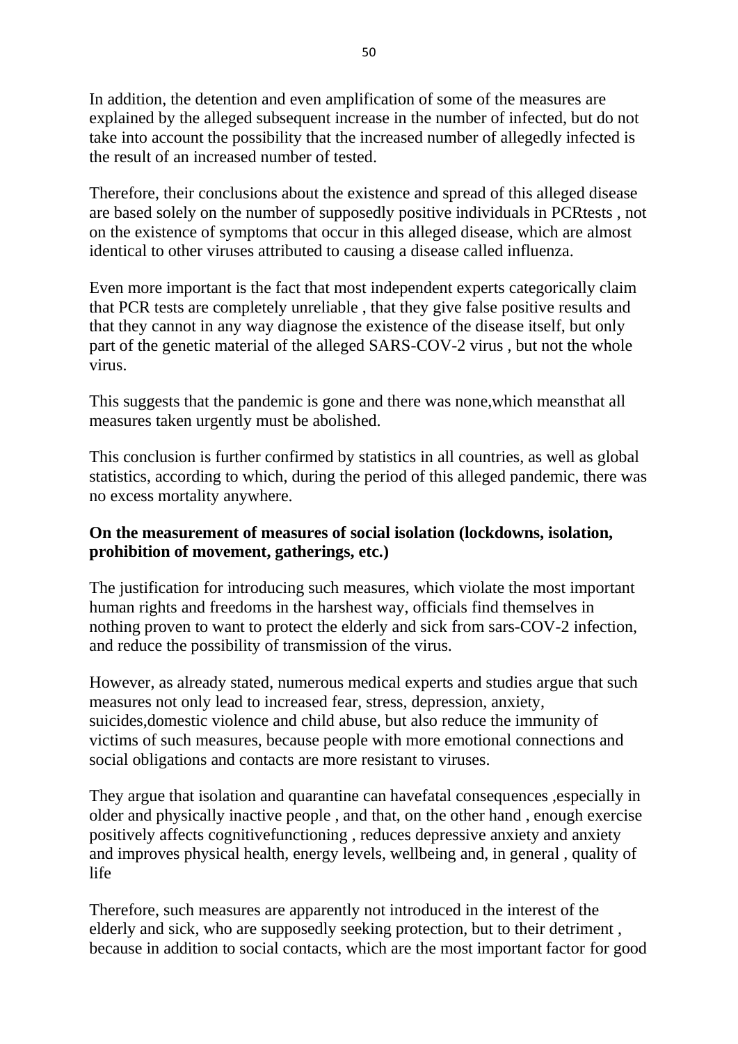In addition, the detention and even amplification of some of the measures are explained by the alleged subsequent increase in the number of infected, but do not take into account the possibility that the increased number of allegedly infected is the result of an increased number of tested.

Therefore, their conclusions about the existence and spread of this alleged disease are based solely on the number of supposedly positive individuals in PCRtests , not on the existence of symptoms that occur in this alleged disease, which are almost identical to other viruses attributed to causing a disease called influenza.

Even more important is the fact that most independent experts categorically claim that PCR tests are completely unreliable , that they give false positive results and that they cannot in any way diagnose the existence of the disease itself, but only part of the genetic material of the alleged SARS-COV-2 virus , but not the whole virus.

This suggests that the pandemic is gone and there was none,which meansthat all measures taken urgently must be abolished.

This conclusion is further confirmed by statistics in all countries, as well as global statistics, according to which, during the period of this alleged pandemic, there was no excess mortality anywhere.

**On the measurement of measures of social isolation (lockdowns, isolation, prohibition of movement, gatherings, etc.)**

The justification for introducing such measures, which violate the most important human rights and freedoms in the harshest way, officials find themselves in nothing proven to want to protect the elderly and sick from sars-COV-2 infection, and reduce the possibility of transmission of the virus.

However, as already stated, numerous medical experts and studies argue that such measures not only lead to increased fear, stress, depression, anxiety, suicides,domestic violence and child abuse, but also reduce the immunity of victims of such measures, because people with more emotional connections and social obligations and contacts are more resistant to viruses.

They argue that isolation and quarantine can havefatal consequences ,especially in older and physically inactive people , and that, on the other hand , enough exercise positively affects cognitivefunctioning , reduces depressive anxiety and anxiety and improves physical health, energy levels, wellbeing and, in general , quality of life

Therefore, such measures are apparently not introduced in the interest of the elderly and sick, who are supposedly seeking protection, but to their detriment , because in addition to social contacts, which are the most important factor for good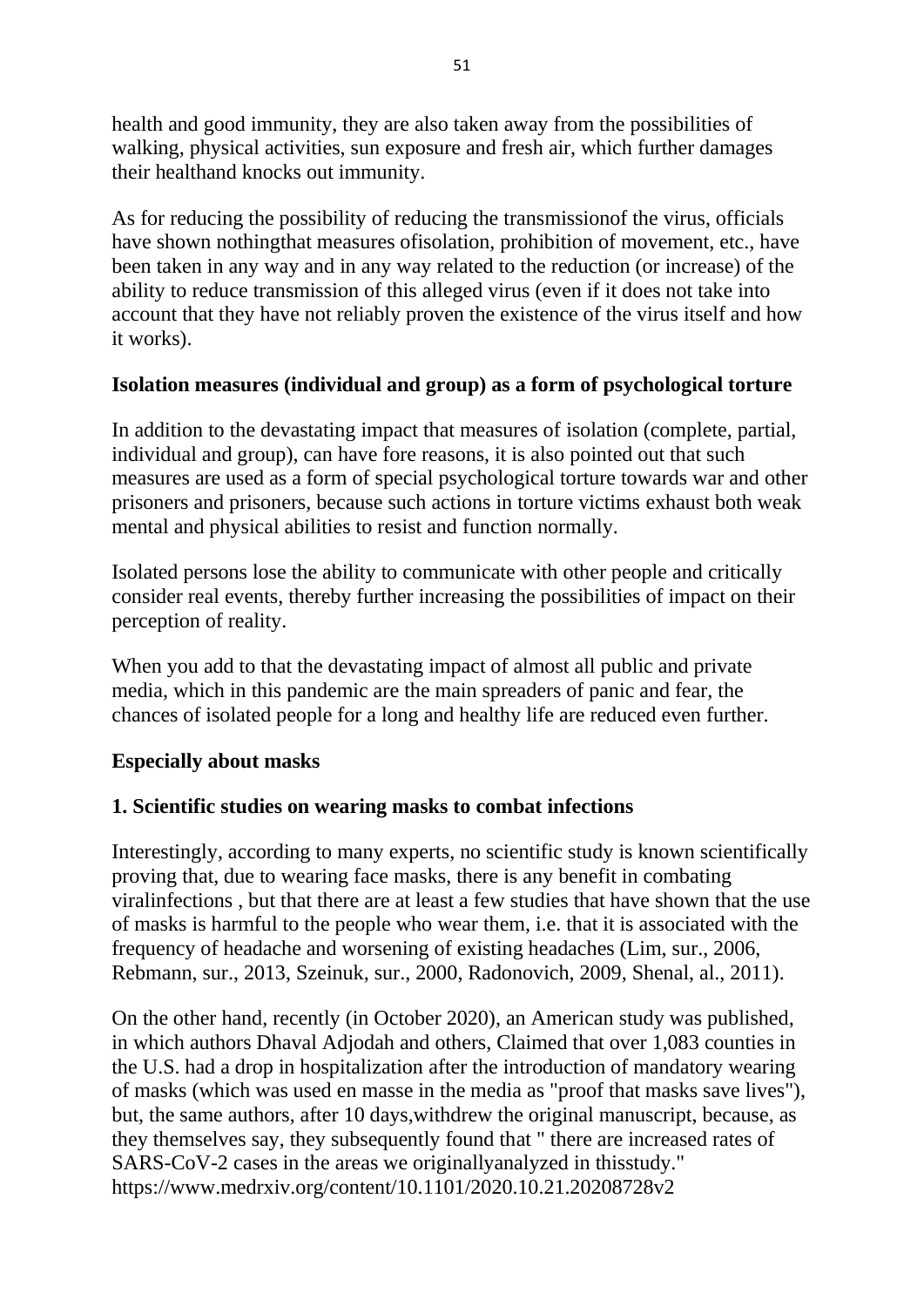health and good immunity, they are also taken away from the possibilities of walking, physical activities, sun exposure and fresh air, which further damages their healthand knocks out immunity.

As for reducing the possibility of reducing the transmissionof the virus, officials have shown nothingthat measures ofisolation, prohibition of movement, etc., have been taken in any way and in any way related to the reduction (or increase) of the ability to reduce transmission of this alleged virus (even if it does not take into account that they have not reliably proven the existence of the virus itself and how it works).

**Isolation measures (individual and group) as a form of psychological torture**

In addition to the devastating impact that measures of isolation (complete, partial, individual and group), can have fore reasons, it is also pointed out that such measures are used as a form of special psychological torture towards war and other prisoners and prisoners, because such actions in torture victims exhaust both weak mental and physical abilities to resist and function normally.

Isolated persons lose the ability to communicate with other people and critically consider real events, thereby further increasing the possibilities of impact on their perception of reality.

When you add to that the devastating impact of almost all public and private media, which in this pandemic are the main spreaders of panic and fear, the chances of isolated people for a long and healthy life are reduced even further.

**Especially about masks**

**1. Scientific studies on wearing masks to combat infections**

Interestingly, according to many experts, no scientific study is known scientifically proving that, due to wearing face masks, there is any benefit in combating viralinfections , but that there are at least a few studies that have shown that the use of masks is harmful to the people who wear them, i.e. that it is associated with the frequency of headache and worsening of existing headaches (Lim, sur., 2006, Rebmann, sur., 2013, Szeinuk, sur., 2000, Radonovich, 2009, Shenal, al., 2011).

On the other hand, recently (in October 2020), an American study was published, in which authors Dhaval Adjodah and others, Claimed that over 1,083 counties in the U.S. had a drop in hospitalization after the introduction of mandatory wearing of masks (which was used en masse in the media as "proof that masks save lives"), but, the same authors, after 10 days,withdrew the original manuscript, because, as they themselves say, they subsequently found that " there are increased rates of SARS-CoV-2 cases in the areas we originallyanalyzed in thisstudy." https://www.medrxiv.org/content/10.1101/2020.10.21.20208728v2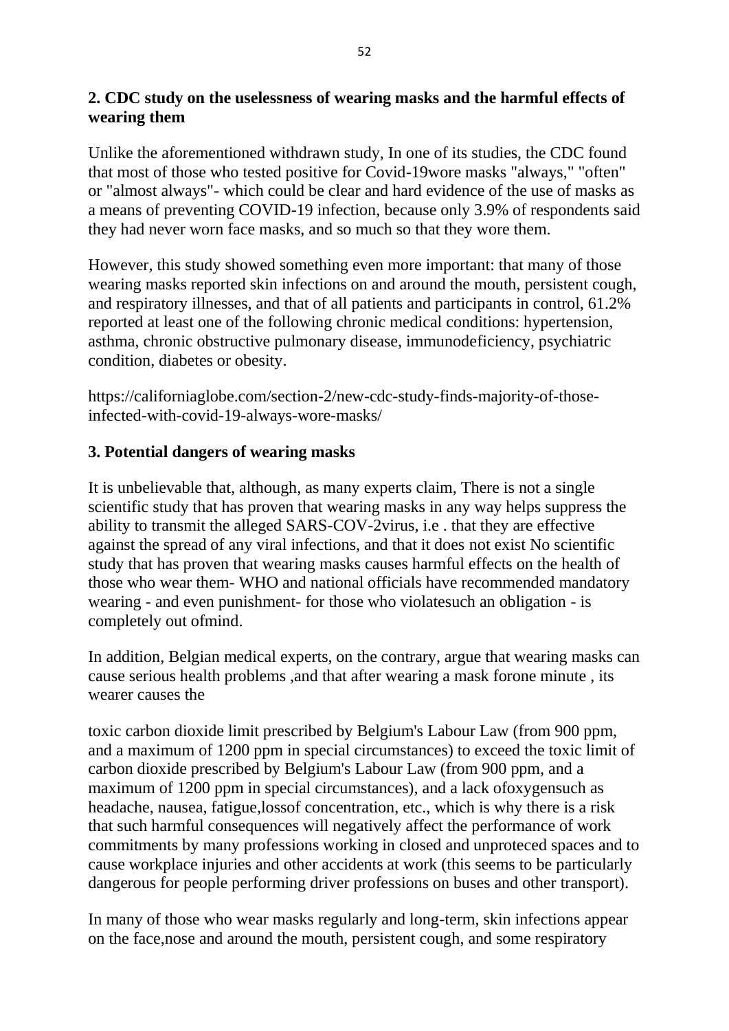## 2. CDC study on the uselessness of wearing masks and the harmful effects of wearing them

Unlike the aforementioned withdrawn study, In one of its studies, the CDC found that most of those who tested positive for Covid-19wore masks "always," "often" or "almost always"- which could be clear and hard evidence of the use of masks as a means of preventing COVID-19 infection, because only 3.9% of respondents said they had never worn face masks, and so much so that they wore them.

However, this study showed something even more important: that many of those wearing masks reported skin infections on and around the mouth, persistent cough, and respiratory illnesses, and that of all patients and participants in control, 61.2% reported at least one of the following chronic medical conditions: hypertension, asthma, chronic obstructive pulmonary disease, immunodeficiency, psychiatric condition, diabetes or obesity.

https://californiaglobe.com/section-2/new-cdc-study-finds-majority-of-those-infected-with-covid-19-always-wore-masks/

## 3. Potential dangers of wearing masks

It is unbelievable that, although, as many experts claim, There is not a single scientific study that has proven that wearing masks in any way helps suppress the ability to transmit the alleged SARS-COV-2virus, i.e . that they are effective against the spread of any viral infections, and that it does not exist No scientific study that has proven that wearing masks causes harmful effects on the health of those who wear them- WHO and national officials have recommended mandatory wearing - and even punishment- for those who violatesuch an obligation - is completely out ofmind.

In addition, Belgian medical experts, on the contrary, argue that wearing masks can cause serious health problems ,and that after wearing a mask forone minute , its wearer causes the

toxic carbon dioxide limit prescribed by Belgium's Labour Law (from 900 ppm, and a maximum of 1200 ppm in special circumstances) to exceed the toxic limit of carbon dioxide prescribed by Belgium's Labour Law (from 900 ppm, and a maximum of 1200 ppm in special circumstances), and a lack ofoxygensuch as headache, nausea, fatigue,lossof concentration, etc., which is why there is a risk that such harmful consequences will negatively affect the performance of work commitments by many professions working in closed and unproteced spaces and to cause workplace injuries and other accidents at work (this seems to be particularly dangerous for people performing driver professions on buses and other transport).

In many of those who wear masks regularly and long-term, skin infections appear on the face,nose and around the mouth, persistent cough, and some respiratory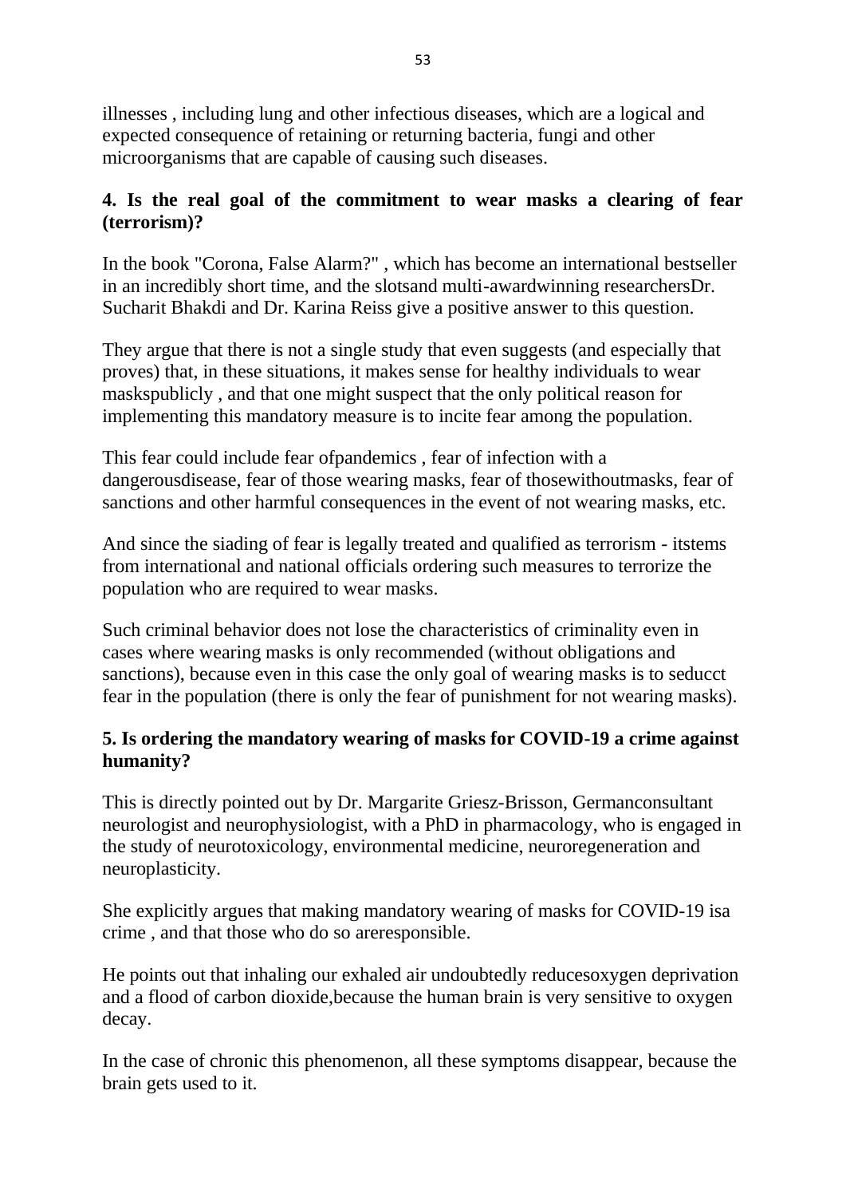illnesses , including lung and other infectious diseases, which are a logical and expected consequence of retaining or returning bacteria, fungi and other microorganisms that are capable of causing such diseases.

**4. Is the real goal of the commitment to wear masks a clearing of fear (terrorism)?**

In the book "Corona, False Alarm?" , which has become an international bestseller in an incredibly short time, and the slotsand multi-awardwinning researchersDr. Sucharit Bhakdi and Dr. Karina Reiss give a positive answer to this question.

They argue that there is not a single study that even suggests (and especially that proves) that, in these situations, it makes sense for healthy individuals to wear maskspublicly , and that one might suspect that the only political reason for implementing this mandatory measure is to incite fear among the population.

This fear could include fear ofpandemics , fear of infection with a dangerousdisease, fear of those wearing masks, fear of thosewithoutmasks, fear of sanctions and other harmful consequences in the event of not wearing masks, etc.

And since the siading of fear is legally treated and qualified as terrorism - itstems from international and national officials ordering such measures to terrorize the population who are required to wear masks.

Such criminal behavior does not lose the characteristics of criminality even in cases where wearing masks is only recommended (without obligations and sanctions), because even in this case the only goal of wearing masks is to seducct fear in the population (there is only the fear of punishment for not wearing masks).

**5. Is ordering the mandatory wearing of masks for COVID-19 a crime against humanity?**

This is directly pointed out by Dr. Margarite Griesz-Brisson, Germanconsultant neurologist and neurophysiologist, with a PhD in pharmacology, who is engaged in the study of neurotoxicology, environmental medicine, neuroregeneration and neuroplasticity.

She explicitly argues that making mandatory wearing of masks for COVID-19 isa crime , and that those who do so areresponsible.

He points out that inhaling our exhaled air undoubtedly reducesoxygen deprivation and a flood of carbon dioxide,because the human brain is very sensitive to oxygen decay.

In the case of chronic this phenomenon, all these symptoms disappear, because the brain gets used to it.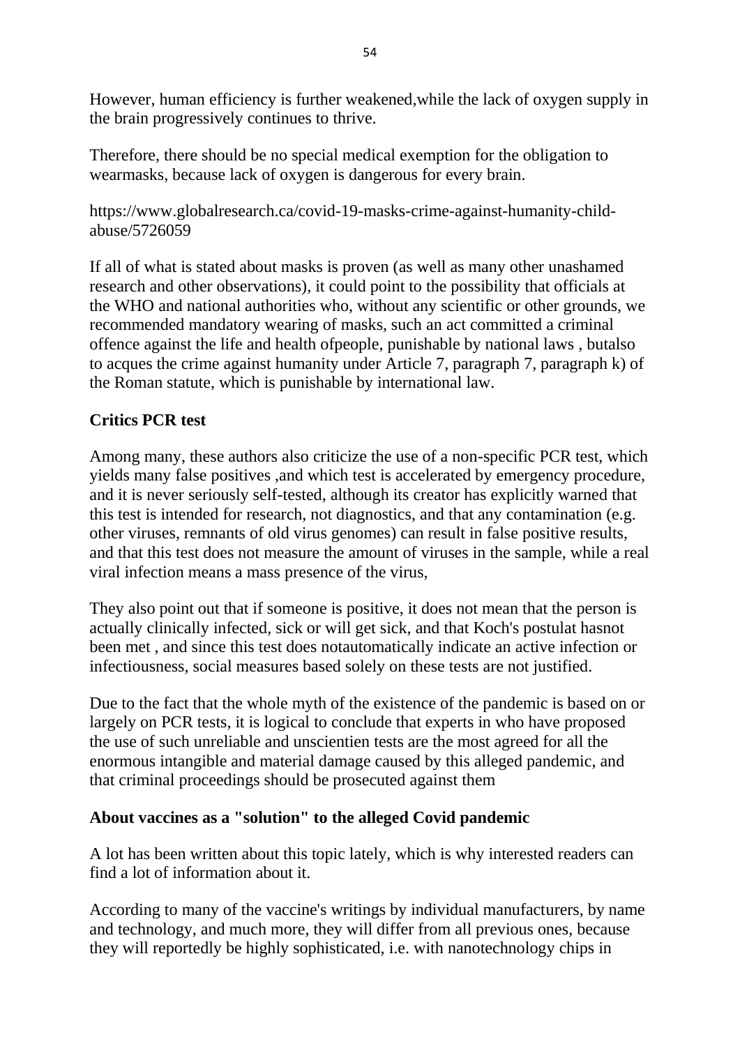However, human efficiency is further weakened,while the lack of oxygen supply in the brain progressively continues to thrive.

Therefore, there should be no special medical exemption for the obligation to wearmasks, because lack of oxygen is dangerous for every brain.

https://www.globalresearch.ca/covid-19-masks-crime-against-humanity-child-abuse/5726059

If all of what is stated about masks is proven (as well as many other unashamed research and other observations), it could point to the possibility that officials at the WHO and national authorities who, without any scientific or other grounds, we recommended mandatory wearing of masks, such an act committed a criminal offence against the life and health ofpeople, punishable by national laws , butalso to acques the crime against humanity under Article 7, paragraph 7, paragraph k) of the Roman statute, which is punishable by international law.

**Critics PCR test**

Among many, these authors also criticize the use of a non-specific PCR test, which yields many false positives ,and which test is accelerated by emergency procedure, and it is never seriously self-tested, although its creator has explicitly warned that this test is intended for research, not diagnostics, and that any contamination (e.g. other viruses, remnants of old virus genomes) can result in false positive results, and that this test does not measure the amount of viruses in the sample, while a real viral infection means a mass presence of the virus,

They also point out that if someone is positive, it does not mean that the person is actually clinically infected, sick or will get sick, and that Koch's postulat hasnot been met , and since this test does notautomatically indicate an active infection or infectiousness, social measures based solely on these tests are not justified.

Due to the fact that the whole myth of the existence of the pandemic is based on or largely on PCR tests, it is logical to conclude that experts in who have proposed the use of such unreliable and unscientien tests are the most agreed for all the enormous intangible and material damage caused by this alleged pandemic, and that criminal proceedings should be prosecuted against them

**About vaccines as a "solution" to the alleged Covid pandemic**

A lot has been written about this topic lately, which is why interested readers can find a lot of information about it.

According to many of the vaccine's writings by individual manufacturers, by name and technology, and much more, they will differ from all previous ones, because they will reportedly be highly sophisticated, i.e. with nanotechnology chips in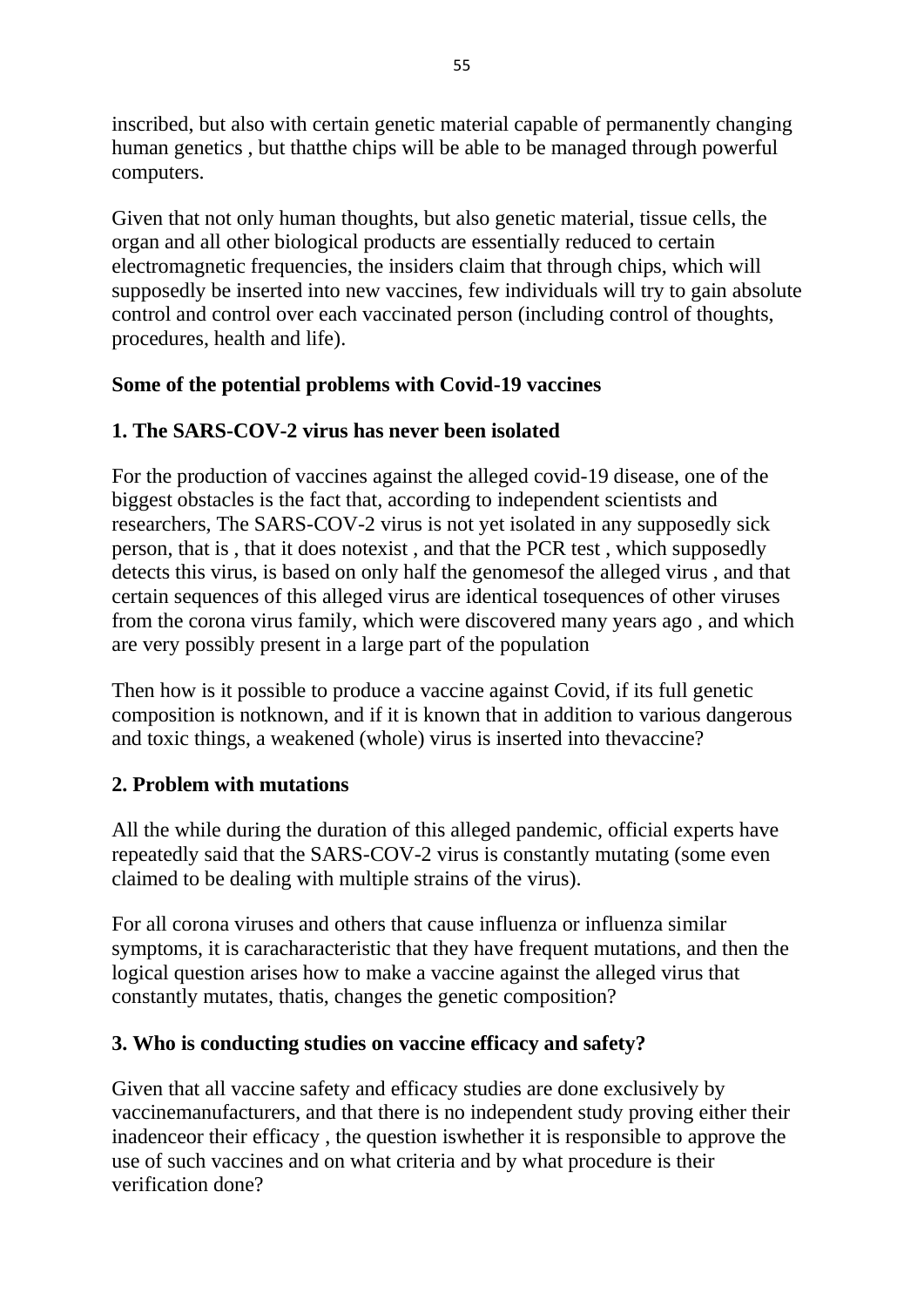inscribed, but also with certain genetic material capable of permanently changing human genetics , but thatthe chips will be able to be managed through powerful computers.

Given that not only human thoughts, but also genetic material, tissue cells, the organ and all other biological products are essentially reduced to certain electromagnetic frequencies, the insiders claim that through chips, which will supposedly be inserted into new vaccines, few individuals will try to gain absolute control and control over each vaccinated person (including control of thoughts, procedures, health and life).

**Some of the potential problems with Covid-19 vaccines**

**1. The SARS-COV-2 virus has never been isolated**

For the production of vaccines against the alleged covid-19 disease, one of the biggest obstacles is the fact that, according to independent scientists and researchers, The SARS-COV-2 virus is not yet isolated in any supposedly sick person, that is , that it does notexist , and that the PCR test , which supposedly detects this virus, is based on only half the genomesof the alleged virus , and that certain sequences of this alleged virus are identical tosequences of other viruses from the corona virus family, which were discovered many years ago , and which are very possibly present in a large part of the population

Then how is it possible to produce a vaccine against Covid, if its full genetic composition is notknown, and if it is known that in addition to various dangerous and toxic things, a weakened (whole) virus is inserted into thevaccine?

**2. Problem with mutations**

All the while during the duration of this alleged pandemic, official experts have repeatedly said that the SARS-COV-2 virus is constantly mutating (some even claimed to be dealing with multiple strains of the virus).

For all corona viruses and others that cause influenza or influenza similar symptoms, it is caracharacteristic that they have frequent mutations, and then the logical question arises how to make a vaccine against the alleged virus that constantly mutates, thatis, changes the genetic composition?

**3. Who is conducting studies on vaccine efficacy and safety?**

Given that all vaccine safety and efficacy studies are done exclusively by vaccinemanufacturers, and that there is no independent study proving either their inadenceor their efficacy , the question iswhether it is responsible to approve the use of such vaccines and on what criteria and by what procedure is their verification done?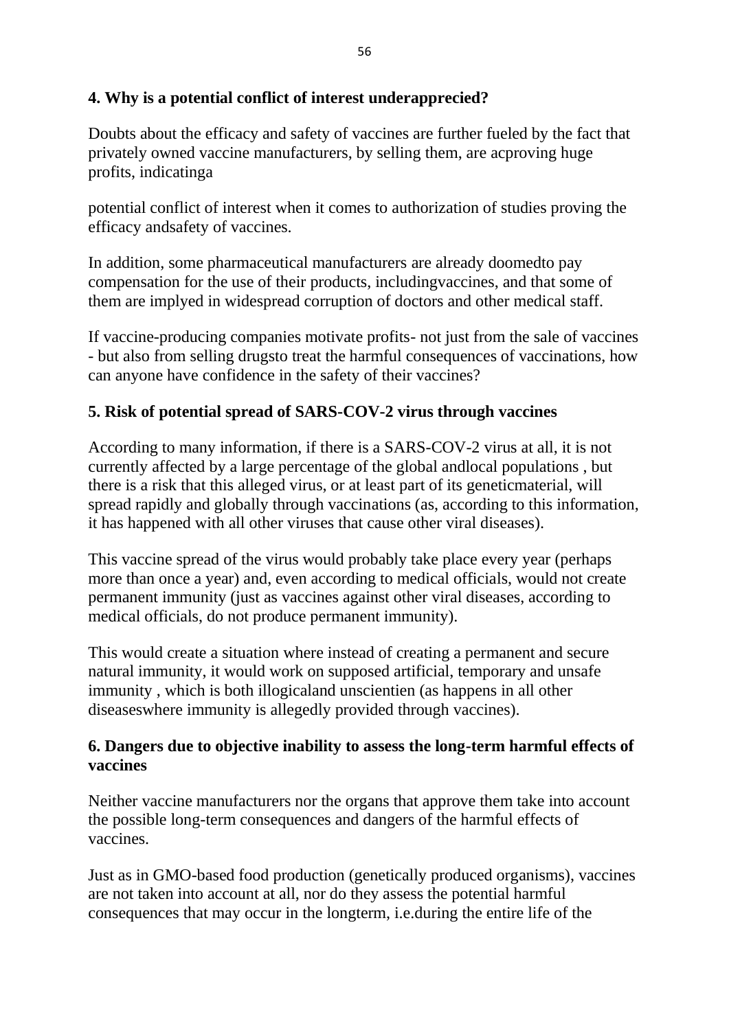**4. Why is a potential conflict of interest underapprecied?**

Doubts about the efficacy and safety of vaccines are further fueled by the fact that privately owned vaccine manufacturers, by selling them, are acproving huge profits, indicatinga

potential conflict of interest when it comes to authorization of studies proving the efficacy andsafety of vaccines.

In addition, some pharmaceutical manufacturers are already doomedto pay compensation for the use of their products, includingvaccines, and that some of them are implyed in widespread corruption of doctors and other medical staff.

If vaccine-producing companies motivate profits- not just from the sale of vaccines - but also from selling drugsto treat the harmful consequences of vaccinations, how can anyone have confidence in the safety of their vaccines?

**5. Risk of potential spread of SARS-COV-2 virus through vaccines**

According to many information, if there is a SARS-COV-2 virus at all, it is not currently affected by a large percentage of the global andlocal populations , but there is a risk that this alleged virus, or at least part of its geneticmaterial, will spread rapidly and globally through vaccinations (as, according to this information, it has happened with all other viruses that cause other viral diseases).

This vaccine spread of the virus would probably take place every year (perhaps more than once a year) and, even according to medical officials, would not create permanent immunity (just as vaccines against other viral diseases, according to medical officials, do not produce permanent immunity).

This would create a situation where instead of creating a permanent and secure natural immunity, it would work on supposed artificial, temporary and unsafe immunity , which is both illogicaland unscientien (as happens in all other diseaseswhere immunity is allegedly provided through vaccines).

**6. Dangers due to objective inability to assess the long-term harmful effects of vaccines**

Neither vaccine manufacturers nor the organs that approve them take into account the possible long-term consequences and dangers of the harmful effects of vaccines.

Just as in GMO-based food production (genetically produced organisms), vaccines are not taken into account at all, nor do they assess the potential harmful consequences that may occur in the longterm, i.e.during the entire life of the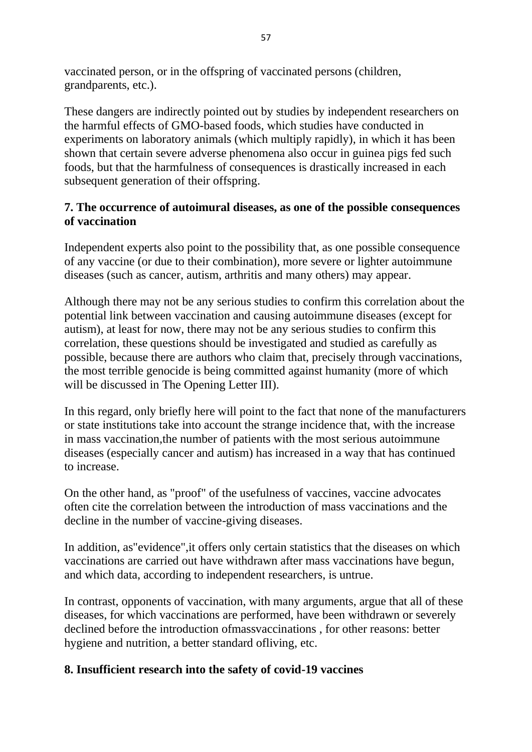vaccinated person, or in the offspring of vaccinated persons (children, grandparents, etc.).

These dangers are indirectly pointed out by studies by independent researchers on the harmful effects of GMO-based foods, which studies have conducted in experiments on laboratory animals (which multiply rapidly), in which it has been shown that certain severe adverse phenomena also occur in guinea pigs fed such foods, but that the harmfulness of consequences is drastically increased in each subsequent generation of their offspring.

**7. The occurrence of autoimural diseases, as one of the possible consequences of vaccination**

Independent experts also point to the possibility that, as one possible consequence of any vaccine (or due to their combination), more severe or lighter autoimmune diseases (such as cancer, autism, arthritis and many others) may appear.

Although there may not be any serious studies to confirm this correlation about the potential link between vaccination and causing autoimmune diseases (except for autism), at least for now, there may not be any serious studies to confirm this correlation, these questions should be investigated and studied as carefully as possible, because there are authors who claim that, precisely through vaccinations, the most terrible genocide is being committed against humanity (more of which will be discussed in The Opening Letter III).

In this regard, only briefly here will point to the fact that none of the manufacturers or state institutions take into account the strange incidence that, with the increase in mass vaccination,the number of patients with the most serious autoimmune diseases (especially cancer and autism) has increased in a way that has continued to increase.

On the other hand, as "proof" of the usefulness of vaccines, vaccine advocates often cite the correlation between the introduction of mass vaccinations and the decline in the number of vaccine-giving diseases.

In addition, as"evidence",it offers only certain statistics that the diseases on which vaccinations are carried out have withdrawn after mass vaccinations have begun, and which data, according to independent researchers, is untrue.

In contrast, opponents of vaccination, with many arguments, argue that all of these diseases, for which vaccinations are performed, have been withdrawn or severely declined before the introduction ofmassvaccinations , for other reasons: better hygiene and nutrition, a better standard ofliving, etc.

**8. Insufficient research into the safety of covid-19 vaccines**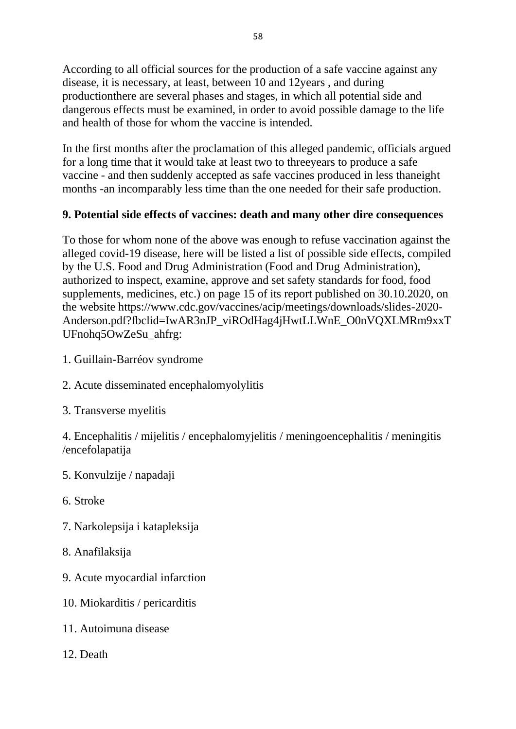According to all official sources for the production of a safe vaccine against any disease, it is necessary, at least, between 10 and 12years , and during productionthere are several phases and stages, in which all potential side and dangerous effects must be examined, in order to avoid possible damage to the life and health of those for whom the vaccine is intended.

In the first months after the proclamation of this alleged pandemic, officials argued for a long time that it would take at least two to threeyears to produce a safe vaccine - and then suddenly accepted as safe vaccines produced in less thaneight months -an incomparably less time than the one needed for their safe production.

**9. Potential side effects of vaccines: death and many other dire consequences**

To those for whom none of the above was enough to refuse vaccination against the alleged covid-19 disease, here will be listed a list of possible side effects, compiled by the U.S. Food and Drug Administration (Food and Drug Administration), authorized to inspect, examine, approve and set safety standards for food, food supplements, medicines, etc.) on page 15 of its report published on 30.10.2020, on the website https://www.cdc.gov/vaccines/acip/meetings/downloads/slides-2020-Anderson.pdf?fbclid=IwAR3nJP_viROdHag4jHwtLLWnE_O0nVQXLMRm9xxTUFnohq5OwZeSu_ahfrg:

1. Guillain-Barréov syndrome
2. Acute disseminated encephalomyolylitis
3. Transverse myelitis
4. Encephalitis / mijelitis / encephalomyjelitis / meningoencephalitis / meningitis /encefolapatija
5. Konvulzije / napadaji
6. Stroke
7. Narkolepsija i katapleksija
8. Anafilaksija
9. Acute myocardial infarction
10. Miokarditis / pericarditis
11. Autoimuna disease
12. Death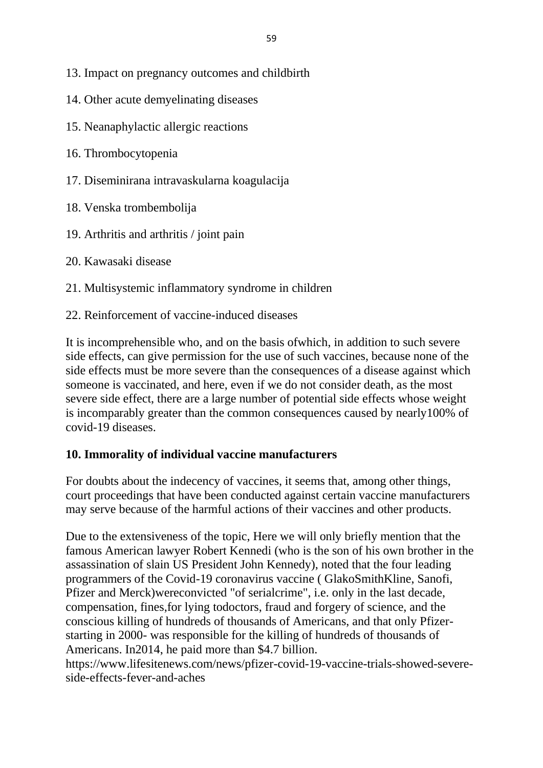13. Impact on pregnancy outcomes and childbirth

14. Other acute demyelinating diseases

15. Neanaphylactic allergic reactions

16. Thrombocytopenia

17. Diseminirana intravaskularna koagulacija

18. Venska trombembolija

19. Arthritis and arthritis / joint pain

20. Kawasaki disease

21. Multisystemic inflammatory syndrome in children

22. Reinforcement of vaccine-induced diseases

It is incomprehensible who, and on the basis ofwhich, in addition to such severe side effects, can give permission for the use of such vaccines, because none of the side effects must be more severe than the consequences of a disease against which someone is vaccinated, and here, even if we do not consider death, as the most severe side effect, there are a large number of potential side effects whose weight is incomparably greater than the common consequences caused by nearly100% of covid-19 diseases.

## 10. Immorality of individual vaccine manufacturers

For doubts about the indecency of vaccines, it seems that, among other things, court proceedings that have been conducted against certain vaccine manufacturers may serve because of the harmful actions of their vaccines and other products.

Due to the extensiveness of the topic, Here we will only briefly mention that the famous American lawyer Robert Kennedi (who is the son of his own brother in the assassination of slain US President John Kennedy), noted that the four leading programmers of the Covid-19 coronavirus vaccine ( GlakoSmithKline, Sanofi, Pfizer and Merck)wereconvicted "of serialcrime", i.e. only in the last decade, compensation, fines,for lying todoctors, fraud and forgery of science, and the conscious killing of hundreds of thousands of Americans, and that only Pfizer- starting in 2000- was responsible for the killing of hundreds of thousands of Americans. In2014, he paid more than $4.7 billion. https://www.lifesitenews.com/news/pfizer-covid-19-vaccine-trials-showed-severe-side-effects-fever-and-aches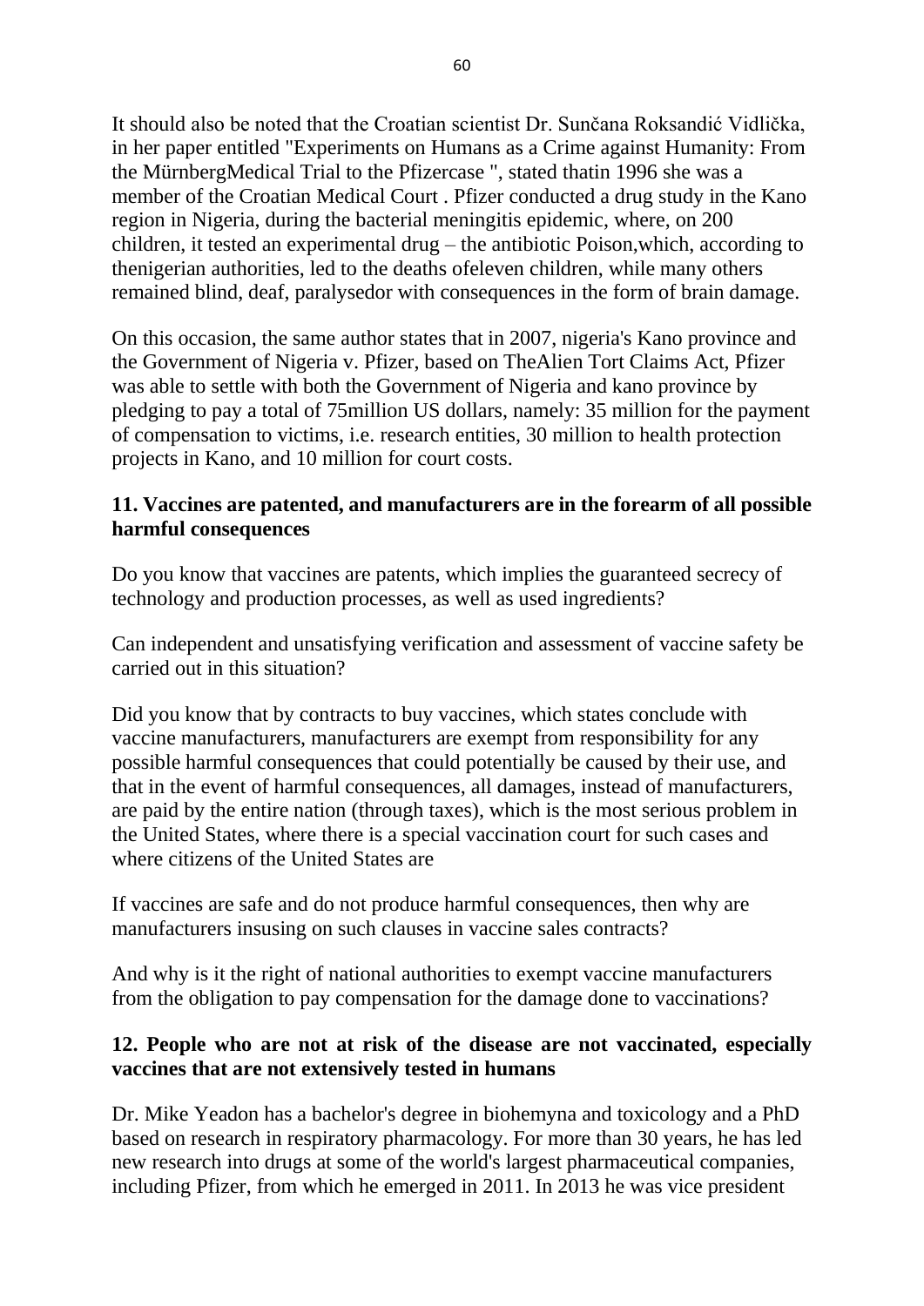It should also be noted that the Croatian scientist Dr. Sunčana Roksandić Vidlička, in her paper entitled "Experiments on Humans as a Crime against Humanity: From the MürnbergMedical Trial to the Pfizercase ", stated thatin 1996 she was a member of the Croatian Medical Court . Pfizer conducted a drug study in the Kano region in Nigeria, during the bacterial meningitis epidemic, where, on 200 children, it tested an experimental drug – the antibiotic Poison,which, according to thenigerian authorities, led to the deaths ofeleven children, while many others remained blind, deaf, paralysedor with consequences in the form of brain damage.

On this occasion, the same author states that in 2007, nigeria's Kano province and the Government of Nigeria v. Pfizer, based on TheAlien Tort Claims Act, Pfizer was able to settle with both the Government of Nigeria and kano province by pledging to pay a total of 75million US dollars, namely: 35 million for the payment of compensation to victims, i.e. research entities, 30 million to health protection projects in Kano, and 10 million for court costs.

## 11. Vaccines are patented, and manufacturers are in the forearm of all possible harmful consequences

Do you know that vaccines are patents, which implies the guaranteed secrecy of technology and production processes, as well as used ingredients?

Can independent and unsatisfying verification and assessment of vaccine safety be carried out in this situation?

Did you know that by contracts to buy vaccines, which states conclude with vaccine manufacturers, manufacturers are exempt from responsibility for any possible harmful consequences that could potentially be caused by their use, and that in the event of harmful consequences, all damages, instead of manufacturers, are paid by the entire nation (through taxes), which is the most serious problem in the United States, where there is a special vaccination court for such cases and where citizens of the United States are

If vaccines are safe and do not produce harmful consequences, then why are manufacturers insusing on such clauses in vaccine sales contracts?

And why is it the right of national authorities to exempt vaccine manufacturers from the obligation to pay compensation for the damage done to vaccinations?

## 12. People who are not at risk of the disease are not vaccinated, especially vaccines that are not extensively tested in humans

Dr. Mike Yeadon has a bachelor's degree in biohemyna and toxicology and a PhD based on research in respiratory pharmacology. For more than 30 years, he has led new research into drugs at some of the world's largest pharmaceutical companies, including Pfizer, from which he emerged in 2011. In 2013 he was vice president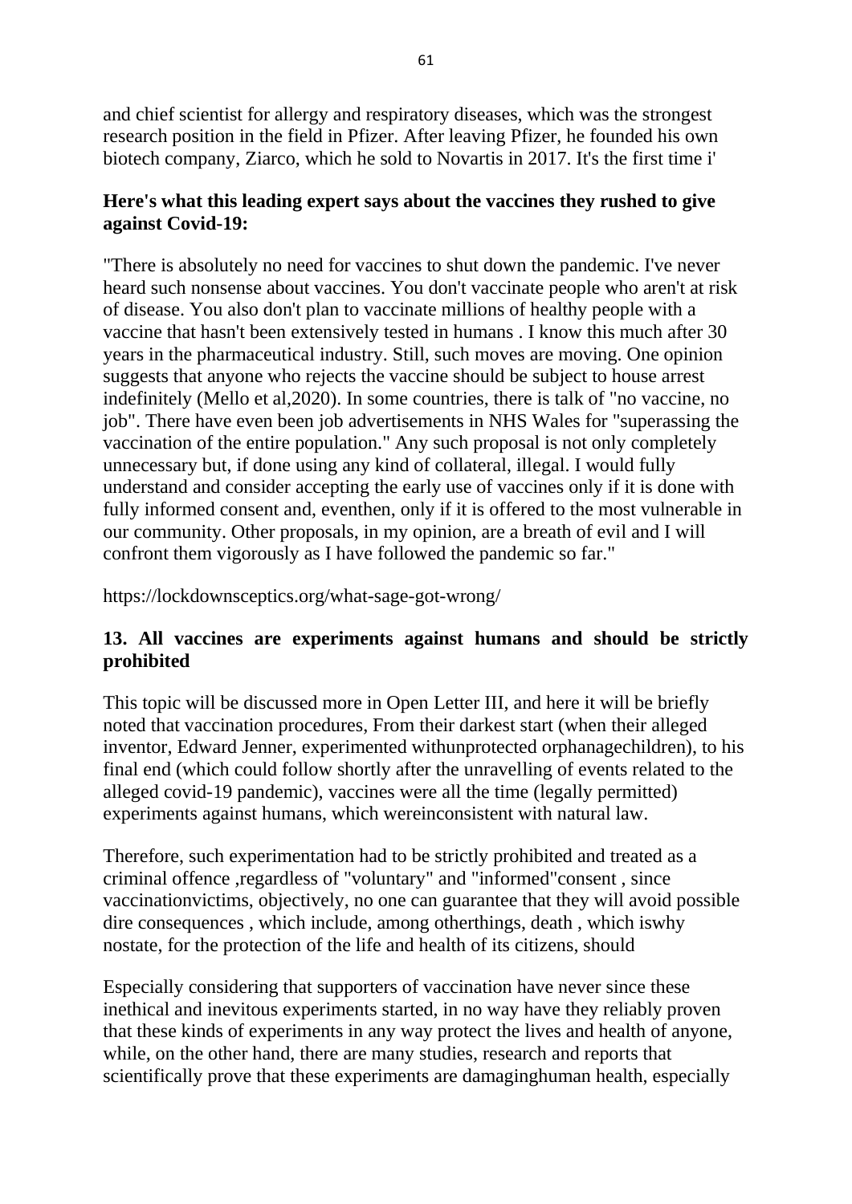and chief scientist for allergy and respiratory diseases, which was the strongest research position in the field in Pfizer. After leaving Pfizer, he founded his own biotech company, Ziarco, which he sold to Novartis in 2017. It's the first time i'

**Here's what this leading expert says about the vaccines they rushed to give against Covid-19:**

"There is absolutely no need for vaccines to shut down the pandemic. I've never heard such nonsense about vaccines. You don't vaccinate people who aren't at risk of disease. You also don't plan to vaccinate millions of healthy people with a vaccine that hasn't been extensively tested in humans . I know this much after 30 years in the pharmaceutical industry. Still, such moves are moving. One opinion suggests that anyone who rejects the vaccine should be subject to house arrest indefinitely (Mello et al,2020). In some countries, there is talk of "no vaccine, no job". There have even been job advertisements in NHS Wales for "superassing the vaccination of the entire population." Any such proposal is not only completely unnecessary but, if done using any kind of collateral, illegal. I would fully understand and consider accepting the early use of vaccines only if it is done with fully informed consent and, eventhen, only if it is offered to the most vulnerable in our community. Other proposals, in my opinion, are a breath of evil and I will confront them vigorously as I have followed the pandemic so far."

https://lockdownsceptics.org/what-sage-got-wrong/

## 13. All vaccines are experiments against humans and should be strictly prohibited

This topic will be discussed more in Open Letter III, and here it will be briefly noted that vaccination procedures, From their darkest start (when their alleged inventor, Edward Jenner, experimented withunprotected orphanagechildren), to his final end (which could follow shortly after the unravelling of events related to the alleged covid-19 pandemic), vaccines were all the time (legally permitted) experiments against humans, which wereinconsistent with natural law.

Therefore, such experimentation had to be strictly prohibited and treated as a criminal offence ,regardless of "voluntary" and "informed"consent , since vaccinationvictims, objectively, no one can guarantee that they will avoid possible dire consequences , which include, among otherthings, death , which iswhy nostate, for the protection of the life and health of its citizens, should

Especially considering that supporters of vaccination have never since these inethical and inevitous experiments started, in no way have they reliably proven that these kinds of experiments in any way protect the lives and health of anyone, while, on the other hand, there are many studies, research and reports that scientifically prove that these experiments are damaginghuman health, especially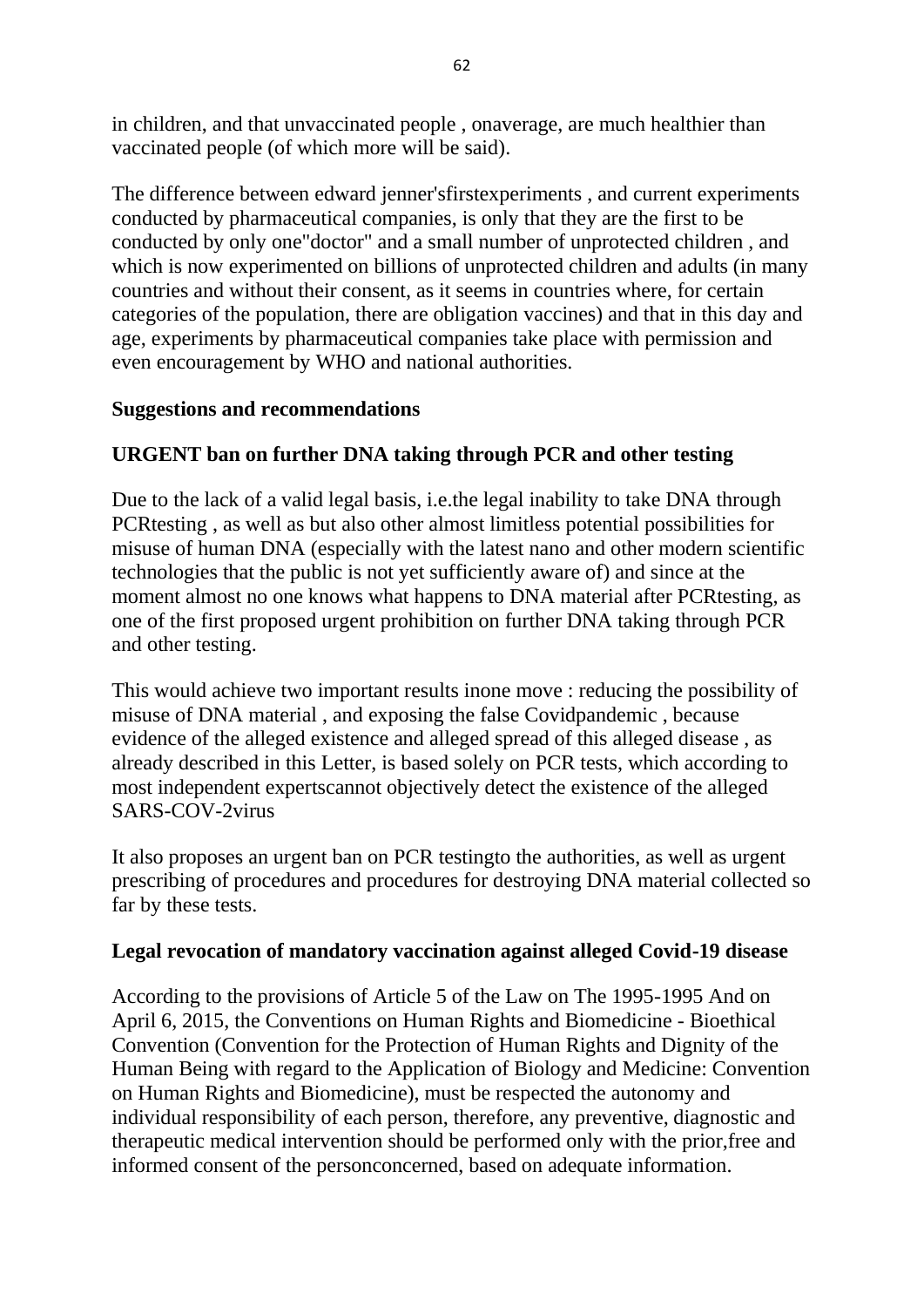in children, and that unvaccinated people , onaverage, are much healthier than vaccinated people (of which more will be said).

The difference between edward jenner'sfirstexperiments , and current experiments conducted by pharmaceutical companies, is only that they are the first to be conducted by only one"doctor" and a small number of unprotected children , and which is now experimented on billions of unprotected children and adults (in many countries and without their consent, as it seems in countries where, for certain categories of the population, there are obligation vaccines) and that in this day and age, experiments by pharmaceutical companies take place with permission and even encouragement by WHO and national authorities.

**Suggestions and recommendations**

**URGENT ban on further DNA taking through PCR and other testing**

Due to the lack of a valid legal basis, i.e.the legal inability to take DNA through PCRtesting , as well as but also other almost limitless potential possibilities for misuse of human DNA (especially with the latest nano and other modern scientific technologies that the public is not yet sufficiently aware of) and since at the moment almost no one knows what happens to DNA material after PCRtesting, as one of the first proposed urgent prohibition on further DNA taking through PCR and other testing.

This would achieve two important results inone move : reducing the possibility of misuse of DNA material , and exposing the false Covidpandemic , because evidence of the alleged existence and alleged spread of this alleged disease , as already described in this Letter, is based solely on PCR tests, which according to most independent expertscannot objectively detect the existence of the alleged SARS-COV-2virus

It also proposes an urgent ban on PCR testingto the authorities, as well as urgent prescribing of procedures and procedures for destroying DNA material collected so far by these tests.

**Legal revocation of mandatory vaccination against alleged Covid-19 disease**

According to the provisions of Article 5 of the Law on The 1995-1995 And on April 6, 2015, the Conventions on Human Rights and Biomedicine - Bioethical Convention (Convention for the Protection of Human Rights and Dignity of the Human Being with regard to the Application of Biology and Medicine: Convention on Human Rights and Biomedicine), must be respected the autonomy and individual responsibility of each person, therefore, any preventive, diagnostic and therapeutic medical intervention should be performed only with the prior,free and informed consent of the personconcerned, based on adequate information.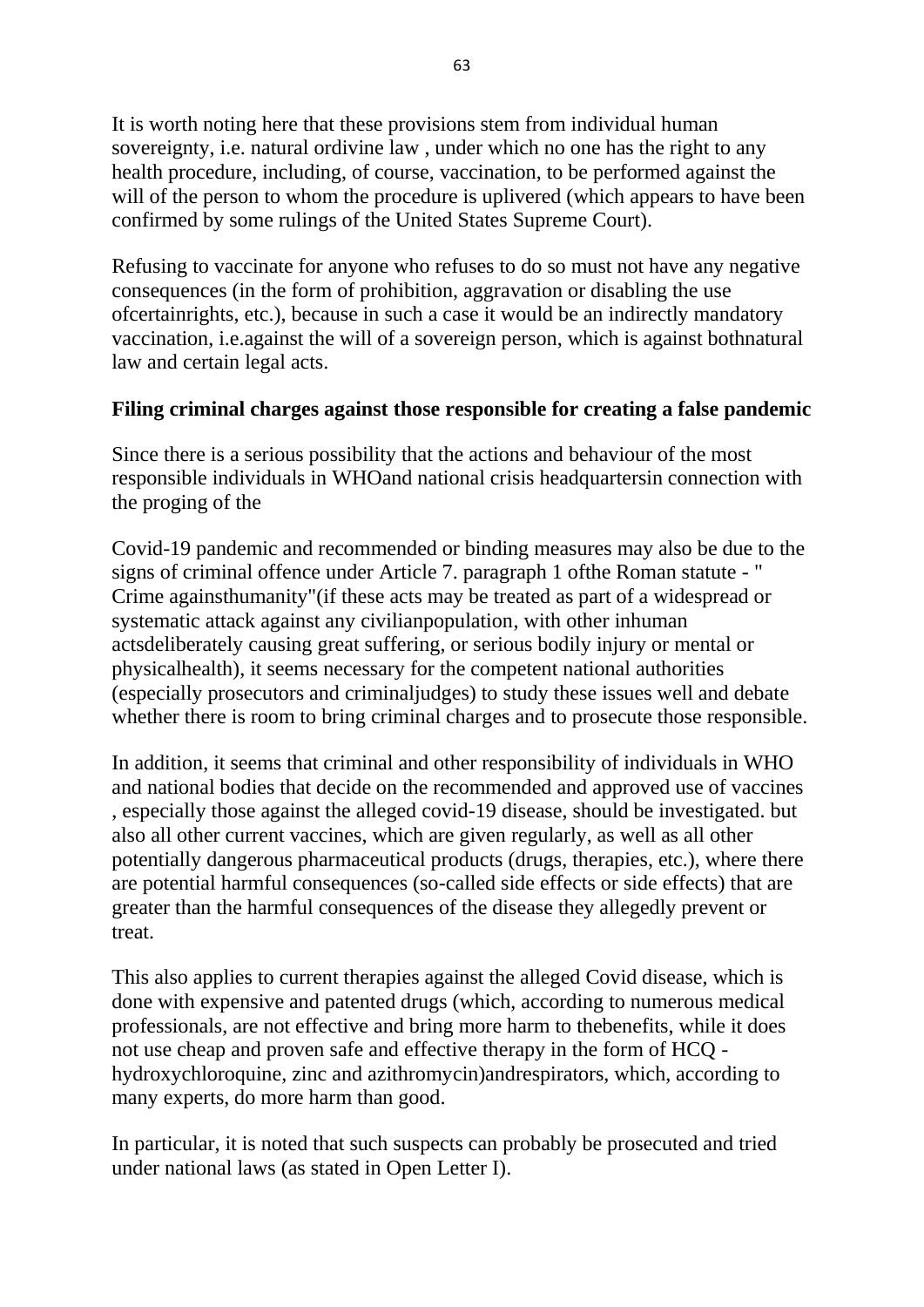It is worth noting here that these provisions stem from individual human sovereignty, i.e. natural ordivine law , under which no one has the right to any health procedure, including, of course, vaccination, to be performed against the will of the person to whom the procedure is uplivered (which appears to have been confirmed by some rulings of the United States Supreme Court).

Refusing to vaccinate for anyone who refuses to do so must not have any negative consequences (in the form of prohibition, aggravation or disabling the use ofcertainrights, etc.), because in such a case it would be an indirectly mandatory vaccination, i.e.against the will of a sovereign person, which is against bothnatural law and certain legal acts.

**Filing criminal charges against those responsible for creating a false pandemic**

Since there is a serious possibility that the actions and behaviour of the most responsible individuals in WHOand national crisis headquartersin connection with the proging of the

Covid-19 pandemic and recommended or binding measures may also be due to the signs of criminal offence under Article 7. paragraph 1 ofthe Roman statute - " Crime againsthumanity"(if these acts may be treated as part of a widespread or systematic attack against any civilianpopulation, with other inhuman actsdeliberately causing great suffering, or serious bodily injury or mental or physicalhealth), it seems necessary for the competent national authorities (especially prosecutors and criminaljudges) to study these issues well and debate whether there is room to bring criminal charges and to prosecute those responsible.

In addition, it seems that criminal and other responsibility of individuals in WHO and national bodies that decide on the recommended and approved use of vaccines , especially those against the alleged covid-19 disease, should be investigated. but also all other current vaccines, which are given regularly, as well as all other potentially dangerous pharmaceutical products (drugs, therapies, etc.), where there are potential harmful consequences (so-called side effects or side effects) that are greater than the harmful consequences of the disease they allegedly prevent or treat.

This also applies to current therapies against the alleged Covid disease, which is done with expensive and patented drugs (which, according to numerous medical professionals, are not effective and bring more harm to thebenefits, while it does not use cheap and proven safe and effective therapy in the form of HCQ - hydroxychloroquine, zinc and azithromycin)andrespirators, which, according to many experts, do more harm than good.

In particular, it is noted that such suspects can probably be prosecuted and tried under national laws (as stated in Open Letter I).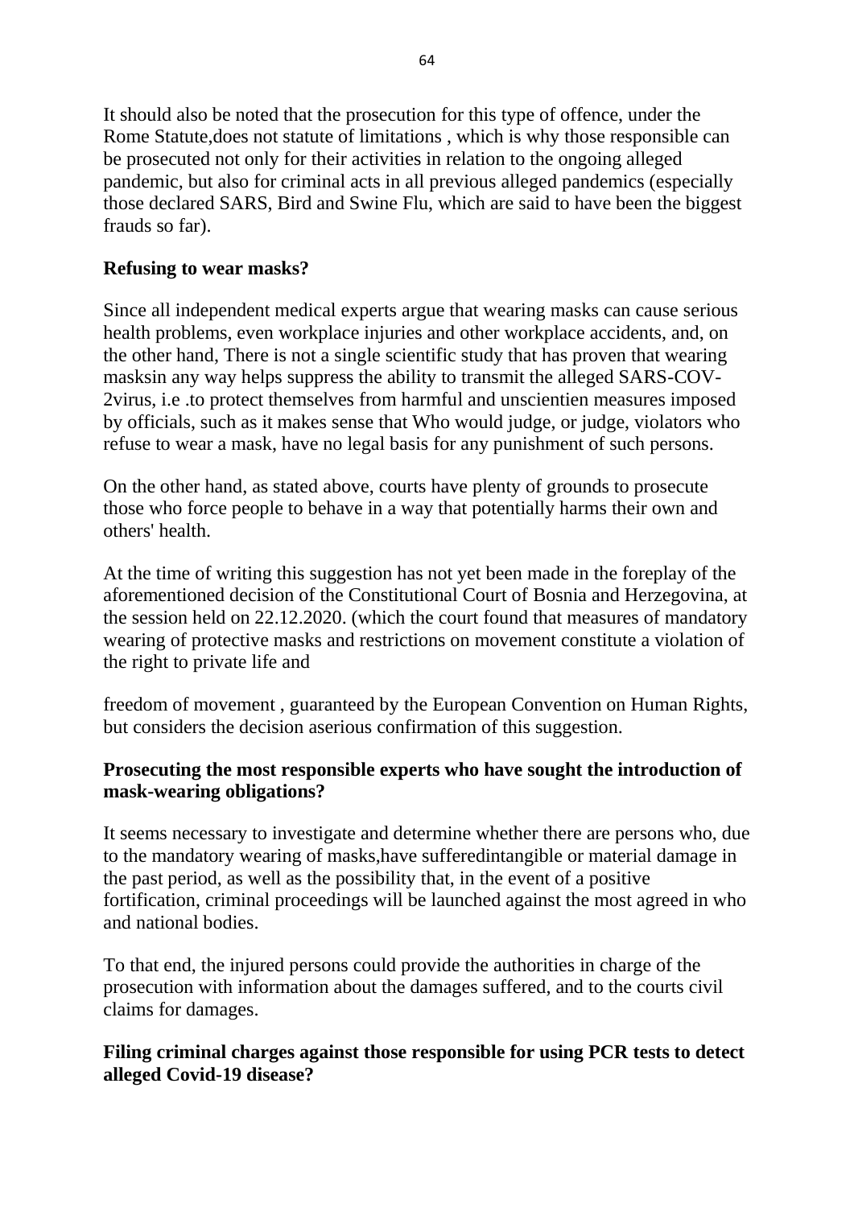It should also be noted that the prosecution for this type of offence, under the Rome Statute,does not statute of limitations , which is why those responsible can be prosecuted not only for their activities in relation to the ongoing alleged pandemic, but also for criminal acts in all previous alleged pandemics (especially those declared SARS, Bird and Swine Flu, which are said to have been the biggest frauds so far).

**Refusing to wear masks?**

Since all independent medical experts argue that wearing masks can cause serious health problems, even workplace injuries and other workplace accidents, and, on the other hand, There is not a single scientific study that has proven that wearing masksin any way helps suppress the ability to transmit the alleged SARS-COV-2virus, i.e .to protect themselves from harmful and unscientien measures imposed by officials, such as it makes sense that Who would judge, or judge, violators who refuse to wear a mask, have no legal basis for any punishment of such persons.

On the other hand, as stated above, courts have plenty of grounds to prosecute those who force people to behave in a way that potentially harms their own and others' health.

At the time of writing this suggestion has not yet been made in the foreplay of the aforementioned decision of the Constitutional Court of Bosnia and Herzegovina, at the session held on 22.12.2020. (which the court found that measures of mandatory wearing of protective masks and restrictions on movement constitute a violation of the right to private life and

freedom of movement , guaranteed by the European Convention on Human Rights, but considers the decision aserious confirmation of this suggestion.

**Prosecuting the most responsible experts who have sought the introduction of mask-wearing obligations?**

It seems necessary to investigate and determine whether there are persons who, due to the mandatory wearing of masks,have sufferedintangible or material damage in the past period, as well as the possibility that, in the event of a positive fortification, criminal proceedings will be launched against the most agreed in who and national bodies.

To that end, the injured persons could provide the authorities in charge of the prosecution with information about the damages suffered, and to the courts civil claims for damages.

**Filing criminal charges against those responsible for using PCR tests to detect alleged Covid-19 disease?**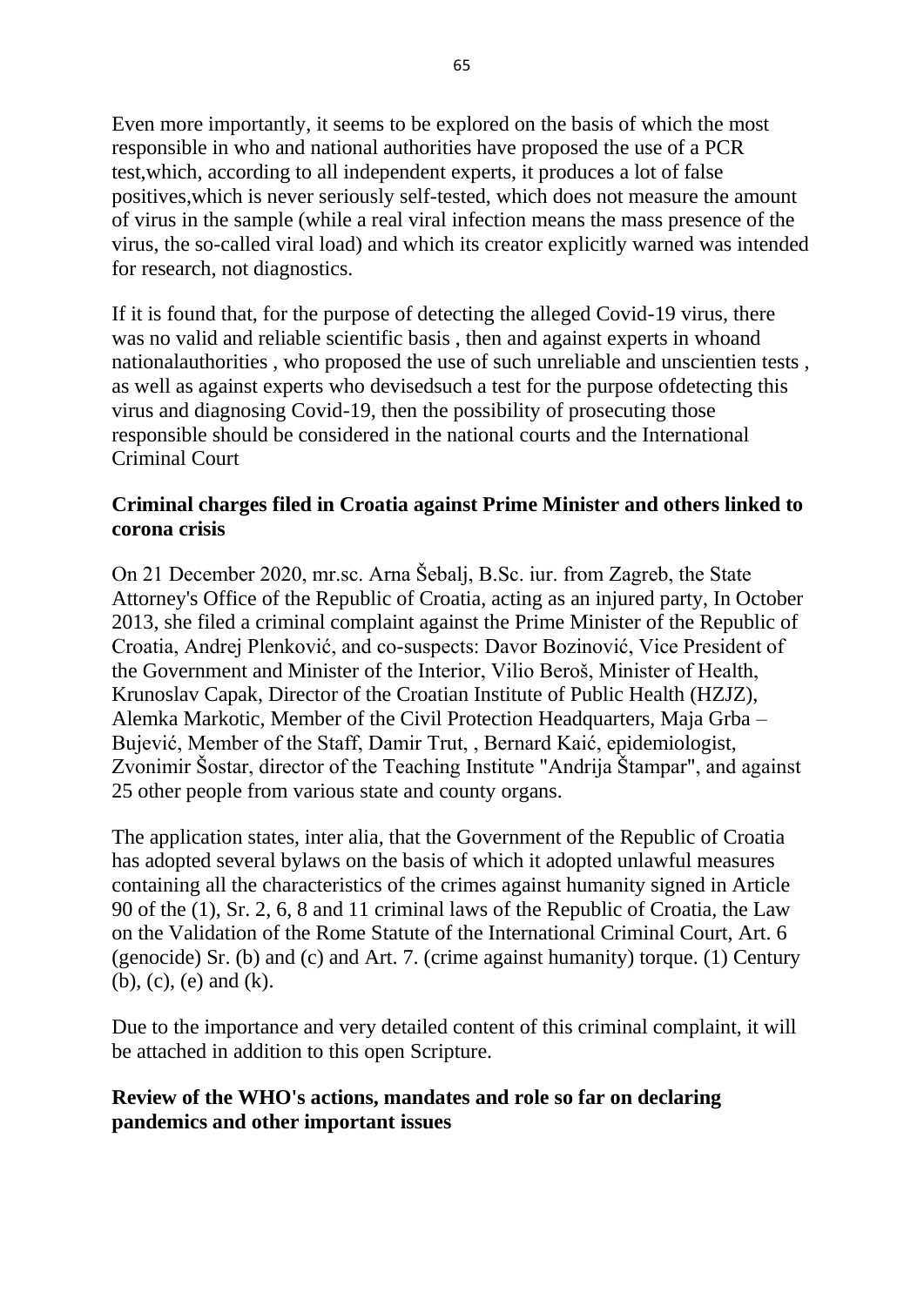Even more importantly, it seems to be explored on the basis of which the most responsible in who and national authorities have proposed the use of a PCR test,which, according to all independent experts, it produces a lot of false positives,which is never seriously self-tested, which does not measure the amount of virus in the sample (while a real viral infection means the mass presence of the virus, the so-called viral load) and which its creator explicitly warned was intended for research, not diagnostics.

If it is found that, for the purpose of detecting the alleged Covid-19 virus, there was no valid and reliable scientific basis , then and against experts in whoand nationalauthorities , who proposed the use of such unreliable and unscientien tests , as well as against experts who devisedsuch a test for the purpose ofdetecting this virus and diagnosing Covid-19, then the possibility of prosecuting those responsible should be considered in the national courts and the International Criminal Court

**Criminal charges filed in Croatia against Prime Minister and others linked to corona crisis**

On 21 December 2020, mr.sc. Arna Šebalj, B.Sc. iur. from Zagreb, the State Attorney's Office of the Republic of Croatia, acting as an injured party, In October 2013, she filed a criminal complaint against the Prime Minister of the Republic of Croatia, Andrej Plenković, and co-suspects: Davor Bozinović, Vice President of the Government and Minister of the Interior, Vilio Beroš, Minister of Health, Krunoslav Capak, Director of the Croatian Institute of Public Health (HZJZ), Alemka Markotic, Member of the Civil Protection Headquarters, Maja Grba – Bujević, Member of the Staff, Damir Trut, , Bernard Kaić, epidemiologist, Zvonimir Šostar, director of the Teaching Institute "Andrija Štampar", and against 25 other people from various state and county organs.

The application states, inter alia, that the Government of the Republic of Croatia has adopted several bylaws on the basis of which it adopted unlawful measures containing all the characteristics of the crimes against humanity signed in Article 90 of the (1), Sr. 2, 6, 8 and 11 criminal laws of the Republic of Croatia, the Law on the Validation of the Rome Statute of the International Criminal Court, Art. 6 (genocide) Sr. (b) and (c) and Art. 7. (crime against humanity) torque. (1) Century (b), (c), (e) and (k).

Due to the importance and very detailed content of this criminal complaint, it will be attached in addition to this open Scripture.

**Review of the WHO's actions, mandates and role so far on declaring pandemics and other important issues**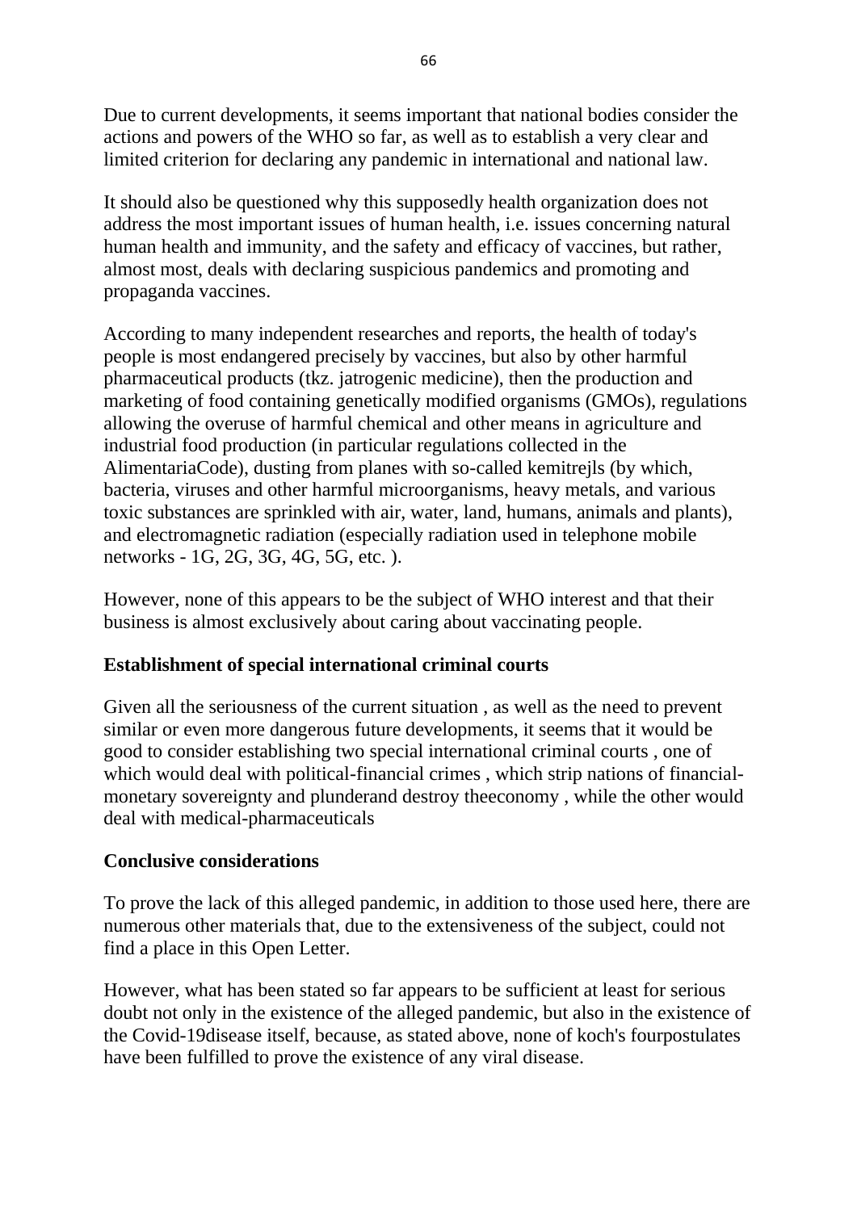Due to current developments, it seems important that national bodies consider the actions and powers of the WHO so far, as well as to establish a very clear and limited criterion for declaring any pandemic in international and national law.

It should also be questioned why this supposedly health organization does not address the most important issues of human health, i.e. issues concerning natural human health and immunity, and the safety and efficacy of vaccines, but rather, almost most, deals with declaring suspicious pandemics and promoting and propaganda vaccines.

According to many independent researches and reports, the health of today's people is most endangered precisely by vaccines, but also by other harmful pharmaceutical products (tkz. jatrogenic medicine), then the production and marketing of food containing genetically modified organisms (GMOs), regulations allowing the overuse of harmful chemical and other means in agriculture and industrial food production (in particular regulations collected in the AlimentariaCode), dusting from planes with so-called kemitrejls (by which, bacteria, viruses and other harmful microorganisms, heavy metals, and various toxic substances are sprinkled with air, water, land, humans, animals and plants), and electromagnetic radiation (especially radiation used in telephone mobile networks - 1G, 2G, 3G, 4G, 5G, etc. ).

However, none of this appears to be the subject of WHO interest and that their business is almost exclusively about caring about vaccinating people.

## Establishment of special international criminal courts

Given all the seriousness of the current situation , as well as the need to prevent similar or even more dangerous future developments, it seems that it would be good to consider establishing two special international criminal courts , one of which would deal with political-financial crimes , which strip nations of financial-monetary sovereignty and plunderand destroy theeconomy , while the other would deal with medical-pharmaceuticals

## Conclusive considerations

To prove the lack of this alleged pandemic, in addition to those used here, there are numerous other materials that, due to the extensiveness of the subject, could not find a place in this Open Letter.

However, what has been stated so far appears to be sufficient at least for serious doubt not only in the existence of the alleged pandemic, but also in the existence of the Covid-19disease itself, because, as stated above, none of koch's fourpostulates have been fulfilled to prove the existence of any viral disease.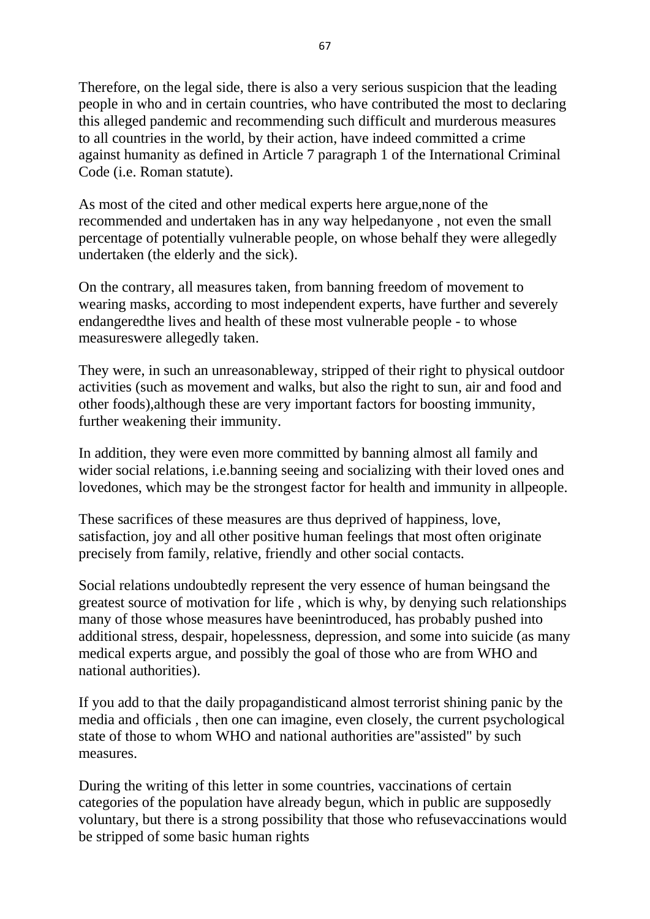Therefore, on the legal side, there is also a very serious suspicion that the leading people in who and in certain countries, who have contributed the most to declaring this alleged pandemic and recommending such difficult and murderous measures to all countries in the world, by their action, have indeed committed a crime against humanity as defined in Article 7 paragraph 1 of the International Criminal Code (i.e. Roman statute).

As most of the cited and other medical experts here argue,none of the recommended and undertaken has in any way helpedanyone , not even the small percentage of potentially vulnerable people, on whose behalf they were allegedly undertaken (the elderly and the sick).

On the contrary, all measures taken, from banning freedom of movement to wearing masks, according to most independent experts, have further and severely endangeredthe lives and health of these most vulnerable people - to whose measureswere allegedly taken.

They were, in such an unreasonableway, stripped of their right to physical outdoor activities (such as movement and walks, but also the right to sun, air and food and other foods),although these are very important factors for boosting immunity, further weakening their immunity.

In addition, they were even more committed by banning almost all family and wider social relations, i.e.banning seeing and socializing with their loved ones and lovedones, which may be the strongest factor for health and immunity in allpeople.

These sacrifices of these measures are thus deprived of happiness, love, satisfaction, joy and all other positive human feelings that most often originate precisely from family, relative, friendly and other social contacts.

Social relations undoubtedly represent the very essence of human beingsand the greatest source of motivation for life , which is why, by denying such relationships many of those whose measures have beenintroduced, has probably pushed into additional stress, despair, hopelessness, depression, and some into suicide (as many medical experts argue, and possibly the goal of those who are from WHO and national authorities).

If you add to that the daily propagandisticand almost terrorist shining panic by the media and officials , then one can imagine, even closely, the current psychological state of those to whom WHO and national authorities are"assisted" by such measures.

During the writing of this letter in some countries, vaccinations of certain categories of the population have already begun, which in public are supposedly voluntary, but there is a strong possibility that those who refusevaccinations would be stripped of some basic human rights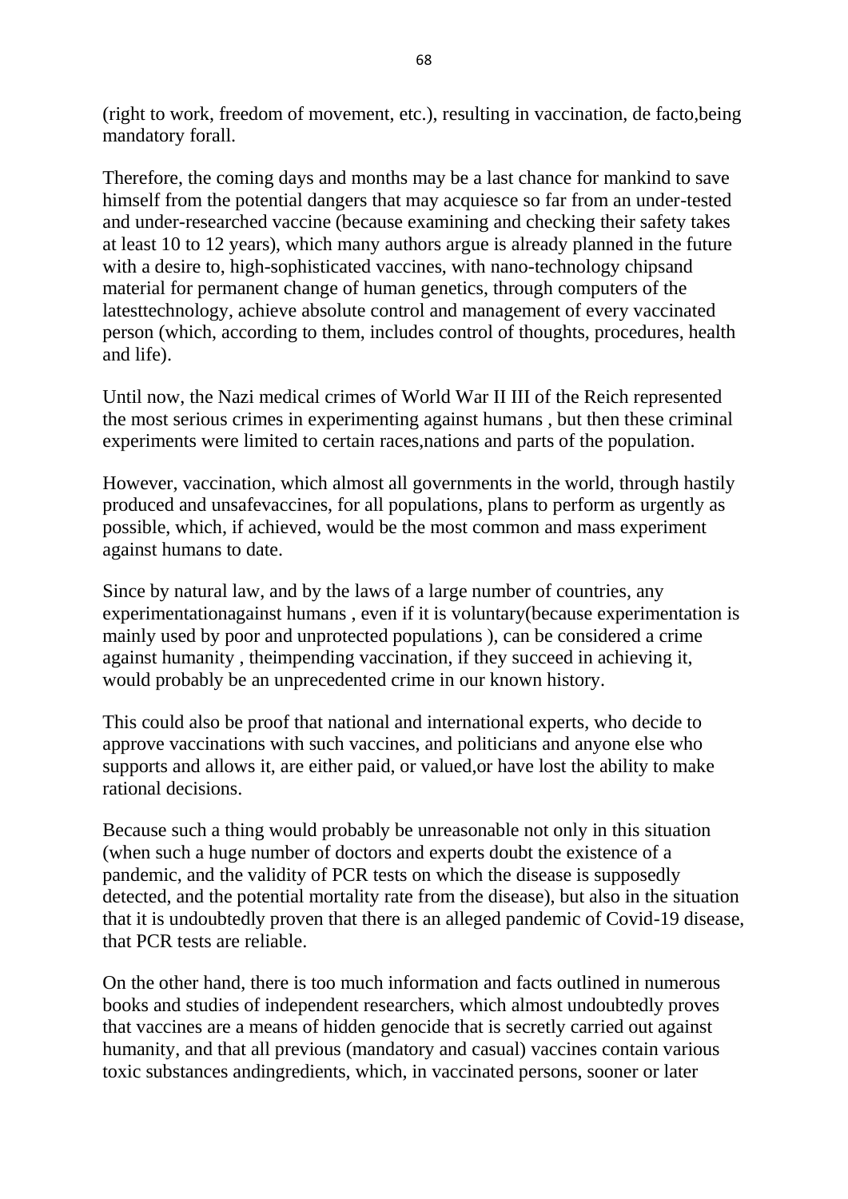(right to work, freedom of movement, etc.), resulting in vaccination, de facto,being mandatory forall.

Therefore, the coming days and months may be a last chance for mankind to save himself from the potential dangers that may acquiesce so far from an under-tested and under-researched vaccine (because examining and checking their safety takes at least 10 to 12 years), which many authors argue is already planned in the future with a desire to, high-sophisticated vaccines, with nano-technology chipsand material for permanent change of human genetics, through computers of the latesttechnology, achieve absolute control and management of every vaccinated person (which, according to them, includes control of thoughts, procedures, health and life).

Until now, the Nazi medical crimes of World War II III of the Reich represented the most serious crimes in experimenting against humans , but then these criminal experiments were limited to certain races,nations and parts of the population.

However, vaccination, which almost all governments in the world, through hastily produced and unsafevaccines, for all populations, plans to perform as urgently as possible, which, if achieved, would be the most common and mass experiment against humans to date.

Since by natural law, and by the laws of a large number of countries, any experimentationagainst humans , even if it is voluntary(because experimentation is mainly used by poor and unprotected populations ), can be considered a crime against humanity , theimpending vaccination, if they succeed in achieving it, would probably be an unprecedented crime in our known history.

This could also be proof that national and international experts, who decide to approve vaccinations with such vaccines, and politicians and anyone else who supports and allows it, are either paid, or valued,or have lost the ability to make rational decisions.

Because such a thing would probably be unreasonable not only in this situation (when such a huge number of doctors and experts doubt the existence of a pandemic, and the validity of PCR tests on which the disease is supposedly detected, and the potential mortality rate from the disease), but also in the situation that it is undoubtedly proven that there is an alleged pandemic of Covid-19 disease, that PCR tests are reliable.

On the other hand, there is too much information and facts outlined in numerous books and studies of independent researchers, which almost undoubtedly proves that vaccines are a means of hidden genocide that is secretly carried out against humanity, and that all previous (mandatory and casual) vaccines contain various toxic substances andingredients, which, in vaccinated persons, sooner or later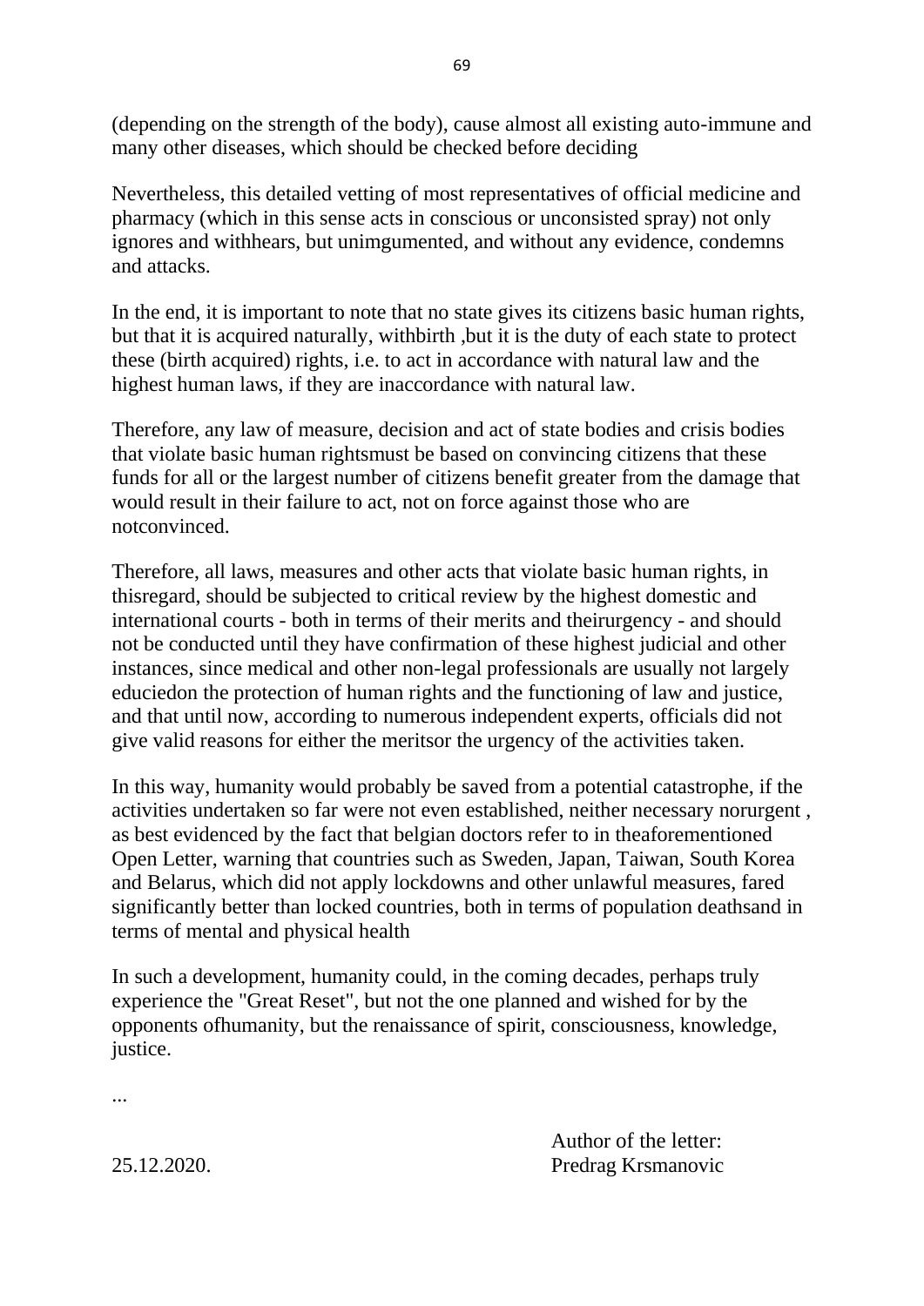(depending on the strength of the body), cause almost all existing auto-immune and many other diseases, which should be checked before deciding

Nevertheless, this detailed vetting of most representatives of official medicine and pharmacy (which in this sense acts in conscious or unconsisted spray) not only ignores and withhears, but unimgumented, and without any evidence, condemns and attacks.

In the end, it is important to note that no state gives its citizens basic human rights, but that it is acquired naturally, withbirth ,but it is the duty of each state to protect these (birth acquired) rights, i.e. to act in accordance with natural law and the highest human laws, if they are inaccordance with natural law.

Therefore, any law of measure, decision and act of state bodies and crisis bodies that violate basic human rightsmust be based on convincing citizens that these funds for all or the largest number of citizens benefit greater from the damage that would result in their failure to act, not on force against those who are notconvinced.

Therefore, all laws, measures and other acts that violate basic human rights, in thisregard, should be subjected to critical review by the highest domestic and international courts - both in terms of their merits and theirurgency - and should not be conducted until they have confirmation of these highest judicial and other instances, since medical and other non-legal professionals are usually not largely educiedon the protection of human rights and the functioning of law and justice, and that until now, according to numerous independent experts, officials did not give valid reasons for either the meritsor the urgency of the activities taken.

In this way, humanity would probably be saved from a potential catastrophe, if the activities undertaken so far were not even established, neither necessary norurgent , as best evidenced by the fact that belgian doctors refer to in theaforementioned Open Letter, warning that countries such as Sweden, Japan, Taiwan, South Korea and Belarus, which did not apply lockdowns and other unlawful measures, fared significantly better than locked countries, both in terms of population deathsand in terms of mental and physical health

In such a development, humanity could, in the coming decades, perhaps truly experience the "Great Reset", but not the one planned and wished for by the opponents ofhumanity, but the renaissance of spirit, consciousness, knowledge, justice.

...

Author of the letter:

25.12.2020. Predrag Krsmanovic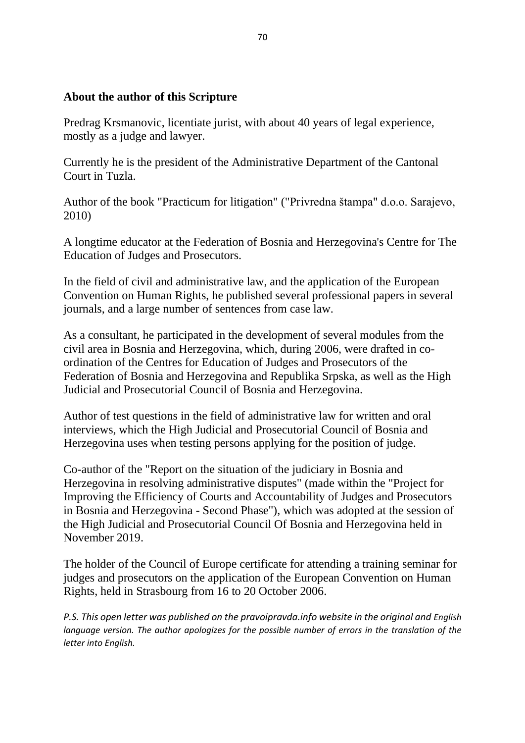**About the author of this Scripture**

Predrag Krsmanovic, licentiate jurist, with about 40 years of legal experience, mostly as a judge and lawyer.

Currently he is the president of the Administrative Department of the Cantonal Court in Tuzla.

Author of the book "Practicum for litigation" ("Privredna štampa" d.o.o. Sarajevo, 2010)

A longtime educator at the Federation of Bosnia and Herzegovina's Centre for The Education of Judges and Prosecutors.

In the field of civil and administrative law, and the application of the European Convention on Human Rights, he published several professional papers in several journals, and a large number of sentences from case law.

As a consultant, he participated in the development of several modules from the civil area in Bosnia and Herzegovina, which, during 2006, were drafted in co-ordination of the Centres for Education of Judges and Prosecutors of the Federation of Bosnia and Herzegovina and Republika Srpska, as well as the High Judicial and Prosecutorial Council of Bosnia and Herzegovina.

Author of test questions in the field of administrative law for written and oral interviews, which the High Judicial and Prosecutorial Council of Bosnia and Herzegovina uses when testing persons applying for the position of judge.

Co-author of the "Report on the situation of the judiciary in Bosnia and Herzegovina in resolving administrative disputes" (made within the "Project for Improving the Efficiency of Courts and Accountability of Judges and Prosecutors in Bosnia and Herzegovina - Second Phase"), which was adopted at the session of the High Judicial and Prosecutorial Council Of Bosnia and Herzegovina held in November 2019.

The holder of the Council of Europe certificate for attending a training seminar for judges and prosecutors on the application of the European Convention on Human Rights, held in Strasbourg from 16 to 20 October 2006.

*P.S. This open letter was published on the pravoipravda.info website in the original and English language version. The author apologizes for the possible number of errors in the translation of the letter into English.*